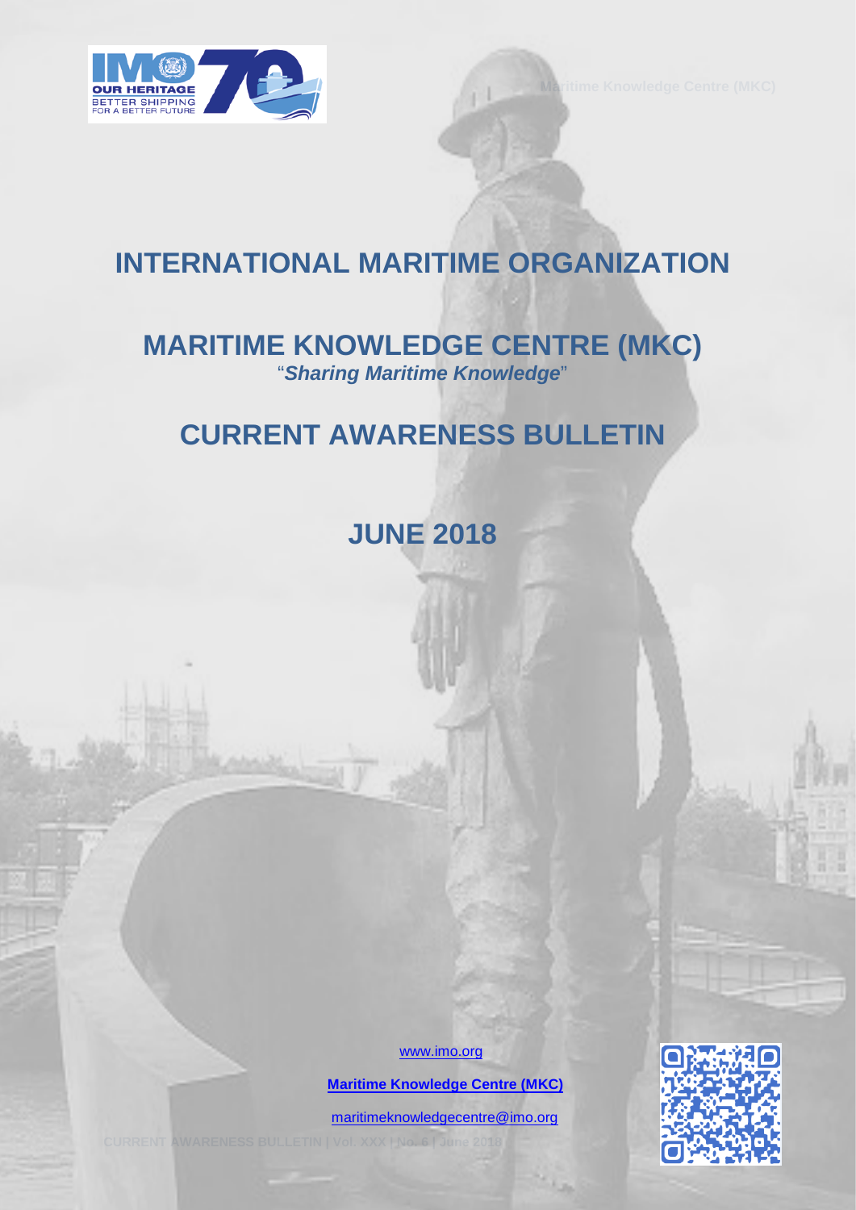# INTERNATIONAL MARITIME ORGANIZATION

## MARITIME KNOWLEDGE CENTRE (MKC)

"*Sharing Maritime Knowledge*"

## CURRENT AWARENESS BULLETIN

## JUNE 2018

www.imo.org

**Maritime Knowledge Centre (MKC)**

maritimeknowledgecentre@imo.org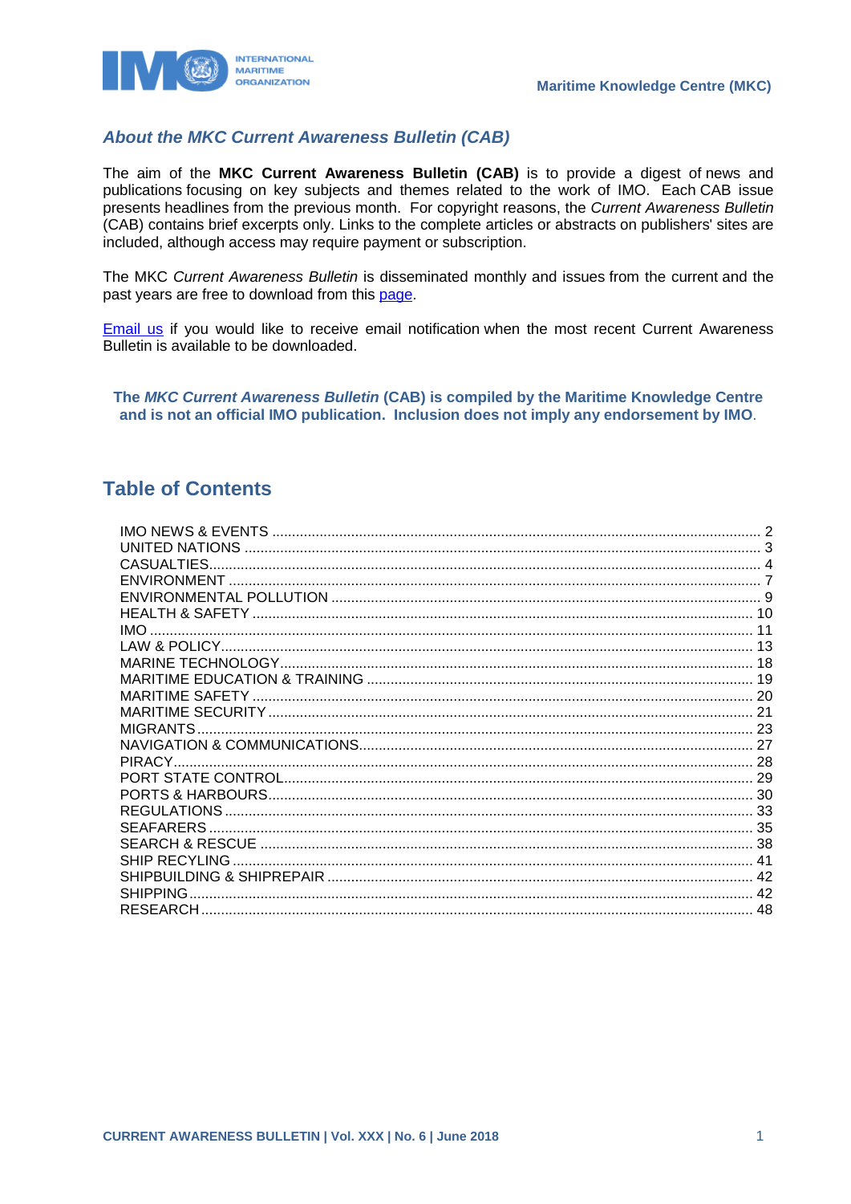## *About the MKC Current Awareness Bulletin (CAB)*

The aim of the **MKC Current Awareness Bulletin (CAB)** is to provide a digest of news and publications focusing on key subjects and themes related to the work of IMO. Each CAB issue presents headlines from the previous month. For copyright reasons, the *Current Awareness Bulletin* (CAB) contains brief excerpts only. Links to the complete articles or abstracts on publishers' sites are included, although access may require payment or subscription.

The MKC *Current Awareness Bulletin* is disseminated monthly and issues from the current and the past years are free to download from this page.

Email us if you would like to receive email notification when the most recent Current Awareness Bulletin is available to be downloaded.

**The *MKC Current Awareness Bulletin* (CAB) is compiled by the Maritime Knowledge Centre and is not an official IMO publication. Inclusion does not imply any endorsement by IMO.**

## Table of Contents

IMO NEWS & EVENTS .......... 2
UNITED NATIONS .......... 3
CASUALTIES .......... 4
ENVIRONMENT .......... 7
ENVIRONMENTAL POLLUTION .......... 9
HEALTH & SAFETY .......... 10
IMO .......... 11
LAW & POLICY .......... 13
MARINE TECHNOLOGY .......... 18
MARITIME EDUCATION & TRAINING .......... 19
MARITIME SAFETY .......... 20
MARITIME SECURITY .......... 21
MIGRANTS .......... 23
NAVIGATION & COMMUNICATIONS .......... 27
PIRACY .......... 28
PORT STATE CONTROL .......... 29
PORTS & HARBOURS .......... 30
REGULATIONS .......... 33
SEAFARERS .......... 35
SEARCH & RESCUE .......... 38
SHIP RECYLING .......... 41
SHIPBUILDING & SHIPREPAIR .......... 42
SHIPPING .......... 42
RESEARCH .......... 48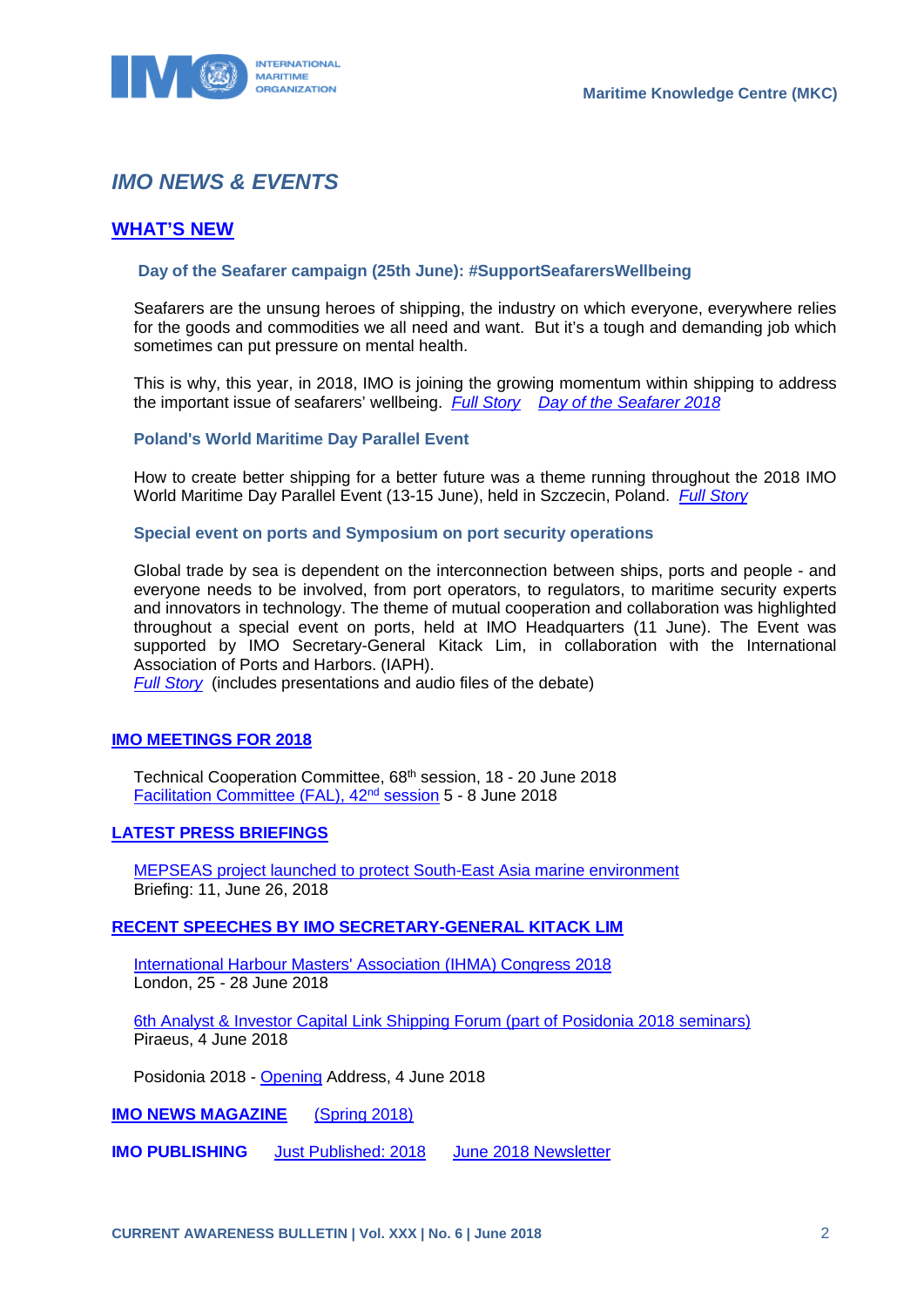# *IMO NEWS & EVENTS*

## WHAT'S NEW

### Day of the Seafarer campaign (25th June): #SupportSeafarersWellbeing

Seafarers are the unsung heroes of shipping, the industry on which everyone, everywhere relies for the goods and commodities we all need and want. But it's a tough and demanding job which sometimes can put pressure on mental health.

This is why, this year, in 2018, IMO is joining the growing momentum within shipping to address the important issue of seafarers' wellbeing. *Full Story* *Day of the Seafarer 2018*

### Poland's World Maritime Day Parallel Event

How to create better shipping for a better future was a theme running throughout the 2018 IMO World Maritime Day Parallel Event (13-15 June), held in Szczecin, Poland. *Full Story*

### Special event on ports and Symposium on port security operations

Global trade by sea is dependent on the interconnection between ships, ports and people - and everyone needs to be involved, from port operators, to regulators, to maritime security experts and innovators in technology. The theme of mutual cooperation and collaboration was highlighted throughout a special event on ports, held at IMO Headquarters (11 June). The Event was supported by IMO Secretary-General Kitack Lim, in collaboration with the International Association of Ports and Harbors. (IAPH).
*Full Story* (includes presentations and audio files of the debate)

## IMO MEETINGS FOR 2018

Technical Cooperation Committee, 68th session, 18 - 20 June 2018
Facilitation Committee (FAL), 42nd session 5 - 8 June 2018

## LATEST PRESS BRIEFINGS

MEPSEAS project launched to protect South-East Asia marine environment
Briefing: 11, June 26, 2018

## RECENT SPEECHES BY IMO SECRETARY-GENERAL KITACK LIM

International Harbour Masters' Association (IHMA) Congress 2018
London, 25 - 28 June 2018

6th Analyst & Investor Capital Link Shipping Forum (part of Posidonia 2018 seminars)
Piraeus, 4 June 2018

Posidonia 2018 - Opening Address, 4 June 2018

**IMO NEWS MAGAZINE** (Spring 2018)

**IMO PUBLISHING** Just Published: 2018 June 2018 Newsletter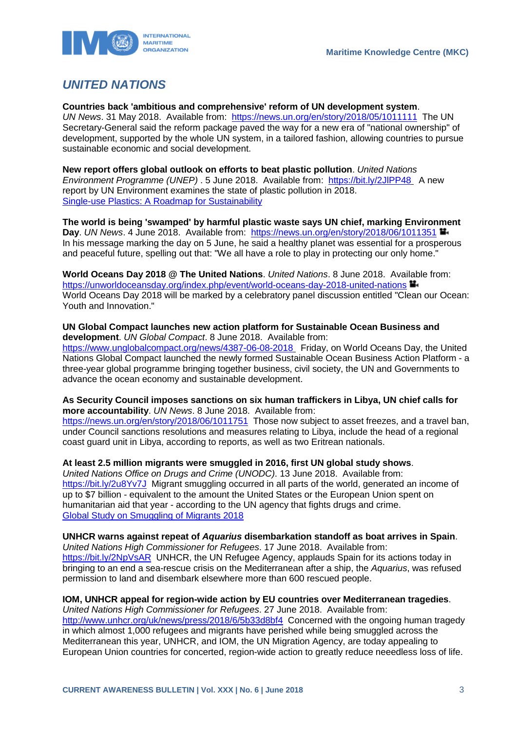## *UNITED NATIONS*

**Countries back 'ambitious and comprehensive' reform of UN development system**. *UN News*. 31 May 2018. Available from: https://news.un.org/en/story/2018/05/1011111 The UN Secretary-General said the reform package paved the way for a new era of "national ownership" of development, supported by the whole UN system, in a tailored fashion, allowing countries to pursue sustainable economic and social development.

**New report offers global outlook on efforts to beat plastic pollution**. *United Nations Environment Programme (UNEP)* . 5 June 2018. Available from: https://bit.ly/2JlPP48 A new report by UN Environment examines the state of plastic pollution in 2018.
Single-use Plastics: A Roadmap for Sustainability

**The world is being 'swamped' by harmful plastic waste says UN chief, marking Environment Day**. *UN News*. 4 June 2018. Available from: https://news.un.org/en/story/2018/06/1011351
In his message marking the day on 5 June, he said a healthy planet was essential for a prosperous and peaceful future, spelling out that: "We all have a role to play in protecting our only home."

**World Oceans Day 2018 @ The United Nations**. *United Nations*. 8 June 2018. Available from: https://unworldoceansday.org/index.php/event/world-oceans-day-2018-united-nations
World Oceans Day 2018 will be marked by a celebratory panel discussion entitled "Clean our Ocean: Youth and Innovation."

**UN Global Compact launches new action platform for Sustainable Ocean Business and development**. *UN Global Compact*. 8 June 2018. Available from: https://www.unglobalcompact.org/news/4387-06-08-2018 Friday, on World Oceans Day, the United Nations Global Compact launched the newly formed Sustainable Ocean Business Action Platform - a three-year global programme bringing together business, civil society, the UN and Governments to advance the ocean economy and sustainable development.

**As Security Council imposes sanctions on six human traffickers in Libya, UN chief calls for more accountability**. *UN News*. 8 June 2018. Available from: https://news.un.org/en/story/2018/06/1011751 Those now subject to asset freezes, and a travel ban, under Council sanctions resolutions and measures relating to Libya, include the head of a regional coast guard unit in Libya, according to reports, as well as two Eritrean nationals.

**At least 2.5 million migrants were smuggled in 2016, first UN global study shows**. *United Nations Office on Drugs and Crime (UNODC)*. 13 June 2018. Available from: https://bit.ly/2u8Yv7J Migrant smuggling occurred in all parts of the world, generated an income of up to $7 billion - equivalent to the amount the United States or the European Union spent on humanitarian aid that year - according to the UN agency that fights drugs and crime.
Global Study on Smuggling of Migrants 2018

**UNHCR warns against repeat of *Aquarius* disembarkation standoff as boat arrives in Spain**. *United Nations High Commissioner for Refugees*. 17 June 2018. Available from: https://bit.ly/2NpVsAR UNHCR, the UN Refugee Agency, applauds Spain for its actions today in bringing to an end a sea-rescue crisis on the Mediterranean after a ship, the *Aquarius*, was refused permission to land and disembark elsewhere more than 600 rescued people.

**IOM, UNHCR appeal for region-wide action by EU countries over Mediterranean tragedies**. *United Nations High Commissioner for Refugees*. 27 June 2018. Available from: http://www.unhcr.org/uk/news/press/2018/6/5b33d8bf4 Concerned with the ongoing human tragedy in which almost 1,000 refugees and migrants have perished while being smuggled across the Mediterranean this year, UNHCR, and IOM, the UN Migration Agency, are today appealing to European Union countries for concerted, region-wide action to greatly reduce neeedless loss of life.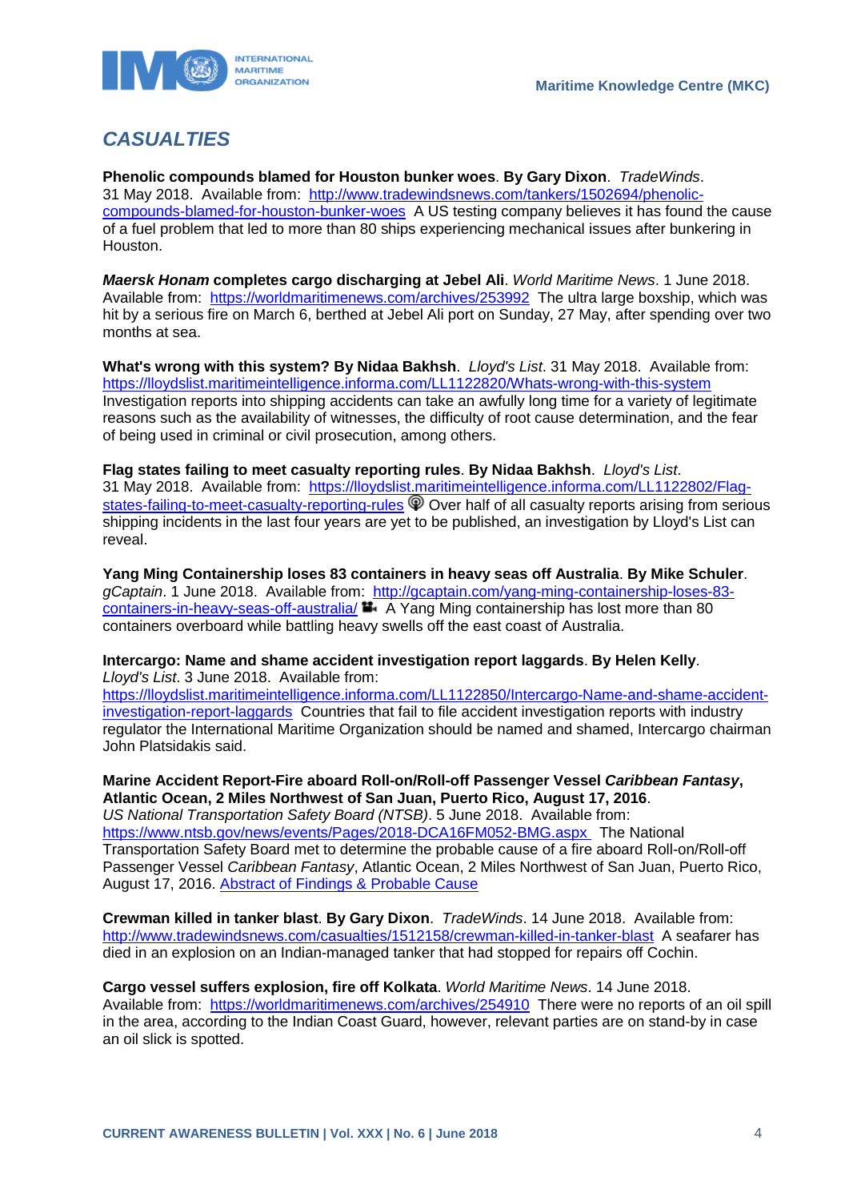## *CASUALTIES*

**Phenolic compounds blamed for Houston bunker woes**. **By Gary Dixon**. *TradeWinds*. 31 May 2018. Available from: http://www.tradewindsnews.com/tankers/1502694/phenolic-compounds-blamed-for-houston-bunker-woes A US testing company believes it has found the cause of a fuel problem that led to more than 80 ships experiencing mechanical issues after bunkering in Houston.

***Maersk Honam* completes cargo discharging at Jebel Ali**. *World Maritime News*. 1 June 2018. Available from: https://worldmaritimenews.com/archives/253992 The ultra large boxship, which was hit by a serious fire on March 6, berthed at Jebel Ali port on Sunday, 27 May, after spending over two months at sea.

**What's wrong with this system? By Nidaa Bakhsh**. *Lloyd's List*. 31 May 2018. Available from: https://lloydslist.maritimeintelligence.informa.com/LL1122820/Whats-wrong-with-this-system Investigation reports into shipping accidents can take an awfully long time for a variety of legitimate reasons such as the availability of witnesses, the difficulty of root cause determination, and the fear of being used in criminal or civil prosecution, among others.

**Flag states failing to meet casualty reporting rules**. **By Nidaa Bakhsh**. *Lloyd's List*. 31 May 2018. Available from: https://lloydslist.maritimeintelligence.informa.com/LL1122802/Flag-states-failing-to-meet-casualty-reporting-rules Over half of all casualty reports arising from serious shipping incidents in the last four years are yet to be published, an investigation by Lloyd's List can reveal.

**Yang Ming Containership loses 83 containers in heavy seas off Australia**. **By Mike Schuler**. *gCaptain*. 1 June 2018. Available from: http://gcaptain.com/yang-ming-containership-loses-83-containers-in-heavy-seas-off-australia/ A Yang Ming containership has lost more than 80 containers overboard while battling heavy swells off the east coast of Australia.

**Intercargo: Name and shame accident investigation report laggards**. **By Helen Kelly**. *Lloyd's List*. 3 June 2018. Available from: https://lloydslist.maritimeintelligence.informa.com/LL1122850/Intercargo-Name-and-shame-accident-investigation-report-laggards Countries that fail to file accident investigation reports with industry regulator the International Maritime Organization should be named and shamed, Intercargo chairman John Platsidakis said.

**Marine Accident Report-Fire aboard Roll-on/Roll-off Passenger Vessel *Caribbean Fantasy*, Atlantic Ocean, 2 Miles Northwest of San Juan, Puerto Rico, August 17, 2016**. *US National Transportation Safety Board (NTSB)*. 5 June 2018. Available from: https://www.ntsb.gov/news/events/Pages/2018-DCA16FM052-BMG.aspx The National Transportation Safety Board met to determine the probable cause of a fire aboard Roll-on/Roll-off Passenger Vessel *Caribbean Fantasy*, Atlantic Ocean, 2 Miles Northwest of San Juan, Puerto Rico, August 17, 2016. Abstract of Findings & Probable Cause

**Crewman killed in tanker blast**. **By Gary Dixon**. *TradeWinds*. 14 June 2018. Available from: http://www.tradewindsnews.com/casualties/1512158/crewman-killed-in-tanker-blast A seafarer has died in an explosion on an Indian-managed tanker that had stopped for repairs off Cochin.

**Cargo vessel suffers explosion, fire off Kolkata**. *World Maritime News*. 14 June 2018. Available from: https://worldmaritimenews.com/archives/254910 There were no reports of an oil spill in the area, according to the Indian Coast Guard, however, relevant parties are on stand-by in case an oil slick is spotted.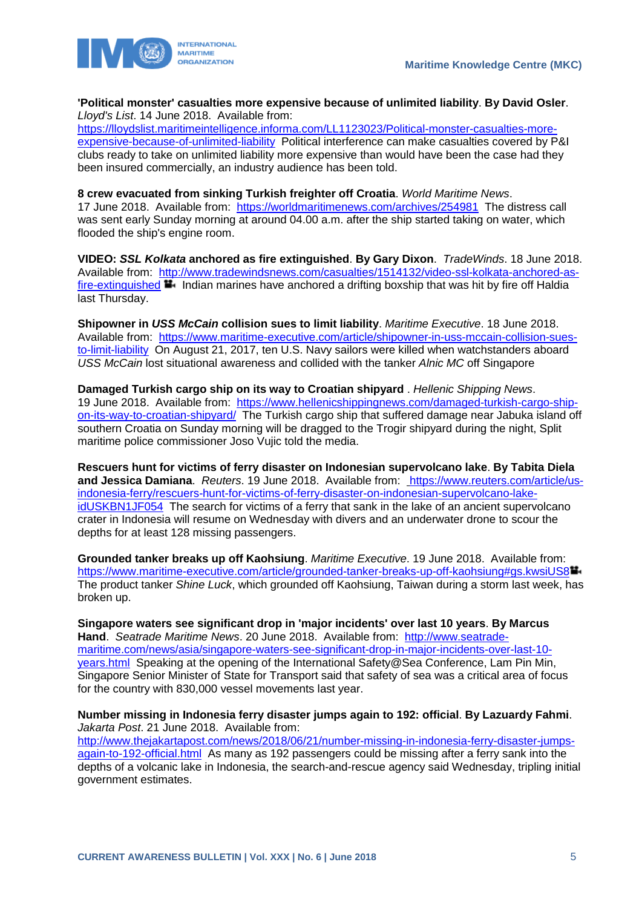**'Political monster' casualties more expensive because of unlimited liability**. **By David Osler**. *Lloyd's List*. 14 June 2018. Available from: https://lloydslist.maritimeintelligence.informa.com/LL1123023/Political-monster-casualties-more-expensive-because-of-unlimited-liability Political interference can make casualties covered by P&I clubs ready to take on unlimited liability more expensive than would have been the case had they been insured commercially, an industry audience has been told.

**8 crew evacuated from sinking Turkish freighter off Croatia**. *World Maritime News*. 17 June 2018. Available from: https://worldmaritimenews.com/archives/254981 The distress call was sent early Sunday morning at around 04.00 a.m. after the ship started taking on water, which flooded the ship's engine room.

**VIDEO: *SSL Kolkata* anchored as fire extinguished**. **By Gary Dixon**. *TradeWinds*. 18 June 2018. Available from: http://www.tradewindsnews.com/casualties/1514132/video-ssl-kolkata-anchored-as-fire-extinguished Indian marines have anchored a drifting boxship that was hit by fire off Haldia last Thursday.

**Shipowner in *USS McCain* collision sues to limit liability**. *Maritime Executive*. 18 June 2018. Available from: https://www.maritime-executive.com/article/shipowner-in-uss-mccain-collision-sues-to-limit-liability On August 21, 2017, ten U.S. Navy sailors were killed when watchstanders aboard *USS McCain* lost situational awareness and collided with the tanker *Alnic MC* off Singapore

**Damaged Turkish cargo ship on its way to Croatian shipyard** . *Hellenic Shipping News*. 19 June 2018. Available from: https://www.hellenicshippingnews.com/damaged-turkish-cargo-ship-on-its-way-to-croatian-shipyard/ The Turkish cargo ship that suffered damage near Jabuka island off southern Croatia on Sunday morning will be dragged to the Trogir shipyard during the night, Split maritime police commissioner Joso Vujic told the media.

**Rescuers hunt for victims of ferry disaster on Indonesian supervolcano lake**. **By Tabita Diela and Jessica Damiana**. *Reuters*. 19 June 2018. Available from: https://www.reuters.com/article/us-indonesia-ferry/rescuers-hunt-for-victims-of-ferry-disaster-on-indonesian-supervolcano-lake-idUSKBN1JF054 The search for victims of a ferry that sank in the lake of an ancient supervolcano crater in Indonesia will resume on Wednesday with divers and an underwater drone to scour the depths for at least 128 missing passengers.

**Grounded tanker breaks up off Kaohsiung**. *Maritime Executive*. 19 June 2018. Available from: https://www.maritime-executive.com/article/grounded-tanker-breaks-up-off-kaohsiung#gs.kwsiUS8 The product tanker *Shine Luck*, which grounded off Kaohsiung, Taiwan during a storm last week, has broken up.

**Singapore waters see significant drop in 'major incidents' over last 10 years**. **By Marcus Hand**. *Seatrade Maritime News*. 20 June 2018. Available from: http://www.seatrade-maritime.com/news/asia/singapore-waters-see-significant-drop-in-major-incidents-over-last-10-years.html Speaking at the opening of the International Safety@Sea Conference, Lam Pin Min, Singapore Senior Minister of State for Transport said that safety of sea was a critical area of focus for the country with 830,000 vessel movements last year.

**Number missing in Indonesia ferry disaster jumps again to 192: official**. **By Lazuardy Fahmi**. *Jakarta Post*. 21 June 2018. Available from: http://www.thejakartapost.com/news/2018/06/21/number-missing-in-indonesia-ferry-disaster-jumps-again-to-192-official.html As many as 192 passengers could be missing after a ferry sank into the depths of a volcanic lake in Indonesia, the search-and-rescue agency said Wednesday, tripling initial government estimates.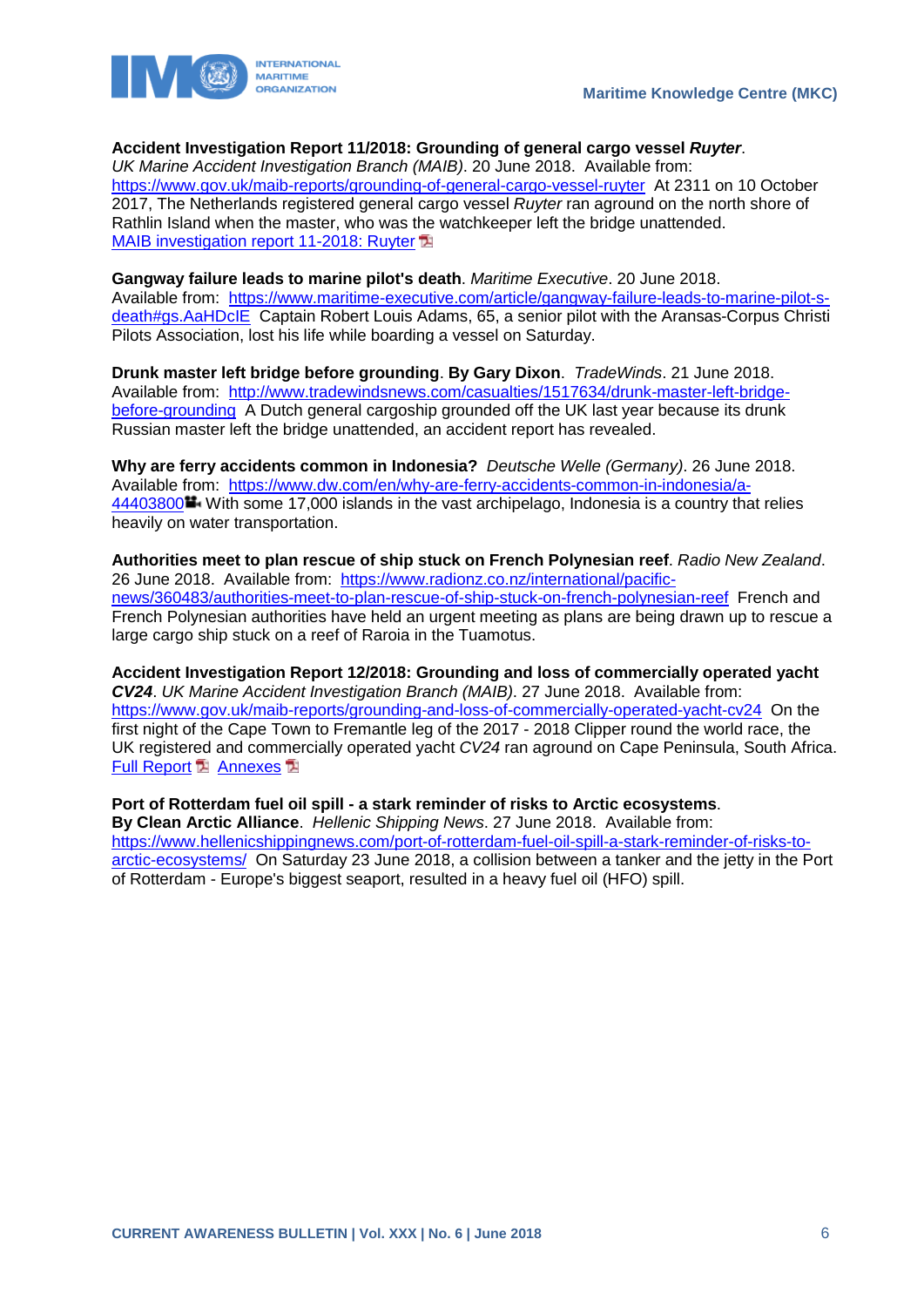**Accident Investigation Report 11/2018: Grounding of general cargo vessel *Ruyter***. *UK Marine Accident Investigation Branch (MAIB)*. 20 June 2018. Available from: https://www.gov.uk/maib-reports/grounding-of-general-cargo-vessel-ruyter At 2311 on 10 October 2017, The Netherlands registered general cargo vessel *Ruyter* ran aground on the north shore of Rathlin Island when the master, who was the watchkeeper left the bridge unattended.
MAIB investigation report 11-2018: Ruyter

**Gangway failure leads to marine pilot's death**. *Maritime Executive*. 20 June 2018. Available from: https://www.maritime-executive.com/article/gangway-failure-leads-to-marine-pilot-s-death#gs.AaHDcIE Captain Robert Louis Adams, 65, a senior pilot with the Aransas-Corpus Christi Pilots Association, lost his life while boarding a vessel on Saturday.

**Drunk master left bridge before grounding**. **By Gary Dixon**. *TradeWinds*. 21 June 2018. Available from: http://www.tradewindsnews.com/casualties/1517634/drunk-master-left-bridge-before-grounding A Dutch general cargoship grounded off the UK last year because its drunk Russian master left the bridge unattended, an accident report has revealed.

**Why are ferry accidents common in Indonesia?** *Deutsche Welle (Germany)*. 26 June 2018. Available from: https://www.dw.com/en/why-are-ferry-accidents-common-in-indonesia/a-44403800 With some 17,000 islands in the vast archipelago, Indonesia is a country that relies heavily on water transportation.

**Authorities meet to plan rescue of ship stuck on French Polynesian reef**. *Radio New Zealand*. 26 June 2018. Available from: https://www.radionz.co.nz/international/pacific-news/360483/authorities-meet-to-plan-rescue-of-ship-stuck-on-french-polynesian-reef French and French Polynesian authorities have held an urgent meeting as plans are being drawn up to rescue a large cargo ship stuck on a reef of Raroia in the Tuamotus.

**Accident Investigation Report 12/2018: Grounding and loss of commercially operated yacht *CV24***. *UK Marine Accident Investigation Branch (MAIB)*. 27 June 2018. Available from: https://www.gov.uk/maib-reports/grounding-and-loss-of-commercially-operated-yacht-cv24 On the first night of the Cape Town to Fremantle leg of the 2017 - 2018 Clipper round the world race, the UK registered and commercially operated yacht *CV24* ran aground on Cape Peninsula, South Africa.
Full Report Annexes

**Port of Rotterdam fuel oil spill - a stark reminder of risks to Arctic ecosystems**. **By Clean Arctic Alliance**. *Hellenic Shipping News*. 27 June 2018. Available from: https://www.hellenicshippingnews.com/port-of-rotterdam-fuel-oil-spill-a-stark-reminder-of-risks-to-arctic-ecosystems/ On Saturday 23 June 2018, a collision between a tanker and the jetty in the Port of Rotterdam - Europe's biggest seaport, resulted in a heavy fuel oil (HFO) spill.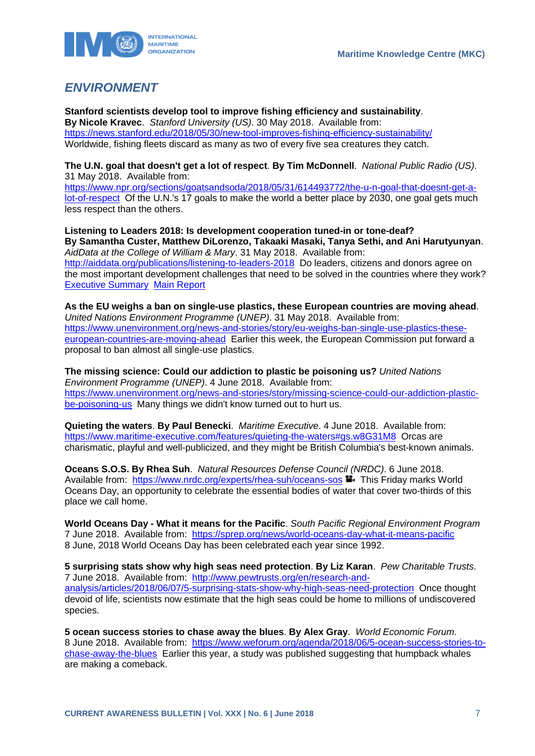## *ENVIRONMENT*

**Stanford scientists develop tool to improve fishing efficiency and sustainability**. **By Nicole Kravec**. *Stanford University (US)*. 30 May 2018. Available from: https://news.stanford.edu/2018/05/30/new-tool-improves-fishing-efficiency-sustainability/ Worldwide, fishing fleets discard as many as two of every five sea creatures they catch.

**The U.N. goal that doesn't get a lot of respect**. **By Tim McDonnell**. *National Public Radio (US)*. 31 May 2018. Available from: https://www.npr.org/sections/goatsandsoda/2018/05/31/614493772/the-u-n-goal-that-doesnt-get-a-lot-of-respect Of the U.N.'s 17 goals to make the world a better place by 2030, one goal gets much less respect than the others.

**Listening to Leaders 2018: Is development cooperation tuned-in or tone-deaf? By Samantha Custer, Matthew DiLorenzo, Takaaki Masaki, Tanya Sethi, and Ani Harutyunyan**. *AidData at the College of William & Mary*. 31 May 2018. Available from: http://aiddata.org/publications/listening-to-leaders-2018 Do leaders, citizens and donors agree on the most important development challenges that need to be solved in the countries where they work? Executive Summary Main Report

**As the EU weighs a ban on single-use plastics, these European countries are moving ahead**. *United Nations Environment Programme (UNEP)*. 31 May 2018. Available from: https://www.unenvironment.org/news-and-stories/story/eu-weighs-ban-single-use-plastics-these-european-countries-are-moving-ahead Earlier this week, the European Commission put forward a proposal to ban almost all single-use plastics.

**The missing science: Could our addiction to plastic be poisoning us?** *United Nations Environment Programme (UNEP)*. 4 June 2018. Available from: https://www.unenvironment.org/news-and-stories/story/missing-science-could-our-addiction-plastic-be-poisoning-us Many things we didn't know turned out to hurt us.

**Quieting the waters**. **By Paul Benecki**. *Maritime Executive*. 4 June 2018. Available from: https://www.maritime-executive.com/features/quieting-the-waters#gs.w8G31M8 Orcas are charismatic, playful and well-publicized, and they might be British Columbia's best-known animals.

**Oceans S.O.S. By Rhea Suh**. *Natural Resources Defense Council (NRDC)*. 6 June 2018. Available from: https://www.nrdc.org/experts/rhea-suh/oceans-sos This Friday marks World Oceans Day, an opportunity to celebrate the essential bodies of water that cover two-thirds of this place we call home.

**World Oceans Day - What it means for the Pacific**. *South Pacific Regional Environment Program* 7 June 2018. Available from: https://sprep.org/news/world-oceans-day-what-it-means-pacific 8 June, 2018 World Oceans Day has been celebrated each year since 1992.

**5 surprising stats show why high seas need protection**. **By Liz Karan**. *Pew Charitable Trusts*. 7 June 2018. Available from: http://www.pewtrusts.org/en/research-and-analysis/articles/2018/06/07/5-surprising-stats-show-why-high-seas-need-protection Once thought devoid of life, scientists now estimate that the high seas could be home to millions of undiscovered species.

**5 ocean success stories to chase away the blues**. **By Alex Gray**. *World Economic Forum*. 8 June 2018. Available from: https://www.weforum.org/agenda/2018/06/5-ocean-success-stories-to-chase-away-the-blues Earlier this year, a study was published suggesting that humpback whales are making a comeback.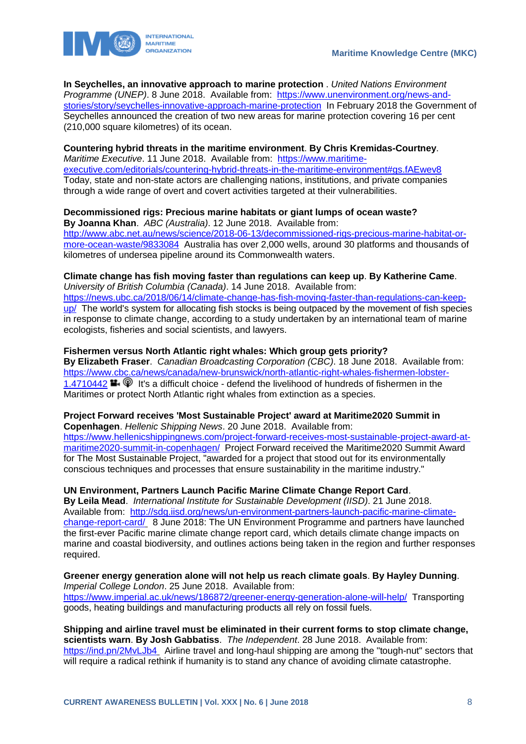**In Seychelles, an innovative approach to marine protection** . *United Nations Environment Programme (UNEP)*. 8 June 2018. Available from: https://www.unenvironment.org/news-and-stories/story/seychelles-innovative-approach-marine-protection In February 2018 the Government of Seychelles announced the creation of two new areas for marine protection covering 16 per cent (210,000 square kilometres) of its ocean.

**Countering hybrid threats in the maritime environment**. **By Chris Kremidas-Courtney**. *Maritime Executive*. 11 June 2018. Available from: https://www.maritime-executive.com/editorials/countering-hybrid-threats-in-the-maritime-environment#gs.fAEwev8 Today, state and non-state actors are challenging nations, institutions, and private companies through a wide range of overt and covert activities targeted at their vulnerabilities.

**Decommissioned rigs: Precious marine habitats or giant lumps of ocean waste? By Joanna Khan**. *ABC (Australia)*. 12 June 2018. Available from: http://www.abc.net.au/news/science/2018-06-13/decommissioned-rigs-precious-marine-habitat-or-more-ocean-waste/9833084 Australia has over 2,000 wells, around 30 platforms and thousands of kilometres of undersea pipeline around its Commonwealth waters.

**Climate change has fish moving faster than regulations can keep up**. **By Katherine Came**. *University of British Columbia (Canada)*. 14 June 2018. Available from: https://news.ubc.ca/2018/06/14/climate-change-has-fish-moving-faster-than-regulations-can-keep-up/ The world's system for allocating fish stocks is being outpaced by the movement of fish species in response to climate change, according to a study undertaken by an international team of marine ecologists, fisheries and social scientists, and lawyers.

**Fishermen versus North Atlantic right whales: Which group gets priority? By Elizabeth Fraser**. *Canadian Broadcasting Corporation (CBC)*. 18 June 2018. Available from: https://www.cbc.ca/news/canada/new-brunswick/north-atlantic-right-whales-fishermen-lobster-1.4710442 It's a difficult choice - defend the livelihood of hundreds of fishermen in the Maritimes or protect North Atlantic right whales from extinction as a species.

**Project Forward receives 'Most Sustainable Project' award at Maritime2020 Summit in Copenhagen**. *Hellenic Shipping News*. 20 June 2018. Available from: https://www.hellenicshippingnews.com/project-forward-receives-most-sustainable-project-award-at-maritime2020-summit-in-copenhagen/ Project Forward received the Maritime2020 Summit Award for The Most Sustainable Project, "awarded for a project that stood out for its environmentally conscious techniques and processes that ensure sustainability in the maritime industry."

**UN Environment, Partners Launch Pacific Marine Climate Change Report Card**. **By Leila Mead**. *International Institute for Sustainable Development (IISD)*. 21 June 2018. Available from: http://sdg.iisd.org/news/un-environment-partners-launch-pacific-marine-climate-change-report-card/ 8 June 2018: The UN Environment Programme and partners have launched the first-ever Pacific marine climate change report card, which details climate change impacts on marine and coastal biodiversity, and outlines actions being taken in the region and further responses required.

**Greener energy generation alone will not help us reach climate goals**. **By Hayley Dunning**. *Imperial College London*. 25 June 2018. Available from: https://www.imperial.ac.uk/news/186872/greener-energy-generation-alone-will-help/ Transporting goods, heating buildings and manufacturing products all rely on fossil fuels.

**Shipping and airline travel must be eliminated in their current forms to stop climate change, scientists warn**. **By Josh Gabbatiss**. *The Independent*. 28 June 2018. Available from: https://ind.pn/2MvLJb4 Airline travel and long-haul shipping are among the "tough-nut" sectors that will require a radical rethink if humanity is to stand any chance of avoiding climate catastrophe.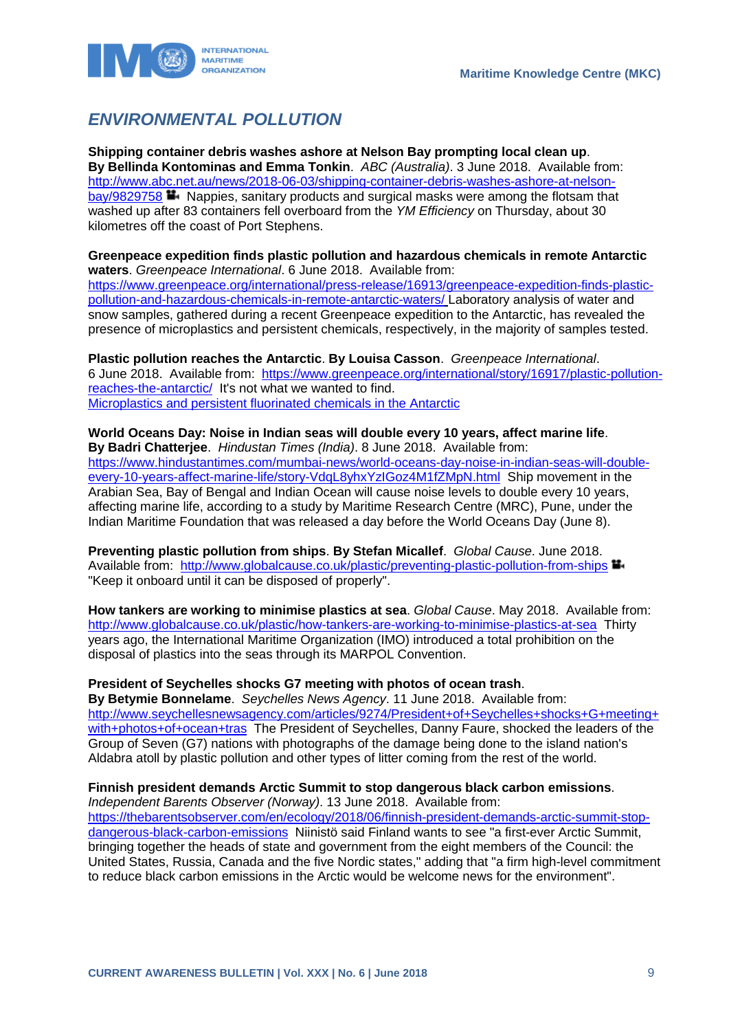## *ENVIRONMENTAL POLLUTION*

**Shipping container debris washes ashore at Nelson Bay prompting local clean up**. **By Bellinda Kontominas and Emma Tonkin**. *ABC (Australia)*. 3 June 2018. Available from: http://www.abc.net.au/news/2018-06-03/shipping-container-debris-washes-ashore-at-nelson-bay/9829758 Nappies, sanitary products and surgical masks were among the flotsam that washed up after 83 containers fell overboard from the *YM Efficiency* on Thursday, about 30 kilometres off the coast of Port Stephens.

**Greenpeace expedition finds plastic pollution and hazardous chemicals in remote Antarctic waters**. *Greenpeace International*. 6 June 2018. Available from: https://www.greenpeace.org/international/press-release/16913/greenpeace-expedition-finds-plastic-pollution-and-hazardous-chemicals-in-remote-antarctic-waters/ Laboratory analysis of water and snow samples, gathered during a recent Greenpeace expedition to the Antarctic, has revealed the presence of microplastics and persistent chemicals, respectively, in the majority of samples tested.

**Plastic pollution reaches the Antarctic**. **By Louisa Casson**. *Greenpeace International*. 6 June 2018. Available from: https://www.greenpeace.org/international/story/16917/plastic-pollution-reaches-the-antarctic/ It's not what we wanted to find.
Microplastics and persistent fluorinated chemicals in the Antarctic

**World Oceans Day: Noise in Indian seas will double every 10 years, affect marine life**. **By Badri Chatterjee**. *Hindustan Times (India)*. 8 June 2018. Available from: https://www.hindustantimes.com/mumbai-news/world-oceans-day-noise-in-indian-seas-will-double-every-10-years-affect-marine-life/story-VdqL8yhxYzIGoz4M1fZMpN.html Ship movement in the Arabian Sea, Bay of Bengal and Indian Ocean will cause noise levels to double every 10 years, affecting marine life, according to a study by Maritime Research Centre (MRC), Pune, under the Indian Maritime Foundation that was released a day before the World Oceans Day (June 8).

**Preventing plastic pollution from ships**. **By Stefan Micallef**. *Global Cause*. June 2018. Available from: http://www.globalcause.co.uk/plastic/preventing-plastic-pollution-from-ships "Keep it onboard until it can be disposed of properly".

**How tankers are working to minimise plastics at sea**. *Global Cause*. May 2018. Available from: http://www.globalcause.co.uk/plastic/how-tankers-are-working-to-minimise-plastics-at-sea Thirty years ago, the International Maritime Organization (IMO) introduced a total prohibition on the disposal of plastics into the seas through its MARPOL Convention.

**President of Seychelles shocks G7 meeting with photos of ocean trash**. **By Betymie Bonnelame**. *Seychelles News Agency*. 11 June 2018. Available from: http://www.seychellesnewsagency.com/articles/9274/President+of+Seychelles+shocks+G+meeting+with+photos+of+ocean+tras The President of Seychelles, Danny Faure, shocked the leaders of the Group of Seven (G7) nations with photographs of the damage being done to the island nation's Aldabra atoll by plastic pollution and other types of litter coming from the rest of the world.

**Finnish president demands Arctic Summit to stop dangerous black carbon emissions**. *Independent Barents Observer (Norway)*. 13 June 2018. Available from: https://thebarentsobserver.com/en/ecology/2018/06/finnish-president-demands-arctic-summit-stop-dangerous-black-carbon-emissions Niinistö said Finland wants to see "a first-ever Arctic Summit, bringing together the heads of state and government from the eight members of the Council: the United States, Russia, Canada and the five Nordic states," adding that "a firm high-level commitment to reduce black carbon emissions in the Arctic would be welcome news for the environment".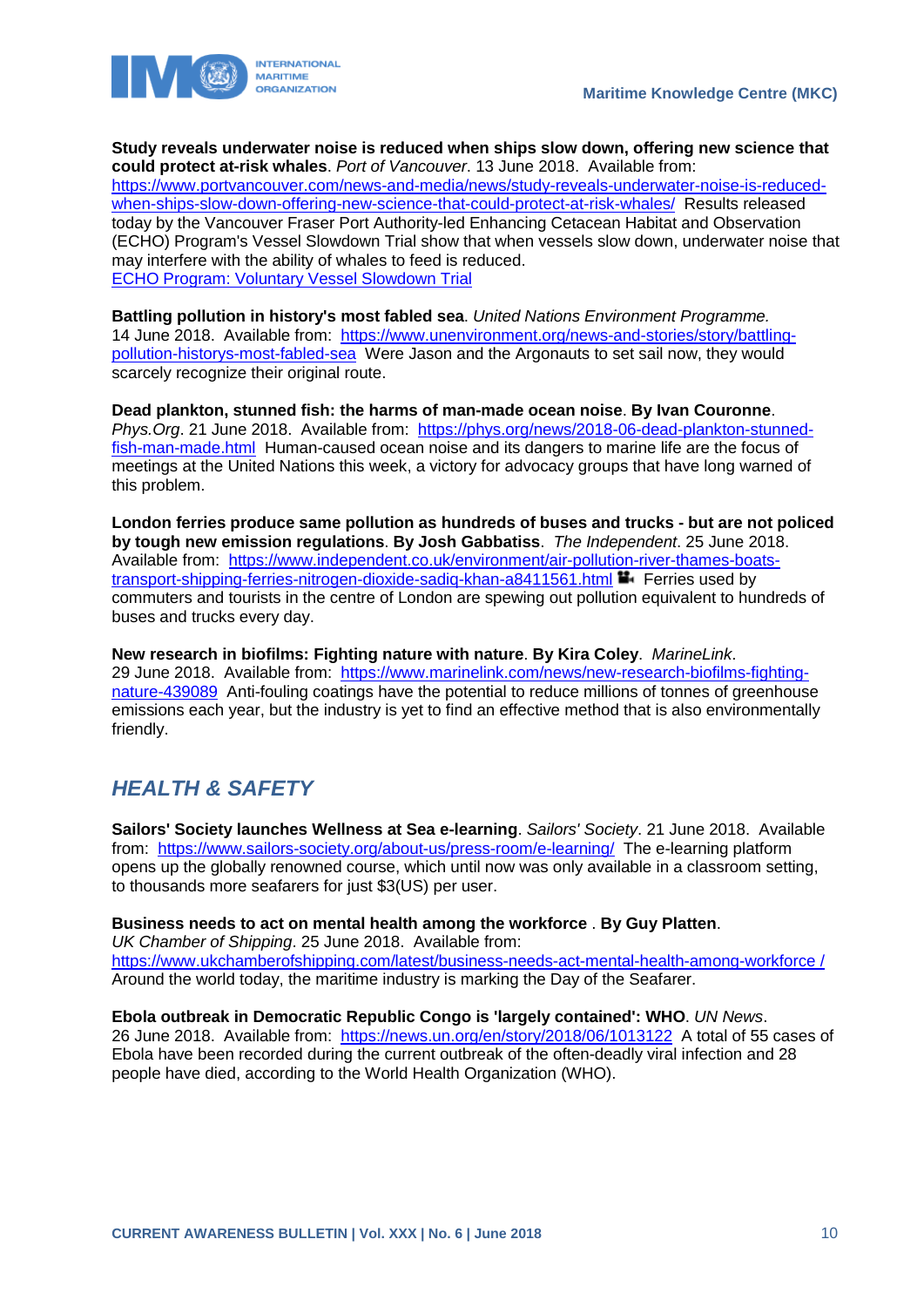**Study reveals underwater noise is reduced when ships slow down, offering new science that could protect at-risk whales**. *Port of Vancouver*. 13 June 2018. Available from: https://www.portvancouver.com/news-and-media/news/study-reveals-underwater-noise-is-reduced-when-ships-slow-down-offering-new-science-that-could-protect-at-risk-whales/ Results released today by the Vancouver Fraser Port Authority-led Enhancing Cetacean Habitat and Observation (ECHO) Program's Vessel Slowdown Trial show that when vessels slow down, underwater noise that may interfere with the ability of whales to feed is reduced.
ECHO Program: Voluntary Vessel Slowdown Trial

**Battling pollution in history's most fabled sea**. *United Nations Environment Programme.* 14 June 2018. Available from: https://www.unenvironment.org/news-and-stories/story/battling-pollution-historys-most-fabled-sea Were Jason and the Argonauts to set sail now, they would scarcely recognize their original route.

**Dead plankton, stunned fish: the harms of man-made ocean noise**. **By Ivan Couronne**. *Phys.Org*. 21 June 2018. Available from: https://phys.org/news/2018-06-dead-plankton-stunned-fish-man-made.html Human-caused ocean noise and its dangers to marine life are the focus of meetings at the United Nations this week, a victory for advocacy groups that have long warned of this problem.

**London ferries produce same pollution as hundreds of buses and trucks - but are not policed by tough new emission regulations**. **By Josh Gabbatiss**. *The Independent*. 25 June 2018. Available from: https://www.independent.co.uk/environment/air-pollution-river-thames-boats-transport-shipping-ferries-nitrogen-dioxide-sadiq-khan-a8411561.html Ferries used by commuters and tourists in the centre of London are spewing out pollution equivalent to hundreds of buses and trucks every day.

**New research in biofilms: Fighting nature with nature**. **By Kira Coley**. *MarineLink*. 29 June 2018. Available from: https://www.marinelink.com/news/new-research-biofilms-fighting-nature-439089 Anti-fouling coatings have the potential to reduce millions of tonnes of greenhouse emissions each year, but the industry is yet to find an effective method that is also environmentally friendly.

## *HEALTH & SAFETY*

**Sailors' Society launches Wellness at Sea e-learning**. *Sailors' Society*. 21 June 2018. Available from: https://www.sailors-society.org/about-us/press-room/e-learning/ The e-learning platform opens up the globally renowned course, which until now was only available in a classroom setting, to thousands more seafarers for just $3(US) per user.

**Business needs to act on mental health among the workforce** . **By Guy Platten**. *UK Chamber of Shipping*. 25 June 2018. Available from: https://www.ukchamberofshipping.com/latest/business-needs-act-mental-health-among-workforce / Around the world today, the maritime industry is marking the Day of the Seafarer.

**Ebola outbreak in Democratic Republic Congo is 'largely contained': WHO**. *UN News*. 26 June 2018. Available from: https://news.un.org/en/story/2018/06/1013122 A total of 55 cases of Ebola have been recorded during the current outbreak of the often-deadly viral infection and 28 people have died, according to the World Health Organization (WHO).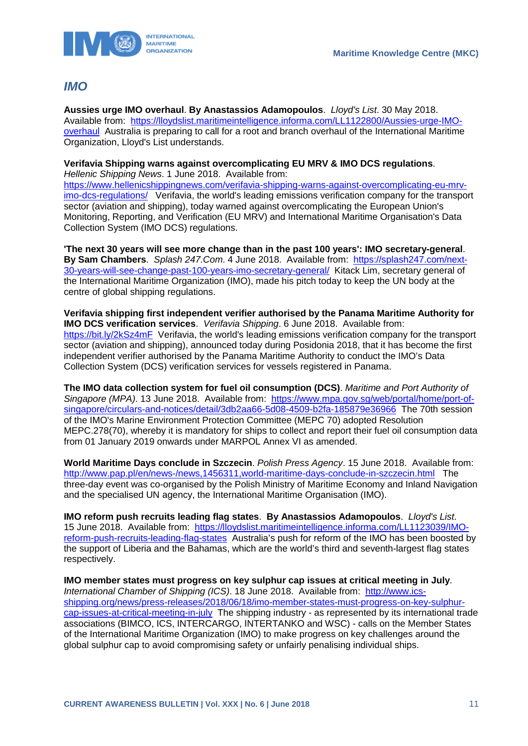## *IMO*

**Aussies urge IMO overhaul**. **By Anastassios Adamopoulos**. *Lloyd's List*. 30 May 2018. Available from: https://lloydslist.maritimeintelligence.informa.com/LL1122800/Aussies-urge-IMO-overhaul Australia is preparing to call for a root and branch overhaul of the International Maritime Organization, Lloyd's List understands.

**Verifavia Shipping warns against overcomplicating EU MRV & IMO DCS regulations**. *Hellenic Shipping News*. 1 June 2018. Available from: https://www.hellenicshippingnews.com/verifavia-shipping-warns-against-overcomplicating-eu-mrv-imo-dcs-regulations/ Verifavia, the world's leading emissions verification company for the transport sector (aviation and shipping), today warned against overcomplicating the European Union's Monitoring, Reporting, and Verification (EU MRV) and International Maritime Organisation's Data Collection System (IMO DCS) regulations.

**'The next 30 years will see more change than in the past 100 years': IMO secretary-general**. **By Sam Chambers**. *Splash 247.Com*. 4 June 2018. Available from: https://splash247.com/next-30-years-will-see-change-past-100-years-imo-secretary-general/ Kitack Lim, secretary general of the International Maritime Organization (IMO), made his pitch today to keep the UN body at the centre of global shipping regulations.

**Verifavia shipping first independent verifier authorised by the Panama Maritime Authority for IMO DCS verification services**. *Verifavia Shipping*. 6 June 2018. Available from: https://bit.ly/2kSz4mF Verifavia, the world's leading emissions verification company for the transport sector (aviation and shipping), announced today during Posidonia 2018, that it has become the first independent verifier authorised by the Panama Maritime Authority to conduct the IMO's Data Collection System (DCS) verification services for vessels registered in Panama.

**The IMO data collection system for fuel oil consumption (DCS)**. *Maritime and Port Authority of Singapore (MPA)*. 13 June 2018. Available from: https://www.mpa.gov.sg/web/portal/home/port-of-singapore/circulars-and-notices/detail/3db2aa66-5d08-4509-b2fa-185879e36966 The 70th session of the IMO's Marine Environment Protection Committee (MEPC 70) adopted Resolution MEPC.278(70), whereby it is mandatory for ships to collect and report their fuel oil consumption data from 01 January 2019 onwards under MARPOL Annex VI as amended.

**World Maritime Days conclude in Szczecin**. *Polish Press Agency*. 15 June 2018. Available from: http://www.pap.pl/en/news-/news,1456311,world-maritime-days-conclude-in-szczecin.html The three-day event was co-organised by the Polish Ministry of Maritime Economy and Inland Navigation and the specialised UN agency, the International Maritime Organisation (IMO).

**IMO reform push recruits leading flag states**. **By Anastassios Adamopoulos**. *Lloyd's List*. 15 June 2018. Available from: https://lloydslist.maritimeintelligence.informa.com/LL1123039/IMO-reform-push-recruits-leading-flag-states Australia's push for reform of the IMO has been boosted by the support of Liberia and the Bahamas, which are the world's third and seventh-largest flag states respectively.

**IMO member states must progress on key sulphur cap issues at critical meeting in July**. *International Chamber of Shipping (ICS)*. 18 June 2018. Available from: http://www.ics-shipping.org/news/press-releases/2018/06/18/imo-member-states-must-progress-on-key-sulphur-cap-issues-at-critical-meeting-in-july The shipping industry - as represented by its international trade associations (BIMCO, ICS, INTERCARGO, INTERTANKO and WSC) - calls on the Member States of the International Maritime Organization (IMO) to make progress on key challenges around the global sulphur cap to avoid compromising safety or unfairly penalising individual ships.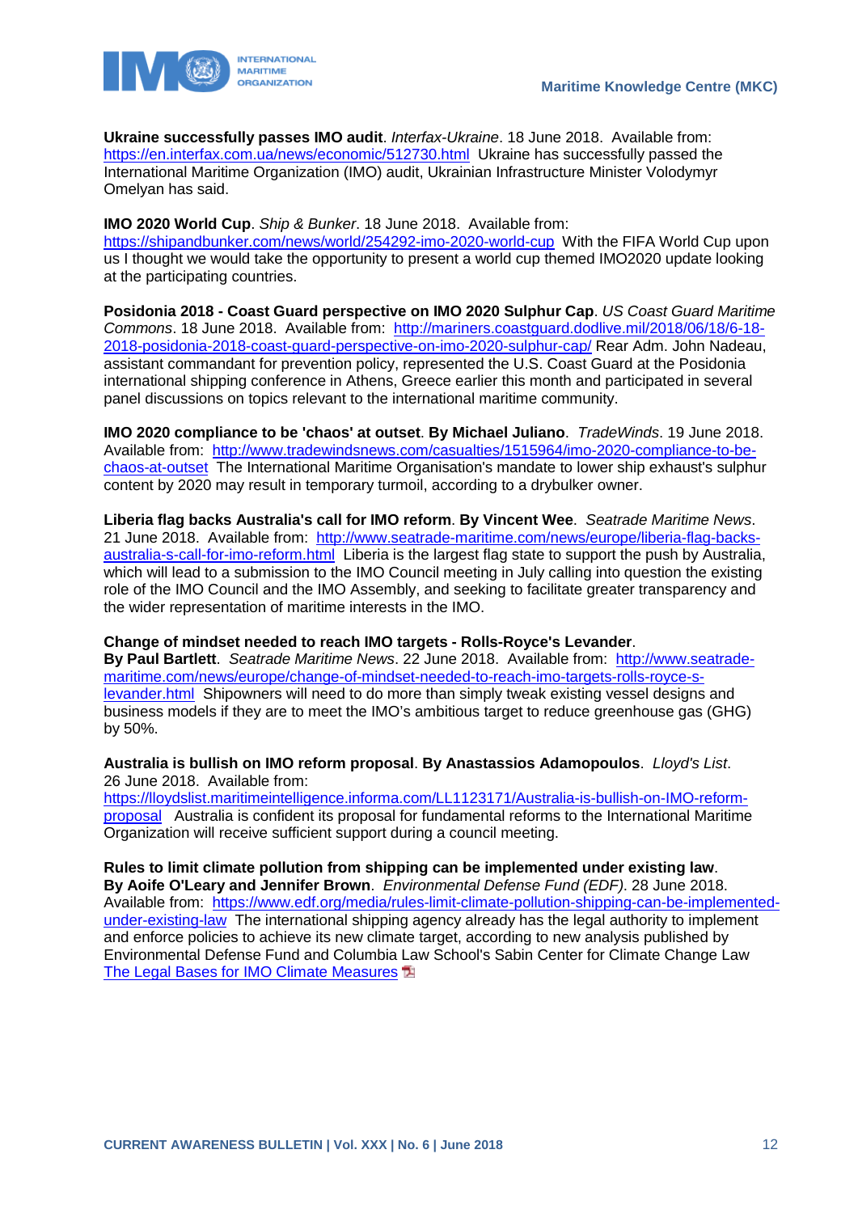**Ukraine successfully passes IMO audit**. *Interfax-Ukraine*. 18 June 2018. Available from: https://en.interfax.com.ua/news/economic/512730.html Ukraine has successfully passed the International Maritime Organization (IMO) audit, Ukrainian Infrastructure Minister Volodymyr Omelyan has said.

**IMO 2020 World Cup**. *Ship & Bunker*. 18 June 2018. Available from: https://shipandbunker.com/news/world/254292-imo-2020-world-cup With the FIFA World Cup upon us I thought we would take the opportunity to present a world cup themed IMO2020 update looking at the participating countries.

**Posidonia 2018 - Coast Guard perspective on IMO 2020 Sulphur Cap**. *US Coast Guard Maritime Commons*. 18 June 2018. Available from: http://mariners.coastguard.dodlive.mil/2018/06/18/6-18-2018-posidonia-2018-coast-guard-perspective-on-imo-2020-sulphur-cap/ Rear Adm. John Nadeau, assistant commandant for prevention policy, represented the U.S. Coast Guard at the Posidonia international shipping conference in Athens, Greece earlier this month and participated in several panel discussions on topics relevant to the international maritime community.

**IMO 2020 compliance to be 'chaos' at outset**. **By Michael Juliano**. *TradeWinds*. 19 June 2018. Available from: http://www.tradewindsnews.com/casualties/1515964/imo-2020-compliance-to-be-chaos-at-outset The International Maritime Organisation's mandate to lower ship exhaust's sulphur content by 2020 may result in temporary turmoil, according to a drybulker owner.

**Liberia flag backs Australia's call for IMO reform**. **By Vincent Wee**. *Seatrade Maritime News*. 21 June 2018. Available from: http://www.seatrade-maritime.com/news/europe/liberia-flag-backs-australia-s-call-for-imo-reform.html Liberia is the largest flag state to support the push by Australia, which will lead to a submission to the IMO Council meeting in July calling into question the existing role of the IMO Council and the IMO Assembly, and seeking to facilitate greater transparency and the wider representation of maritime interests in the IMO.

**Change of mindset needed to reach IMO targets - Rolls-Royce's Levander**. **By Paul Bartlett**. *Seatrade Maritime News*. 22 June 2018. Available from: http://www.seatrade-maritime.com/news/europe/change-of-mindset-needed-to-reach-imo-targets-rolls-royce-s-levander.html Shipowners will need to do more than simply tweak existing vessel designs and business models if they are to meet the IMO's ambitious target to reduce greenhouse gas (GHG) by 50%.

**Australia is bullish on IMO reform proposal**. **By Anastassios Adamopoulos**. *Lloyd's List*. 26 June 2018. Available from: https://lloydslist.maritimeintelligence.informa.com/LL1123171/Australia-is-bullish-on-IMO-reform-proposal Australia is confident its proposal for fundamental reforms to the International Maritime Organization will receive sufficient support during a council meeting.

**Rules to limit climate pollution from shipping can be implemented under existing law**. **By Aoife O'Leary and Jennifer Brown**. *Environmental Defense Fund (EDF)*. 28 June 2018. Available from: https://www.edf.org/media/rules-limit-climate-pollution-shipping-can-be-implemented-under-existing-law The international shipping agency already has the legal authority to implement and enforce policies to achieve its new climate target, according to new analysis published by Environmental Defense Fund and Columbia Law School's Sabin Center for Climate Change Law
The Legal Bases for IMO Climate Measures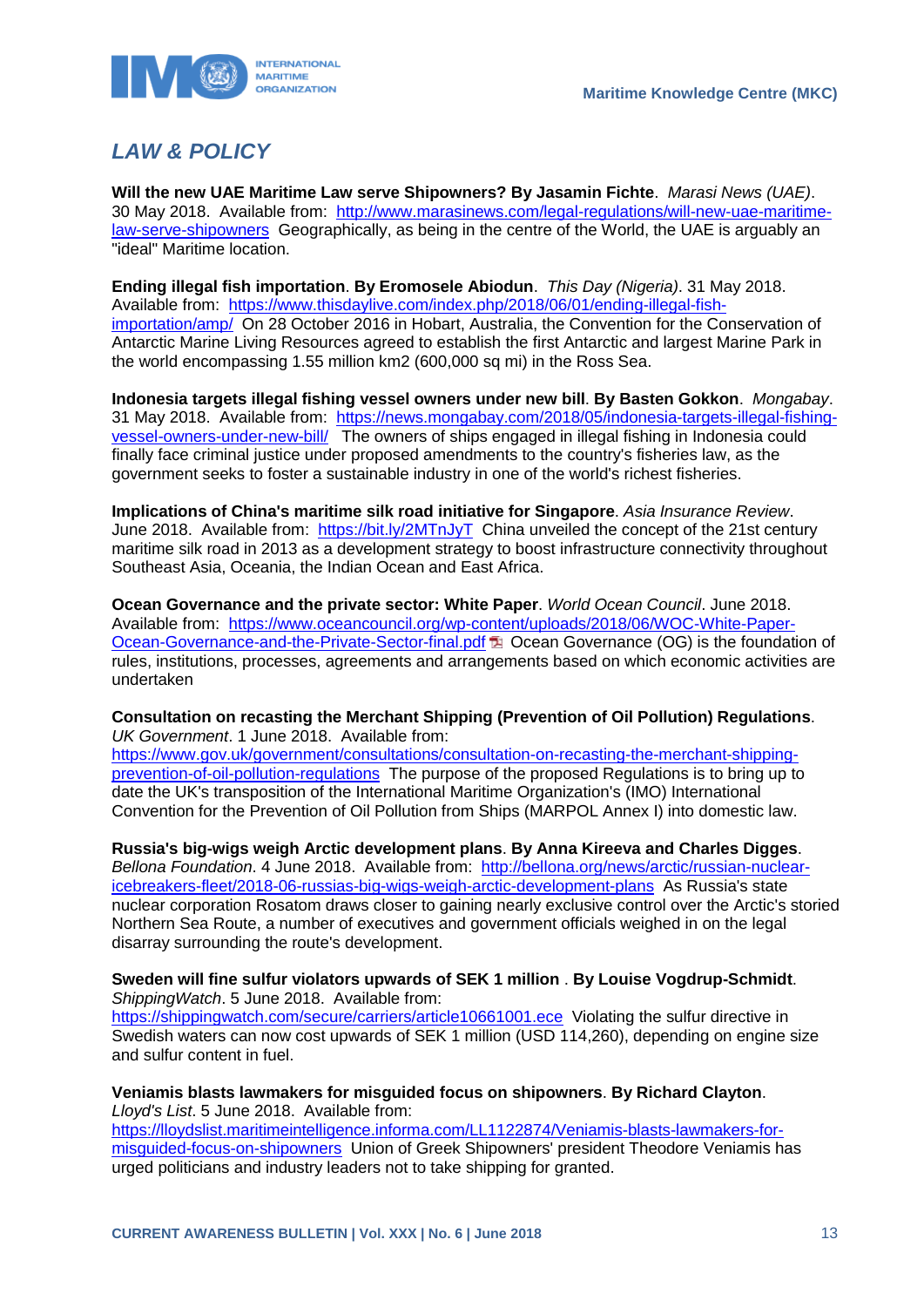## *LAW & POLICY*

**Will the new UAE Maritime Law serve Shipowners? By Jasamin Fichte**. *Marasi News (UAE)*. 30 May 2018. Available from: [http://www.marasinews.com/legal-regulations/will-new-uae-maritime-law-serve-shipowners](http://www.marasinews.com/legal-regulations/will-new-uae-maritime-law-serve-shipowners) Geographically, as being in the centre of the World, the UAE is arguably an "ideal" Maritime location.

**Ending illegal fish importation**. **By Eromosele Abiodun**. *This Day (Nigeria)*. 31 May 2018. Available from: [https://www.thisdaylive.com/index.php/2018/06/01/ending-illegal-fish-importation/amp/](https://www.thisdaylive.com/index.php/2018/06/01/ending-illegal-fish-importation/amp/) On 28 October 2016 in Hobart, Australia, the Convention for the Conservation of Antarctic Marine Living Resources agreed to establish the first Antarctic and largest Marine Park in the world encompassing 1.55 million km2 (600,000 sq mi) in the Ross Sea.

**Indonesia targets illegal fishing vessel owners under new bill**. **By Basten Gokkon**. *Mongabay*. 31 May 2018. Available from: [https://news.mongabay.com/2018/05/indonesia-targets-illegal-fishing-vessel-owners-under-new-bill/](https://news.mongabay.com/2018/05/indonesia-targets-illegal-fishing-vessel-owners-under-new-bill/) The owners of ships engaged in illegal fishing in Indonesia could finally face criminal justice under proposed amendments to the country's fisheries law, as the government seeks to foster a sustainable industry in one of the world's richest fisheries.

**Implications of China's maritime silk road initiative for Singapore**. *Asia Insurance Review*. June 2018. Available from: [https://bit.ly/2MTnJyT](https://bit.ly/2MTnJyT) China unveiled the concept of the 21st century maritime silk road in 2013 as a development strategy to boost infrastructure connectivity throughout Southeast Asia, Oceania, the Indian Ocean and East Africa.

**Ocean Governance and the private sector: White Paper**. *World Ocean Council*. June 2018. Available from: [https://www.oceancouncil.org/wp-content/uploads/2018/06/WOC-White-Paper-Ocean-Governance-and-the-Private-Sector-final.pdf](https://www.oceancouncil.org/wp-content/uploads/2018/06/WOC-White-Paper-Ocean-Governance-and-the-Private-Sector-final.pdf) Ocean Governance (OG) is the foundation of rules, institutions, processes, agreements and arrangements based on which economic activities are undertaken

**Consultation on recasting the Merchant Shipping (Prevention of Oil Pollution) Regulations**. *UK Government*. 1 June 2018. Available from: [https://www.gov.uk/government/consultations/consultation-on-recasting-the-merchant-shipping-prevention-of-oil-pollution-regulations](https://www.gov.uk/government/consultations/consultation-on-recasting-the-merchant-shipping-prevention-of-oil-pollution-regulations) The purpose of the proposed Regulations is to bring up to date the UK's transposition of the International Maritime Organization's (IMO) International Convention for the Prevention of Oil Pollution from Ships (MARPOL Annex I) into domestic law.

**Russia's big-wigs weigh Arctic development plans**. **By Anna Kireeva and Charles Digges**. *Bellona Foundation*. 4 June 2018. Available from: [http://bellona.org/news/arctic/russian-nuclear-icebreakers-fleet/2018-06-russias-big-wigs-weigh-arctic-development-plans](http://bellona.org/news/arctic/russian-nuclear-icebreakers-fleet/2018-06-russias-big-wigs-weigh-arctic-development-plans) As Russia's state nuclear corporation Rosatom draws closer to gaining nearly exclusive control over the Arctic's storied Northern Sea Route, a number of executives and government officials weighed in on the legal disarray surrounding the route's development.

**Sweden will fine sulfur violators upwards of SEK 1 million** . **By Louise Vogdrup-Schmidt**. *ShippingWatch*. 5 June 2018. Available from: [https://shippingwatch.com/secure/carriers/article10661001.ece](https://shippingwatch.com/secure/carriers/article10661001.ece) Violating the sulfur directive in Swedish waters can now cost upwards of SEK 1 million (USD 114,260), depending on engine size and sulfur content in fuel.

**Veniamis blasts lawmakers for misguided focus on shipowners**. **By Richard Clayton**. *Lloyd's List*. 5 June 2018. Available from: [https://lloydslist.maritimeintelligence.informa.com/LL1122874/Veniamis-blasts-lawmakers-for-misguided-focus-on-shipowners](https://lloydslist.maritimeintelligence.informa.com/LL1122874/Veniamis-blasts-lawmakers-for-misguided-focus-on-shipowners) Union of Greek Shipowners' president Theodore Veniamis has urged politicians and industry leaders not to take shipping for granted.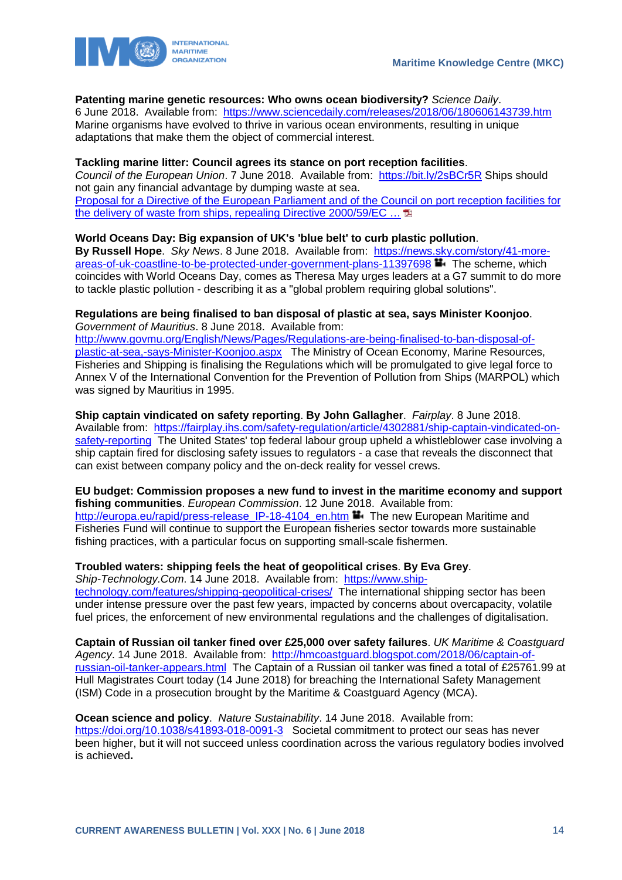**Patenting marine genetic resources: Who owns ocean biodiversity?** *Science Daily*. 6 June 2018. Available from: https://www.sciencedaily.com/releases/2018/06/180606143739.htm Marine organisms have evolved to thrive in various ocean environments, resulting in unique adaptations that make them the object of commercial interest.

**Tackling marine litter: Council agrees its stance on port reception facilities**. *Council of the European Union*. 7 June 2018. Available from: https://bit.ly/2sBCr5R Ships should not gain any financial advantage by dumping waste at sea.
Proposal for a Directive of the European Parliament and of the Council on port reception facilities for the delivery of waste from ships, repealing Directive 2000/59/EC …

**World Oceans Day: Big expansion of UK's 'blue belt' to curb plastic pollution**. **By Russell Hope**. *Sky News*. 8 June 2018. Available from: https://news.sky.com/story/41-more-areas-of-uk-coastline-to-be-protected-under-government-plans-11397698 The scheme, which coincides with World Oceans Day, comes as Theresa May urges leaders at a G7 summit to do more to tackle plastic pollution - describing it as a "global problem requiring global solutions".

**Regulations are being finalised to ban disposal of plastic at sea, says Minister Koonjoo**. *Government of Mauritius*. 8 June 2018. Available from: http://www.govmu.org/English/News/Pages/Regulations-are-being-finalised-to-ban-disposal-of-plastic-at-sea,-says-Minister-Koonjoo.aspx The Ministry of Ocean Economy, Marine Resources, Fisheries and Shipping is finalising the Regulations which will be promulgated to give legal force to Annex V of the International Convention for the Prevention of Pollution from Ships (MARPOL) which was signed by Mauritius in 1995.

**Ship captain vindicated on safety reporting**. **By John Gallagher**. *Fairplay*. 8 June 2018. Available from: https://fairplay.ihs.com/safety-regulation/article/4302881/ship-captain-vindicated-on-safety-reporting The United States' top federal labour group upheld a whistleblower case involving a ship captain fired for disclosing safety issues to regulators - a case that reveals the disconnect that can exist between company policy and the on-deck reality for vessel crews.

**EU budget: Commission proposes a new fund to invest in the maritime economy and support fishing communities**. *European Commission*. 12 June 2018. Available from: http://europa.eu/rapid/press-release_IP-18-4104_en.htm The new European Maritime and Fisheries Fund will continue to support the European fisheries sector towards more sustainable fishing practices, with a particular focus on supporting small-scale fishermen.

**Troubled waters: shipping feels the heat of geopolitical crises**. **By Eva Grey**. *Ship-Technology.Com*. 14 June 2018. Available from: https://www.ship-technology.com/features/shipping-geopolitical-crises/ The international shipping sector has been under intense pressure over the past few years, impacted by concerns about overcapacity, volatile fuel prices, the enforcement of new environmental regulations and the challenges of digitalisation.

**Captain of Russian oil tanker fined over £25,000 over safety failures**. *UK Maritime & Coastguard Agency*. 14 June 2018. Available from: http://hmcoastguard.blogspot.com/2018/06/captain-of-russian-oil-tanker-appears.html The Captain of a Russian oil tanker was fined a total of £25761.99 at Hull Magistrates Court today (14 June 2018) for breaching the International Safety Management (ISM) Code in a prosecution brought by the Maritime & Coastguard Agency (MCA).

**Ocean science and policy**. *Nature Sustainability*. 14 June 2018. Available from: https://doi.org/10.1038/s41893-018-0091-3 Societal commitment to protect our seas has never been higher, but it will not succeed unless coordination across the various regulatory bodies involved is achieved**.**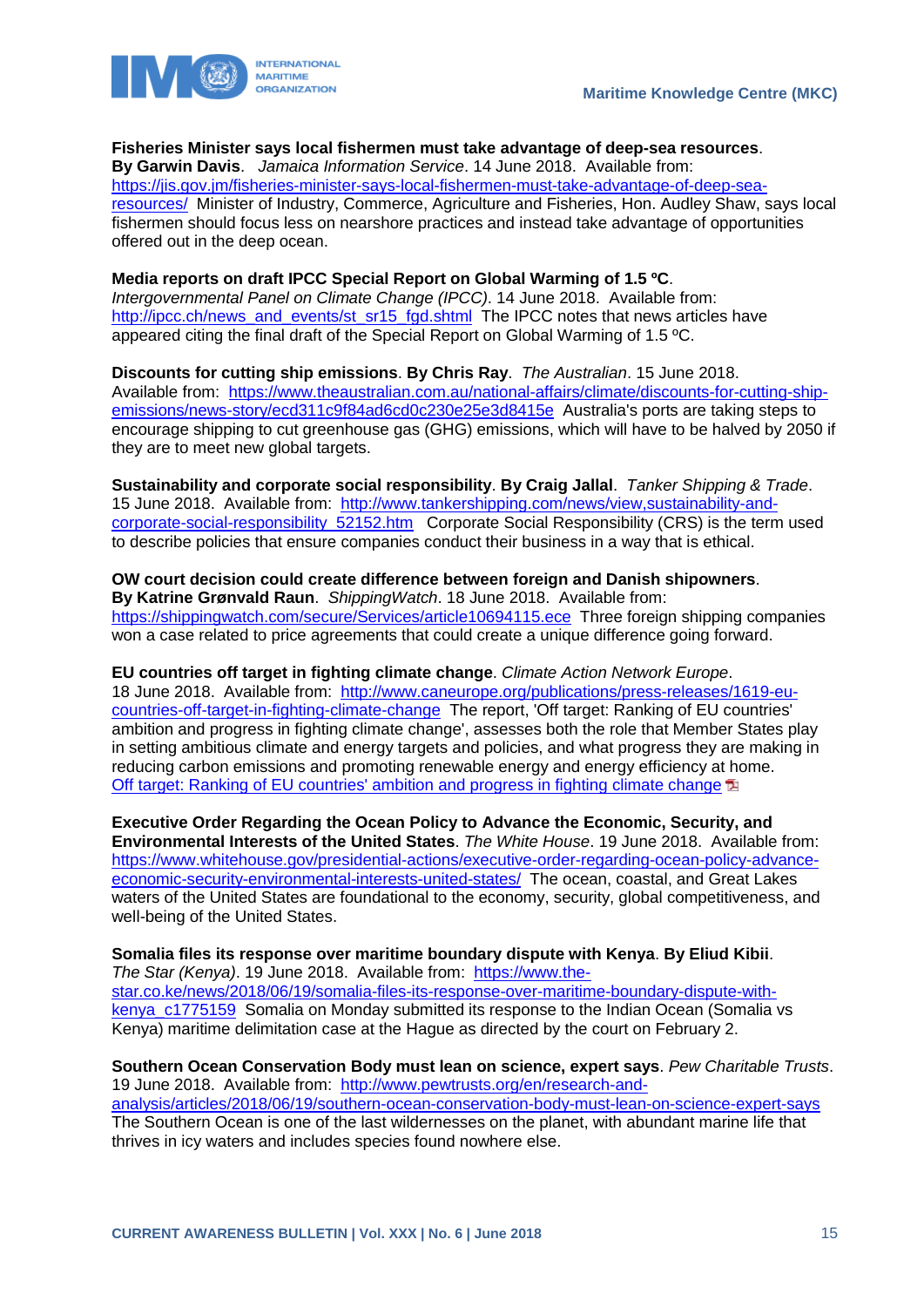**Fisheries Minister says local fishermen must take advantage of deep-sea resources**. **By Garwin Davis**. *Jamaica Information Service*. 14 June 2018. Available from: https://jis.gov.jm/fisheries-minister-says-local-fishermen-must-take-advantage-of-deep-sea-resources/ Minister of Industry, Commerce, Agriculture and Fisheries, Hon. Audley Shaw, says local fishermen should focus less on nearshore practices and instead take advantage of opportunities offered out in the deep ocean.

**Media reports on draft IPCC Special Report on Global Warming of 1.5 ºC**. *Intergovernmental Panel on Climate Change (IPCC)*. 14 June 2018. Available from: http://ipcc.ch/news_and_events/st_sr15_fgd.shtml The IPCC notes that news articles have appeared citing the final draft of the Special Report on Global Warming of 1.5 ºC.

**Discounts for cutting ship emissions**. **By Chris Ray**. *The Australian*. 15 June 2018. Available from: https://www.theaustralian.com.au/national-affairs/climate/discounts-for-cutting-ship-emissions/news-story/ecd311c9f84ad6cd0c230e25e3d8415e Australia's ports are taking steps to encourage shipping to cut greenhouse gas (GHG) emissions, which will have to be halved by 2050 if they are to meet new global targets.

**Sustainability and corporate social responsibility**. **By Craig Jallal**. *Tanker Shipping & Trade*. 15 June 2018. Available from: http://www.tankershipping.com/news/view,sustainability-and-corporate-social-responsibility_52152.htm Corporate Social Responsibility (CRS) is the term used to describe policies that ensure companies conduct their business in a way that is ethical.

**OW court decision could create difference between foreign and Danish shipowners**. **By Katrine Grønvald Raun**. *ShippingWatch*. 18 June 2018. Available from: https://shippingwatch.com/secure/Services/article10694115.ece Three foreign shipping companies won a case related to price agreements that could create a unique difference going forward.

**EU countries off target in fighting climate change**. *Climate Action Network Europe*. 18 June 2018. Available from: http://www.caneurope.org/publications/press-releases/1619-eu-countries-off-target-in-fighting-climate-change The report, 'Off target: Ranking of EU countries' ambition and progress in fighting climate change', assesses both the role that Member States play in setting ambitious climate and energy targets and policies, and what progress they are making in reducing carbon emissions and promoting renewable energy and energy efficiency at home.
Off target: Ranking of EU countries' ambition and progress in fighting climate change

**Executive Order Regarding the Ocean Policy to Advance the Economic, Security, and Environmental Interests of the United States**. *The White House*. 19 June 2018. Available from: https://www.whitehouse.gov/presidential-actions/executive-order-regarding-ocean-policy-advance-economic-security-environmental-interests-united-states/ The ocean, coastal, and Great Lakes waters of the United States are foundational to the economy, security, global competitiveness, and well-being of the United States.

**Somalia files its response over maritime boundary dispute with Kenya**. **By Eliud Kibii**. *The Star (Kenya)*. 19 June 2018. Available from: https://www.the-star.co.ke/news/2018/06/19/somalia-files-its-response-over-maritime-boundary-dispute-with-kenya_c1775159 Somalia on Monday submitted its response to the Indian Ocean (Somalia vs Kenya) maritime delimitation case at the Hague as directed by the court on February 2.

**Southern Ocean Conservation Body must lean on science, expert says**. *Pew Charitable Trusts*. 19 June 2018. Available from: http://www.pewtrusts.org/en/research-and-analysis/articles/2018/06/19/southern-ocean-conservation-body-must-lean-on-science-expert-says
The Southern Ocean is one of the last wildernesses on the planet, with abundant marine life that thrives in icy waters and includes species found nowhere else.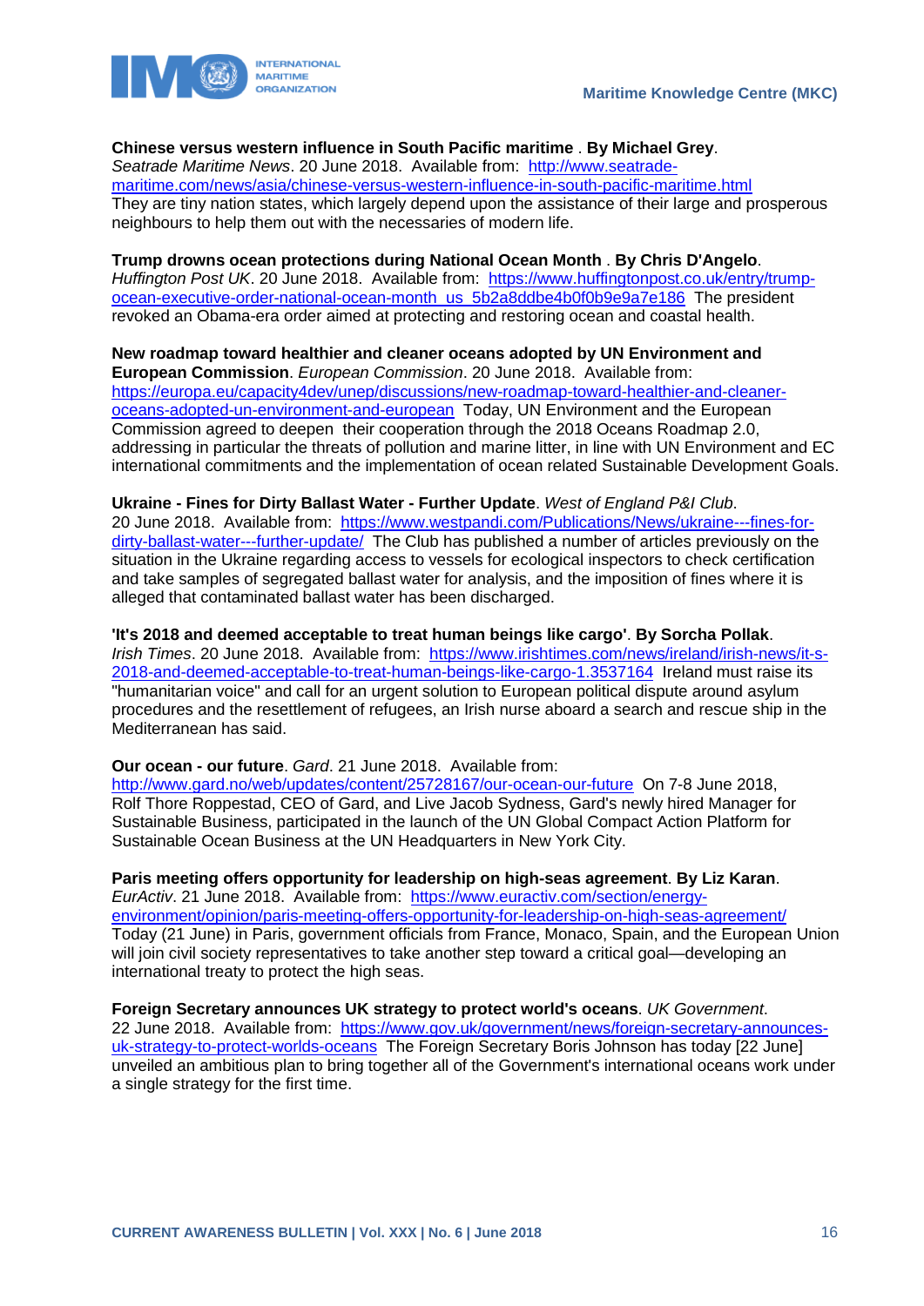**Chinese versus western influence in South Pacific maritime** . **By Michael Grey**.
*Seatrade Maritime News*. 20 June 2018. Available from: [http://www.seatrade-maritime.com/news/asia/chinese-versus-western-influence-in-south-pacific-maritime.html](http://www.seatrade-maritime.com/news/asia/chinese-versus-western-influence-in-south-pacific-maritime.html)
They are tiny nation states, which largely depend upon the assistance of their large and prosperous neighbours to help them out with the necessaries of modern life.

**Trump drowns ocean protections during National Ocean Month** . **By Chris D'Angelo**.
*Huffington Post UK*. 20 June 2018. Available from: [https://www.huffingtonpost.co.uk/entry/trump-ocean-executive-order-national-ocean-month_us_5b2a8ddbe4b0f0b9e9a7e186](https://www.huffingtonpost.co.uk/entry/trump-ocean-executive-order-national-ocean-month_us_5b2a8ddbe4b0f0b9e9a7e186) The president revoked an Obama-era order aimed at protecting and restoring ocean and coastal health.

**New roadmap toward healthier and cleaner oceans adopted by UN Environment and European Commission**. *European Commission*. 20 June 2018. Available from: [https://europa.eu/capacity4dev/unep/discussions/new-roadmap-toward-healthier-and-cleaner-oceans-adopted-un-environment-and-european](https://europa.eu/capacity4dev/unep/discussions/new-roadmap-toward-healthier-and-cleaner-oceans-adopted-un-environment-and-european) Today, UN Environment and the European Commission agreed to deepen their cooperation through the 2018 Oceans Roadmap 2.0, addressing in particular the threats of pollution and marine litter, in line with UN Environment and EC international commitments and the implementation of ocean related Sustainable Development Goals.

**Ukraine - Fines for Dirty Ballast Water - Further Update**. *West of England P&I Club*.
20 June 2018. Available from: [https://www.westpandi.com/Publications/News/ukraine---fines-for-dirty-ballast-water---further-update/](https://www.westpandi.com/Publications/News/ukraine---fines-for-dirty-ballast-water---further-update/) The Club has published a number of articles previously on the situation in the Ukraine regarding access to vessels for ecological inspectors to check certification and take samples of segregated ballast water for analysis, and the imposition of fines where it is alleged that contaminated ballast water has been discharged.

**'It's 2018 and deemed acceptable to treat human beings like cargo'**. **By Sorcha Pollak**.
*Irish Times*. 20 June 2018. Available from: [https://www.irishtimes.com/news/ireland/irish-news/it-s-2018-and-deemed-acceptable-to-treat-human-beings-like-cargo-1.3537164](https://www.irishtimes.com/news/ireland/irish-news/it-s-2018-and-deemed-acceptable-to-treat-human-beings-like-cargo-1.3537164) Ireland must raise its "humanitarian voice" and call for an urgent solution to European political dispute around asylum procedures and the resettlement of refugees, an Irish nurse aboard a search and rescue ship in the Mediterranean has said.

**Our ocean - our future**. *Gard*. 21 June 2018. Available from:
[http://www.gard.no/web/updates/content/25728167/our-ocean-our-future](http://www.gard.no/web/updates/content/25728167/our-ocean-our-future) On 7-8 June 2018, Rolf Thore Roppestad, CEO of Gard, and Live Jacob Sydness, Gard's newly hired Manager for Sustainable Business, participated in the launch of the UN Global Compact Action Platform for Sustainable Ocean Business at the UN Headquarters in New York City.

**Paris meeting offers opportunity for leadership on high-seas agreement**. **By Liz Karan**.
*EurActiv*. 21 June 2018. Available from: [https://www.euractiv.com/section/energy-environment/opinion/paris-meeting-offers-opportunity-for-leadership-on-high-seas-agreement/](https://www.euractiv.com/section/energy-environment/opinion/paris-meeting-offers-opportunity-for-leadership-on-high-seas-agreement/)
Today (21 June) in Paris, government officials from France, Monaco, Spain, and the European Union will join civil society representatives to take another step toward a critical goal—developing an international treaty to protect the high seas.

**Foreign Secretary announces UK strategy to protect world's oceans**. *UK Government*.
22 June 2018. Available from: [https://www.gov.uk/government/news/foreign-secretary-announces-uk-strategy-to-protect-worlds-oceans](https://www.gov.uk/government/news/foreign-secretary-announces-uk-strategy-to-protect-worlds-oceans) The Foreign Secretary Boris Johnson has today [22 June] unveiled an ambitious plan to bring together all of the Government's international oceans work under a single strategy for the first time.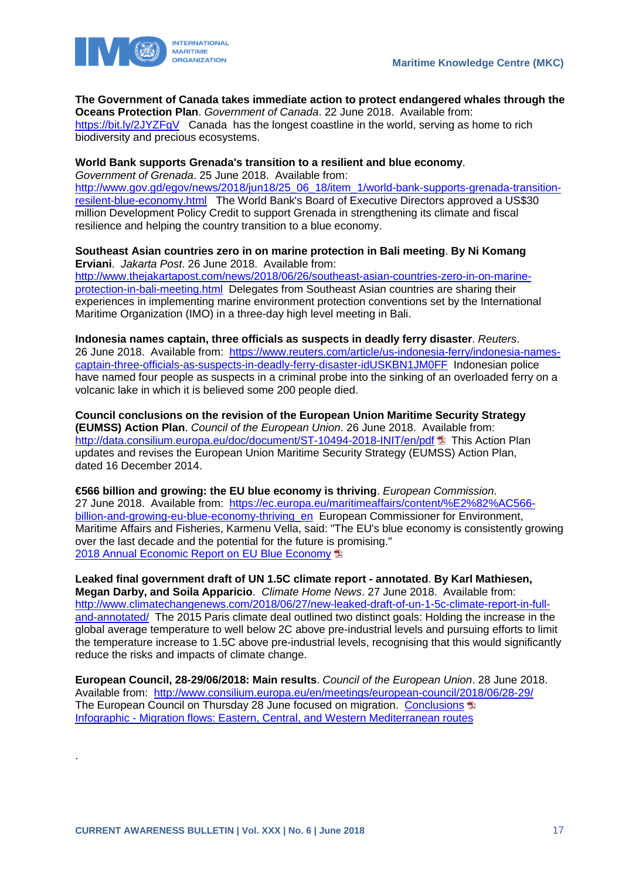**The Government of Canada takes immediate action to protect endangered whales through the Oceans Protection Plan**. *Government of Canada*. 22 June 2018. Available from: https://bit.ly/2JYZFgV Canada has the longest coastline in the world, serving as home to rich biodiversity and precious ecosystems.

**World Bank supports Grenada's transition to a resilient and blue economy**. *Government of Grenada*. 25 June 2018. Available from: http://www.gov.gd/egov/news/2018/jun18/25_06_18/item_1/world-bank-supports-grenada-transition-resilent-blue-economy.html The World Bank's Board of Executive Directors approved a US$30 million Development Policy Credit to support Grenada in strengthening its climate and fiscal resilience and helping the country transition to a blue economy.

**Southeast Asian countries zero in on marine protection in Bali meeting**. **By Ni Komang Erviani**. *Jakarta Post*. 26 June 2018. Available from: http://www.thejakartapost.com/news/2018/06/26/southeast-asian-countries-zero-in-on-marine-protection-in-bali-meeting.html Delegates from Southeast Asian countries are sharing their experiences in implementing marine environment protection conventions set by the International Maritime Organization (IMO) in a three-day high level meeting in Bali.

**Indonesia names captain, three officials as suspects in deadly ferry disaster**. *Reuters*. 26 June 2018. Available from: https://www.reuters.com/article/us-indonesia-ferry/indonesia-names-captain-three-officials-as-suspects-in-deadly-ferry-disaster-idUSKBN1JM0FF Indonesian police have named four people as suspects in a criminal probe into the sinking of an overloaded ferry on a volcanic lake in which it is believed some 200 people died.

**Council conclusions on the revision of the European Union Maritime Security Strategy (EUMSS) Action Plan**. *Council of the European Union*. 26 June 2018. Available from: http://data.consilium.europa.eu/doc/document/ST-10494-2018-INIT/en/pdf This Action Plan updates and revises the European Union Maritime Security Strategy (EUMSS) Action Plan, dated 16 December 2014.

**€566 billion and growing: the EU blue economy is thriving**. *European Commission*. 27 June 2018. Available from: https://ec.europa.eu/maritimeaffairs/content/%E2%82%AC566-billion-and-growing-eu-blue-economy-thriving_en European Commissioner for Environment, Maritime Affairs and Fisheries, Karmenu Vella, said: "The EU's blue economy is consistently growing over the last decade and the potential for the future is promising."
2018 Annual Economic Report on EU Blue Economy

**Leaked final government draft of UN 1.5C climate report - annotated**. **By Karl Mathiesen, Megan Darby, and Soila Apparicio**. *Climate Home News*. 27 June 2018. Available from: http://www.climatechangenews.com/2018/06/27/new-leaked-draft-of-un-1-5c-climate-report-in-full-and-annotated/ The 2015 Paris climate deal outlined two distinct goals: Holding the increase in the global average temperature to well below 2C above pre-industrial levels and pursuing efforts to limit the temperature increase to 1.5C above pre-industrial levels, recognising that this would significantly reduce the risks and impacts of climate change.

**European Council, 28-29/06/2018: Main results**. *Council of the European Union*. 28 June 2018. Available from: http://www.consilium.europa.eu/en/meetings/european-council/2018/06/28-29/
The European Council on Thursday 28 June focused on migration. Conclusions
Infographic - Migration flows: Eastern, Central, and Western Mediterranean routes

.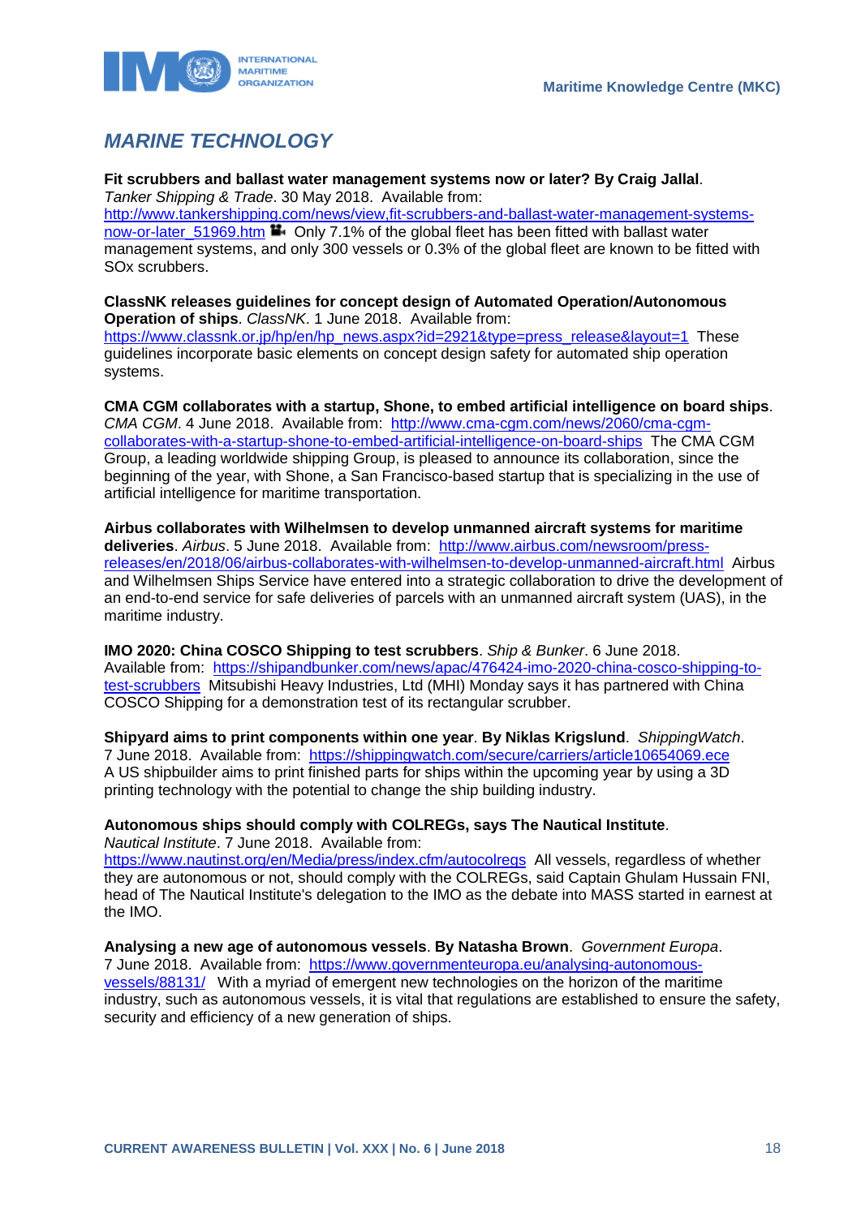## *MARINE TECHNOLOGY*

**Fit scrubbers and ballast water management systems now or later? By Craig Jallal**. *Tanker Shipping & Trade*. 30 May 2018. Available from: http://www.tankershipping.com/news/view,fit-scrubbers-and-ballast-water-management-systems-now-or-later_51969.htm Only 7.1% of the global fleet has been fitted with ballast water management systems, and only 300 vessels or 0.3% of the global fleet are known to be fitted with SOx scrubbers.

**ClassNK releases guidelines for concept design of Automated Operation/Autonomous Operation of ships**. *ClassNK*. 1 June 2018. Available from: https://www.classnk.or.jp/hp/en/hp_news.aspx?id=2921&type=press_release&layout=1 These guidelines incorporate basic elements on concept design safety for automated ship operation systems.

**CMA CGM collaborates with a startup, Shone, to embed artificial intelligence on board ships**. *CMA CGM*. 4 June 2018. Available from: http://www.cma-cgm.com/news/2060/cma-cgm-collaborates-with-a-startup-shone-to-embed-artificial-intelligence-on-board-ships The CMA CGM Group, a leading worldwide shipping Group, is pleased to announce its collaboration, since the beginning of the year, with Shone, a San Francisco-based startup that is specializing in the use of artificial intelligence for maritime transportation.

**Airbus collaborates with Wilhelmsen to develop unmanned aircraft systems for maritime deliveries**. *Airbus*. 5 June 2018. Available from: http://www.airbus.com/newsroom/press-releases/en/2018/06/airbus-collaborates-with-wilhelmsen-to-develop-unmanned-aircraft.html Airbus and Wilhelmsen Ships Service have entered into a strategic collaboration to drive the development of an end-to-end service for safe deliveries of parcels with an unmanned aircraft system (UAS), in the maritime industry.

**IMO 2020: China COSCO Shipping to test scrubbers**. *Ship & Bunker*. 6 June 2018. Available from: https://shipandbunker.com/news/apac/476424-imo-2020-china-cosco-shipping-to-test-scrubbers Mitsubishi Heavy Industries, Ltd (MHI) Monday says it has partnered with China COSCO Shipping for a demonstration test of its rectangular scrubber.

**Shipyard aims to print components within one year**. **By Niklas Krigslund**. *ShippingWatch*. 7 June 2018. Available from: https://shippingwatch.com/secure/carriers/article10654069.ece A US shipbuilder aims to print finished parts for ships within the upcoming year by using a 3D printing technology with the potential to change the ship building industry.

**Autonomous ships should comply with COLREGs, says The Nautical Institute**. *Nautical Institute*. 7 June 2018. Available from: https://www.nautinst.org/en/Media/press/index.cfm/autocolregs All vessels, regardless of whether they are autonomous or not, should comply with the COLREGs, said Captain Ghulam Hussain FNI, head of The Nautical Institute's delegation to the IMO as the debate into MASS started in earnest at the IMO.

**Analysing a new age of autonomous vessels**. **By Natasha Brown**. *Government Europa*. 7 June 2018. Available from: https://www.governmenteuropa.eu/analysing-autonomous-vessels/88131/ With a myriad of emergent new technologies on the horizon of the maritime industry, such as autonomous vessels, it is vital that regulations are established to ensure the safety, security and efficiency of a new generation of ships.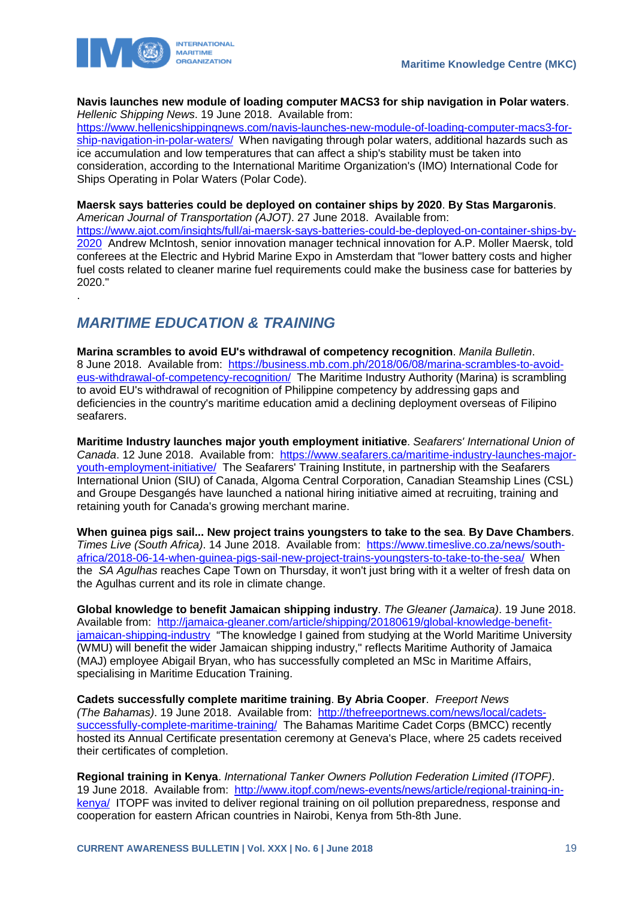**Navis launches new module of loading computer MACS3 for ship navigation in Polar waters**. *Hellenic Shipping News*. 19 June 2018. Available from: https://www.hellenicshippingnews.com/navis-launches-new-module-of-loading-computer-macs3-for-ship-navigation-in-polar-waters/ When navigating through polar waters, additional hazards such as ice accumulation and low temperatures that can affect a ship's stability must be taken into consideration, according to the International Maritime Organization's (IMO) International Code for Ships Operating in Polar Waters (Polar Code).

**Maersk says batteries could be deployed on container ships by 2020**. **By Stas Margaronis**. *American Journal of Transportation (AJOT)*. 27 June 2018. Available from: https://www.ajot.com/insights/full/ai-maersk-says-batteries-could-be-deployed-on-container-ships-by-2020 Andrew McIntosh, senior innovation manager technical innovation for A.P. Moller Maersk, told conferees at the Electric and Hybrid Marine Expo in Amsterdam that "lower battery costs and higher fuel costs related to cleaner marine fuel requirements could make the business case for batteries by 2020."

.

## *MARITIME EDUCATION & TRAINING*

**Marina scrambles to avoid EU's withdrawal of competency recognition**. *Manila Bulletin*. 8 June 2018. Available from: https://business.mb.com.ph/2018/06/08/marina-scrambles-to-avoid-eus-withdrawal-of-competency-recognition/ The Maritime Industry Authority (Marina) is scrambling to avoid EU's withdrawal of recognition of Philippine competency by addressing gaps and deficiencies in the country's maritime education amid a declining deployment overseas of Filipino seafarers.

**Maritime Industry launches major youth employment initiative**. *Seafarers' International Union of Canada*. 12 June 2018. Available from: https://www.seafarers.ca/maritime-industry-launches-major-youth-employment-initiative/ The Seafarers' Training Institute, in partnership with the Seafarers International Union (SIU) of Canada, Algoma Central Corporation, Canadian Steamship Lines (CSL) and Groupe Desgangés have launched a national hiring initiative aimed at recruiting, training and retaining youth for Canada's growing merchant marine.

**When guinea pigs sail... New project trains youngsters to take to the sea**. **By Dave Chambers**. *Times Live (South Africa)*. 14 June 2018. Available from: https://www.timeslive.co.za/news/south-africa/2018-06-14-when-guinea-pigs-sail-new-project-trains-youngsters-to-take-to-the-sea/ When the *SA Agulhas* reaches Cape Town on Thursday, it won't just bring with it a welter of fresh data on the Agulhas current and its role in climate change.

**Global knowledge to benefit Jamaican shipping industry**. *The Gleaner (Jamaica)*. 19 June 2018. Available from: http://jamaica-gleaner.com/article/shipping/20180619/global-knowledge-benefit-jamaican-shipping-industry "The knowledge I gained from studying at the World Maritime University (WMU) will benefit the wider Jamaican shipping industry," reflects Maritime Authority of Jamaica (MAJ) employee Abigail Bryan, who has successfully completed an MSc in Maritime Affairs, specialising in Maritime Education Training.

**Cadets successfully complete maritime training**. **By Abria Cooper**. *Freeport News (The Bahamas)*. 19 June 2018. Available from: http://thefreeportnews.com/news/local/cadets-successfully-complete-maritime-training/ The Bahamas Maritime Cadet Corps (BMCC) recently hosted its Annual Certificate presentation ceremony at Geneva's Place, where 25 cadets received their certificates of completion.

**Regional training in Kenya**. *International Tanker Owners Pollution Federation Limited (ITOPF)*. 19 June 2018. Available from: http://www.itopf.com/news-events/news/article/regional-training-in-kenya/ ITOPF was invited to deliver regional training on oil pollution preparedness, response and cooperation for eastern African countries in Nairobi, Kenya from 5th-8th June.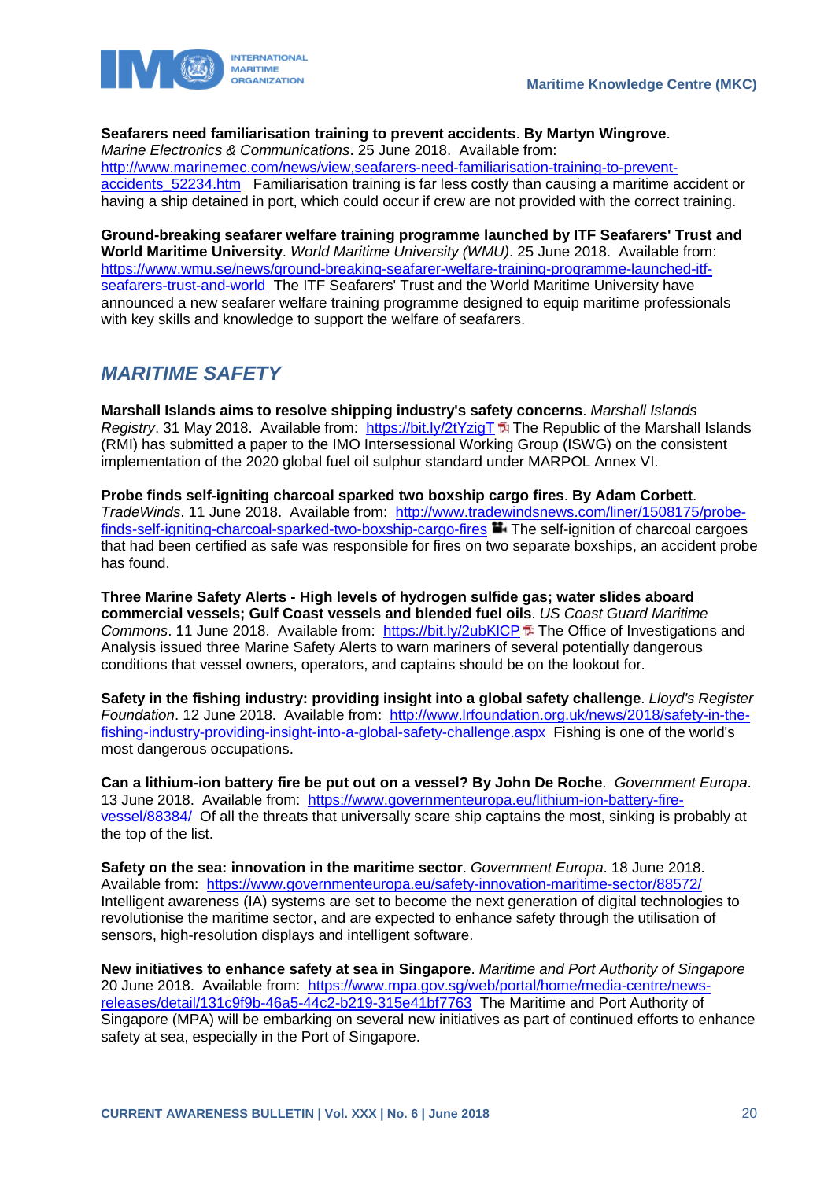**Seafarers need familiarisation training to prevent accidents**. **By Martyn Wingrove**. *Marine Electronics & Communications*. 25 June 2018. Available from: http://www.marinemec.com/news/view,seafarers-need-familiarisation-training-to-prevent-accidents_52234.htm Familiarisation training is far less costly than causing a maritime accident or having a ship detained in port, which could occur if crew are not provided with the correct training.

**Ground-breaking seafarer welfare training programme launched by ITF Seafarers' Trust and World Maritime University**. *World Maritime University (WMU)*. 25 June 2018. Available from: https://www.wmu.se/news/ground-breaking-seafarer-welfare-training-programme-launched-itf-seafarers-trust-and-world The ITF Seafarers' Trust and the World Maritime University have announced a new seafarer welfare training programme designed to equip maritime professionals with key skills and knowledge to support the welfare of seafarers.

## *MARITIME SAFETY*

**Marshall Islands aims to resolve shipping industry's safety concerns**. *Marshall Islands Registry*. 31 May 2018. Available from: https://bit.ly/2tYzigT The Republic of the Marshall Islands (RMI) has submitted a paper to the IMO Intersessional Working Group (ISWG) on the consistent implementation of the 2020 global fuel oil sulphur standard under MARPOL Annex VI.

**Probe finds self-igniting charcoal sparked two boxship cargo fires**. **By Adam Corbett**. *TradeWinds*. 11 June 2018. Available from: http://www.tradewindsnews.com/liner/1508175/probe-finds-self-igniting-charcoal-sparked-two-boxship-cargo-fires The self-ignition of charcoal cargoes that had been certified as safe was responsible for fires on two separate boxships, an accident probe has found.

**Three Marine Safety Alerts - High levels of hydrogen sulfide gas; water slides aboard commercial vessels; Gulf Coast vessels and blended fuel oils**. *US Coast Guard Maritime Commons*. 11 June 2018. Available from: https://bit.ly/2ubKlCP The Office of Investigations and Analysis issued three Marine Safety Alerts to warn mariners of several potentially dangerous conditions that vessel owners, operators, and captains should be on the lookout for.

**Safety in the fishing industry: providing insight into a global safety challenge**. *Lloyd's Register Foundation*. 12 June 2018. Available from: http://www.lrfoundation.org.uk/news/2018/safety-in-the-fishing-industry-providing-insight-into-a-global-safety-challenge.aspx Fishing is one of the world's most dangerous occupations.

**Can a lithium-ion battery fire be put out on a vessel? By John De Roche**. *Government Europa*. 13 June 2018. Available from: https://www.governmenteuropa.eu/lithium-ion-battery-fire-vessel/88384/ Of all the threats that universally scare ship captains the most, sinking is probably at the top of the list.

**Safety on the sea: innovation in the maritime sector**. *Government Europa*. 18 June 2018. Available from: https://www.governmenteuropa.eu/safety-innovation-maritime-sector/88572/ Intelligent awareness (IA) systems are set to become the next generation of digital technologies to revolutionise the maritime sector, and are expected to enhance safety through the utilisation of sensors, high-resolution displays and intelligent software.

**New initiatives to enhance safety at sea in Singapore**. *Maritime and Port Authority of Singapore* 20 June 2018. Available from: https://www.mpa.gov.sg/web/portal/home/media-centre/news-releases/detail/131c9f9b-46a5-44c2-b219-315e41bf7763 The Maritime and Port Authority of Singapore (MPA) will be embarking on several new initiatives as part of continued efforts to enhance safety at sea, especially in the Port of Singapore.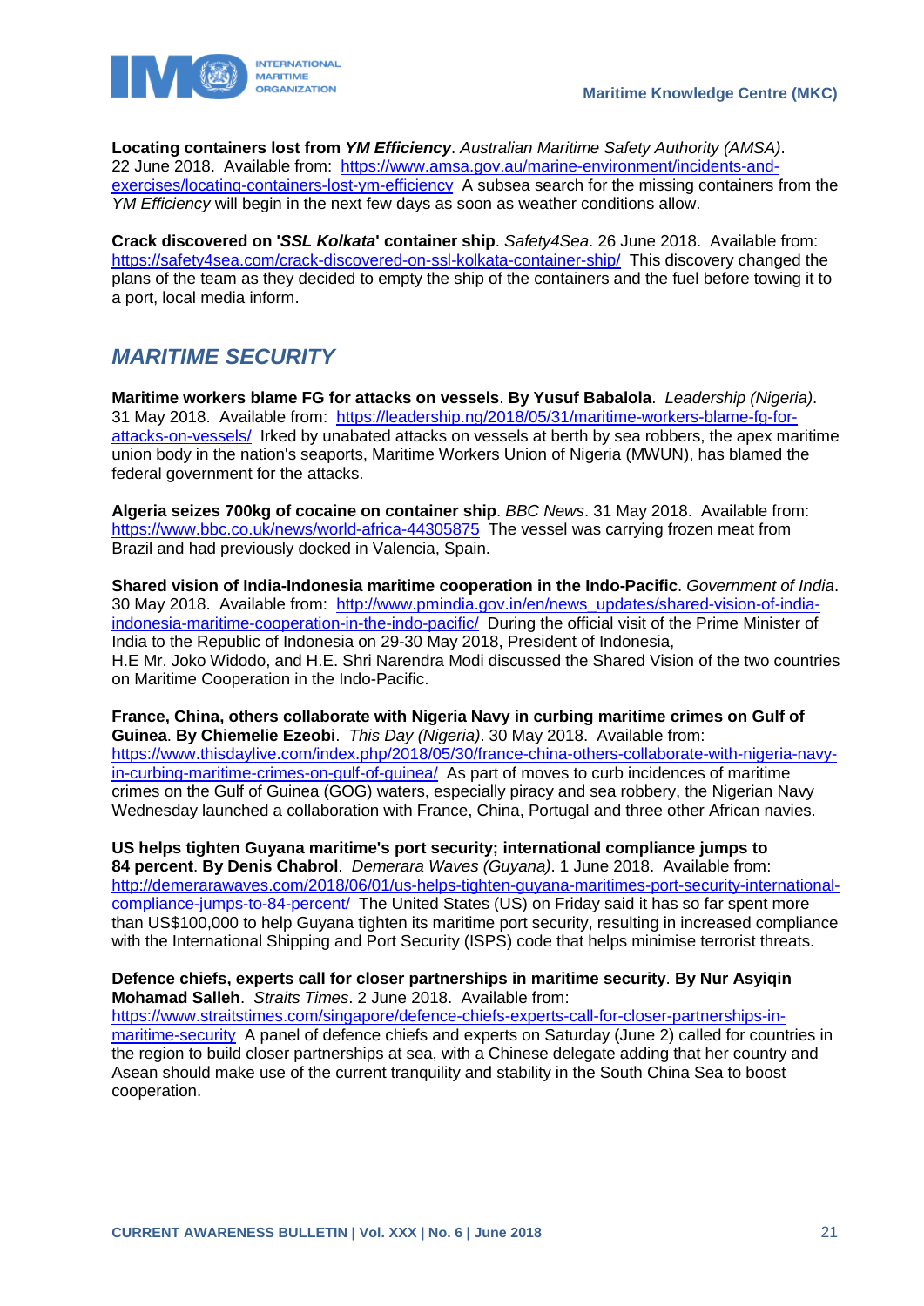**Locating containers lost from *YM Efficiency***. *Australian Maritime Safety Authority (AMSA)*. 22 June 2018. Available from: https://www.amsa.gov.au/marine-environment/incidents-and-exercises/locating-containers-lost-ym-efficiency A subsea search for the missing containers from the *YM Efficiency* will begin in the next few days as soon as weather conditions allow.

**Crack discovered on '*SSL Kolkata*' container ship**. *Safety4Sea*. 26 June 2018. Available from: https://safety4sea.com/crack-discovered-on-ssl-kolkata-container-ship/ This discovery changed the plans of the team as they decided to empty the ship of the containers and the fuel before towing it to a port, local media inform.

## *MARITIME SECURITY*

**Maritime workers blame FG for attacks on vessels**. **By Yusuf Babalola**. *Leadership (Nigeria)*. 31 May 2018. Available from: https://leadership.ng/2018/05/31/maritime-workers-blame-fg-for-attacks-on-vessels/ Irked by unabated attacks on vessels at berth by sea robbers, the apex maritime union body in the nation's seaports, Maritime Workers Union of Nigeria (MWUN), has blamed the federal government for the attacks.

**Algeria seizes 700kg of cocaine on container ship**. *BBC News*. 31 May 2018. Available from: https://www.bbc.co.uk/news/world-africa-44305875 The vessel was carrying frozen meat from Brazil and had previously docked in Valencia, Spain.

**Shared vision of India-Indonesia maritime cooperation in the Indo-Pacific**. *Government of India*. 30 May 2018. Available from: http://www.pmindia.gov.in/en/news_updates/shared-vision-of-india-indonesia-maritime-cooperation-in-the-indo-pacific/ During the official visit of the Prime Minister of India to the Republic of Indonesia on 29-30 May 2018, President of Indonesia, H.E Mr. Joko Widodo, and H.E. Shri Narendra Modi discussed the Shared Vision of the two countries on Maritime Cooperation in the Indo-Pacific.

**France, China, others collaborate with Nigeria Navy in curbing maritime crimes on Gulf of Guinea**. **By Chiemelie Ezeobi**. *This Day (Nigeria)*. 30 May 2018. Available from: https://www.thisdaylive.com/index.php/2018/05/30/france-china-others-collaborate-with-nigeria-navy-in-curbing-maritime-crimes-on-gulf-of-guinea/ As part of moves to curb incidences of maritime crimes on the Gulf of Guinea (GOG) waters, especially piracy and sea robbery, the Nigerian Navy Wednesday launched a collaboration with France, China, Portugal and three other African navies.

**US helps tighten Guyana maritime's port security; international compliance jumps to 84 percent**. **By Denis Chabrol**. *Demerara Waves (Guyana)*. 1 June 2018. Available from: http://demerarawaves.com/2018/06/01/us-helps-tighten-guyana-maritimes-port-security-international-compliance-jumps-to-84-percent/ The United States (US) on Friday said it has so far spent more than US$100,000 to help Guyana tighten its maritime port security, resulting in increased compliance with the International Shipping and Port Security (ISPS) code that helps minimise terrorist threats.

**Defence chiefs, experts call for closer partnerships in maritime security**. **By Nur Asyiqin Mohamad Salleh**. *Straits Times*. 2 June 2018. Available from: https://www.straitstimes.com/singapore/defence-chiefs-experts-call-for-closer-partnerships-in-maritime-security A panel of defence chiefs and experts on Saturday (June 2) called for countries in the region to build closer partnerships at sea, with a Chinese delegate adding that her country and Asean should make use of the current tranquility and stability in the South China Sea to boost cooperation.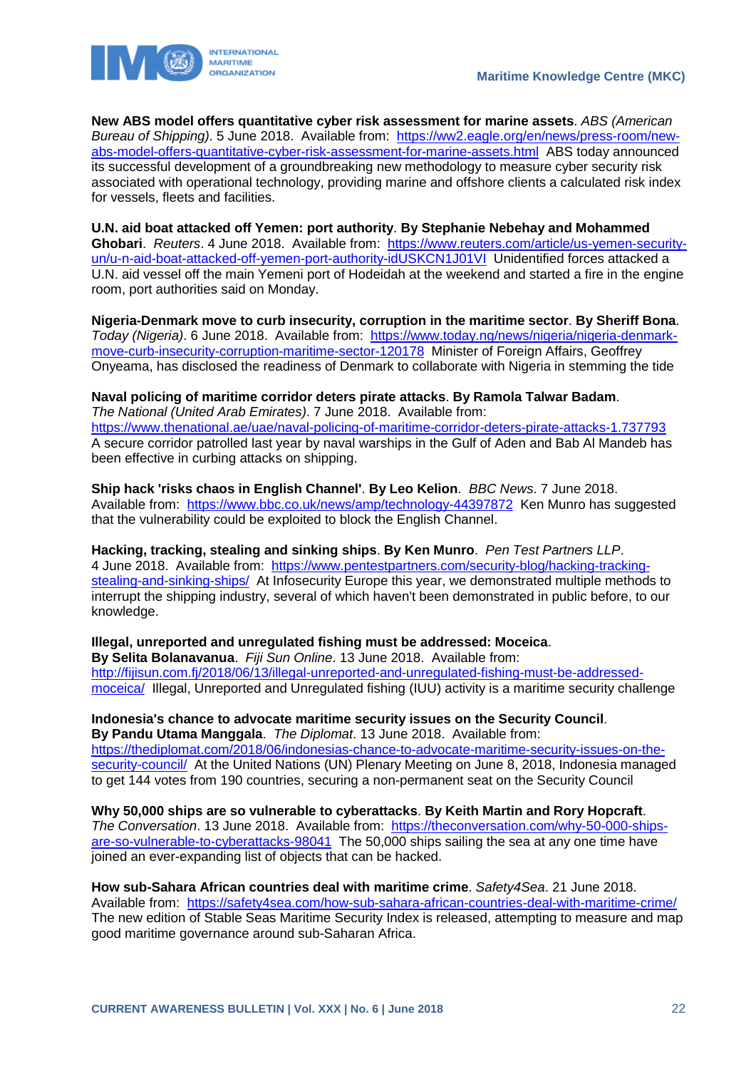**New ABS model offers quantitative cyber risk assessment for marine assets**. *ABS (American Bureau of Shipping)*. 5 June 2018. Available from: https://ww2.eagle.org/en/news/press-room/new-abs-model-offers-quantitative-cyber-risk-assessment-for-marine-assets.html ABS today announced its successful development of a groundbreaking new methodology to measure cyber security risk associated with operational technology, providing marine and offshore clients a calculated risk index for vessels, fleets and facilities.

**U.N. aid boat attacked off Yemen: port authority**. **By Stephanie Nebehay and Mohammed Ghobari**. *Reuters*. 4 June 2018. Available from: https://www.reuters.com/article/us-yemen-security-un/u-n-aid-boat-attacked-off-yemen-port-authority-idUSKCN1J01VI Unidentified forces attacked a U.N. aid vessel off the main Yemeni port of Hodeidah at the weekend and started a fire in the engine room, port authorities said on Monday.

**Nigeria-Denmark move to curb insecurity, corruption in the maritime sector**. **By Sheriff Bona**. *Today (Nigeria)*. 6 June 2018. Available from: https://www.today.ng/news/nigeria/nigeria-denmark-move-curb-insecurity-corruption-maritime-sector-120178 Minister of Foreign Affairs, Geoffrey Onyeama, has disclosed the readiness of Denmark to collaborate with Nigeria in stemming the tide

**Naval policing of maritime corridor deters pirate attacks**. **By Ramola Talwar Badam**. *The National (United Arab Emirates)*. 7 June 2018. Available from: https://www.thenational.ae/uae/naval-policing-of-maritime-corridor-deters-pirate-attacks-1.737793 A secure corridor patrolled last year by naval warships in the Gulf of Aden and Bab Al Mandeb has been effective in curbing attacks on shipping.

**Ship hack 'risks chaos in English Channel'**. **By Leo Kelion**. *BBC News*. 7 June 2018. Available from: https://www.bbc.co.uk/news/amp/technology-44397872 Ken Munro has suggested that the vulnerability could be exploited to block the English Channel.

**Hacking, tracking, stealing and sinking ships**. **By Ken Munro**. *Pen Test Partners LLP*. 4 June 2018. Available from: https://www.pentestpartners.com/security-blog/hacking-tracking-stealing-and-sinking-ships/ At Infosecurity Europe this year, we demonstrated multiple methods to interrupt the shipping industry, several of which haven't been demonstrated in public before, to our knowledge.

**Illegal, unreported and unregulated fishing must be addressed: Moceica**. **By Selita Bolanavanua**. *Fiji Sun Online*. 13 June 2018. Available from: http://fijisun.com.fj/2018/06/13/illegal-unreported-and-unregulated-fishing-must-be-addressed-moceica/ Illegal, Unreported and Unregulated fishing (IUU) activity is a maritime security challenge

**Indonesia's chance to advocate maritime security issues on the Security Council**. **By Pandu Utama Manggala**. *The Diplomat*. 13 June 2018. Available from: https://thediplomat.com/2018/06/indonesias-chance-to-advocate-maritime-security-issues-on-the-security-council/ At the United Nations (UN) Plenary Meeting on June 8, 2018, Indonesia managed to get 144 votes from 190 countries, securing a non-permanent seat on the Security Council

**Why 50,000 ships are so vulnerable to cyberattacks**. **By Keith Martin and Rory Hopcraft**. *The Conversation*. 13 June 2018. Available from: https://theconversation.com/why-50-000-ships-are-so-vulnerable-to-cyberattacks-98041 The 50,000 ships sailing the sea at any one time have joined an ever-expanding list of objects that can be hacked.

**How sub-Sahara African countries deal with maritime crime**. *Safety4Sea*. 21 June 2018. Available from: https://safety4sea.com/how-sub-sahara-african-countries-deal-with-maritime-crime/ The new edition of Stable Seas Maritime Security Index is released, attempting to measure and map good maritime governance around sub-Saharan Africa.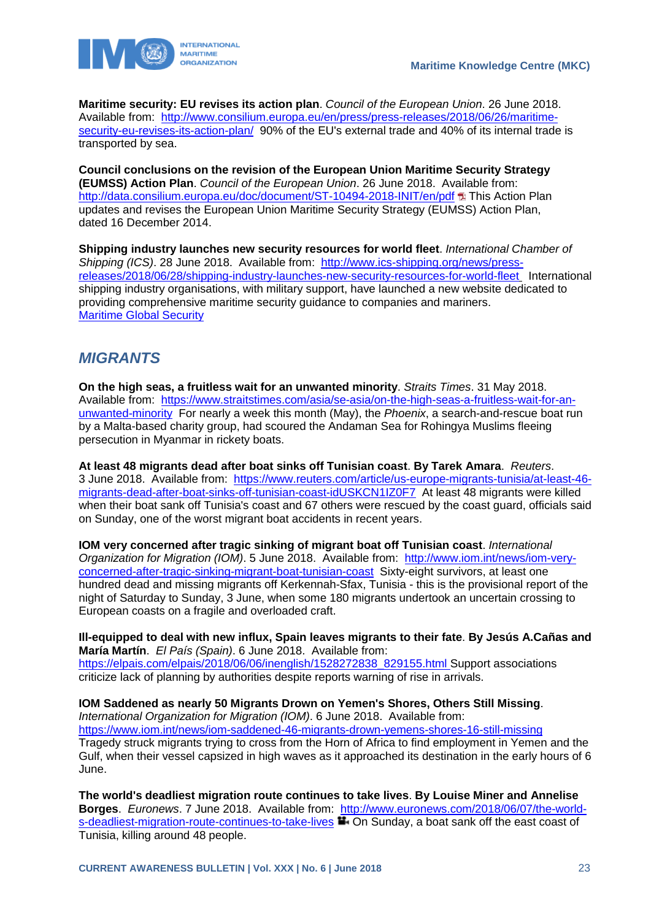**Maritime security: EU revises its action plan**. *Council of the European Union*. 26 June 2018. Available from: [http://www.consilium.europa.eu/en/press/press-releases/2018/06/26/maritime-security-eu-revises-its-action-plan/](http://www.consilium.europa.eu/en/press/press-releases/2018/06/26/maritime-security-eu-revises-its-action-plan/) 90% of the EU's external trade and 40% of its internal trade is transported by sea.

**Council conclusions on the revision of the European Union Maritime Security Strategy (EUMSS) Action Plan**. *Council of the European Union*. 26 June 2018. Available from: [http://data.consilium.europa.eu/doc/document/ST-10494-2018-INIT/en/pdf](http://data.consilium.europa.eu/doc/document/ST-10494-2018-INIT/en/pdf) This Action Plan updates and revises the European Union Maritime Security Strategy (EUMSS) Action Plan, dated 16 December 2014.

**Shipping industry launches new security resources for world fleet**. *International Chamber of Shipping (ICS)*. 28 June 2018. Available from: [http://www.ics-shipping.org/news/press-releases/2018/06/28/shipping-industry-launches-new-security-resources-for-world-fleet](http://www.ics-shipping.org/news/press-releases/2018/06/28/shipping-industry-launches-new-security-resources-for-world-fleet) International shipping industry organisations, with military support, have launched a new website dedicated to providing comprehensive maritime security guidance to companies and mariners.
Maritime Global Security

## *MIGRANTS*

**On the high seas, a fruitless wait for an unwanted minority**. *Straits Times*. 31 May 2018. Available from: [https://www.straitstimes.com/asia/se-asia/on-the-high-seas-a-fruitless-wait-for-an-unwanted-minority](https://www.straitstimes.com/asia/se-asia/on-the-high-seas-a-fruitless-wait-for-an-unwanted-minority) For nearly a week this month (May), the *Phoenix*, a search-and-rescue boat run by a Malta-based charity group, had scoured the Andaman Sea for Rohingya Muslims fleeing persecution in Myanmar in rickety boats.

**At least 48 migrants dead after boat sinks off Tunisian coast**. **By Tarek Amara**. *Reuters*. 3 June 2018. Available from: [https://www.reuters.com/article/us-europe-migrants-tunisia/at-least-46-migrants-dead-after-boat-sinks-off-tunisian-coast-idUSKCN1IZ0F7](https://www.reuters.com/article/us-europe-migrants-tunisia/at-least-46-migrants-dead-after-boat-sinks-off-tunisian-coast-idUSKCN1IZ0F7) At least 48 migrants were killed when their boat sank off Tunisia's coast and 67 others were rescued by the coast guard, officials said on Sunday, one of the worst migrant boat accidents in recent years.

**IOM very concerned after tragic sinking of migrant boat off Tunisian coast**. *International Organization for Migration (IOM)*. 5 June 2018. Available from: [http://www.iom.int/news/iom-very-concerned-after-tragic-sinking-migrant-boat-tunisian-coast](http://www.iom.int/news/iom-very-concerned-after-tragic-sinking-migrant-boat-tunisian-coast) Sixty-eight survivors, at least one hundred dead and missing migrants off Kerkennah-Sfax, Tunisia - this is the provisional report of the night of Saturday to Sunday, 3 June, when some 180 migrants undertook an uncertain crossing to European coasts on a fragile and overloaded craft.

**Ill-equipped to deal with new influx, Spain leaves migrants to their fate**. **By Jesús A.Cañas and María Martín**. *El País (Spain)*. 6 June 2018. Available from: [https://elpais.com/elpais/2018/06/06/inenglish/1528272838_829155.html](https://elpais.com/elpais/2018/06/06/inenglish/1528272838_829155.html) Support associations criticize lack of planning by authorities despite reports warning of rise in arrivals.

**IOM Saddened as nearly 50 Migrants Drown on Yemen's Shores, Others Still Missing**. *International Organization for Migration (IOM)*. 6 June 2018. Available from: [https://www.iom.int/news/iom-saddened-46-migrants-drown-yemens-shores-16-still-missing](https://www.iom.int/news/iom-saddened-46-migrants-drown-yemens-shores-16-still-missing) Tragedy struck migrants trying to cross from the Horn of Africa to find employment in Yemen and the Gulf, when their vessel capsized in high waves as it approached its destination in the early hours of 6 June.

**The world's deadliest migration route continues to take lives**. **By Louise Miner and Annelise Borges**. *Euronews*. 7 June 2018. Available from: [http://www.euronews.com/2018/06/07/the-world-s-deadliest-migration-route-continues-to-take-lives](http://www.euronews.com/2018/06/07/the-world-s-deadliest-migration-route-continues-to-take-lives) On Sunday, a boat sank off the east coast of Tunisia, killing around 48 people.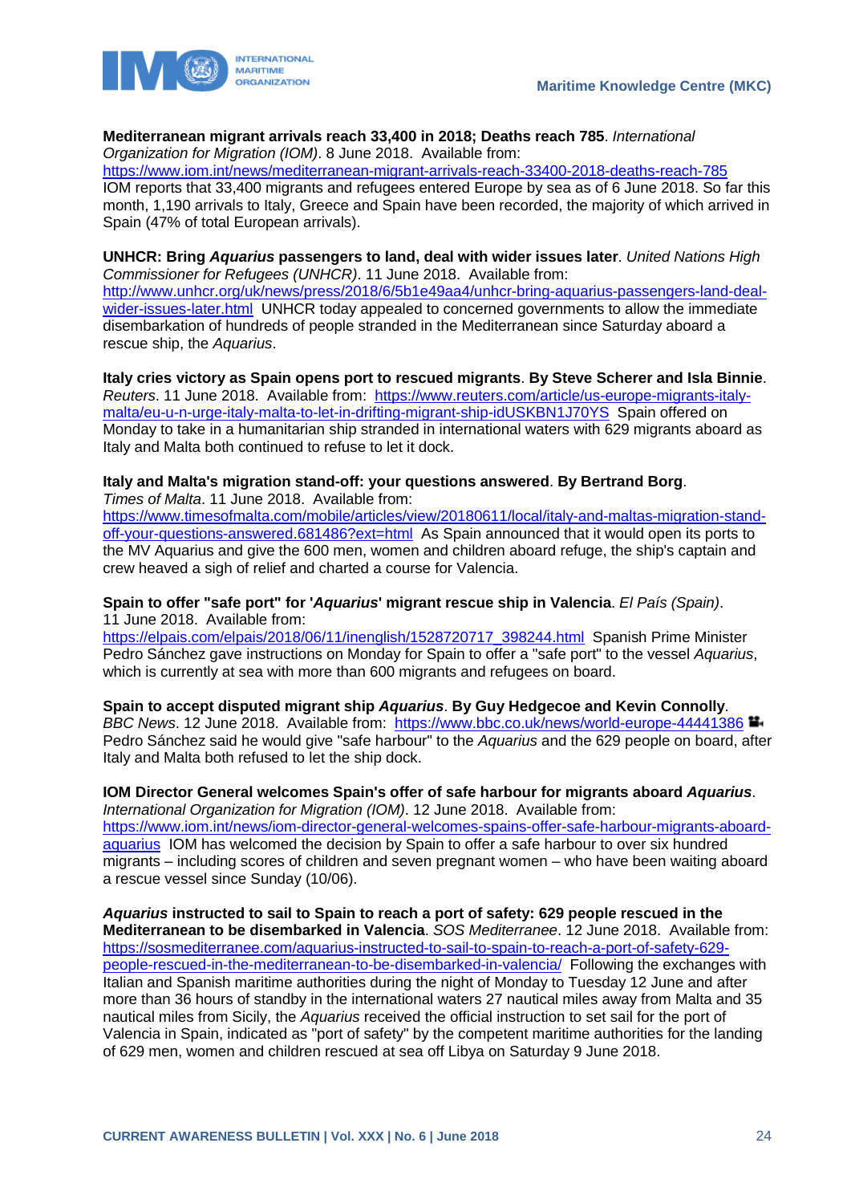**Mediterranean migrant arrivals reach 33,400 in 2018; Deaths reach 785**. *International Organization for Migration (IOM)*. 8 June 2018. Available from: https://www.iom.int/news/mediterranean-migrant-arrivals-reach-33400-2018-deaths-reach-785 IOM reports that 33,400 migrants and refugees entered Europe by sea as of 6 June 2018. So far this month, 1,190 arrivals to Italy, Greece and Spain have been recorded, the majority of which arrived in Spain (47% of total European arrivals).

**UNHCR: Bring *Aquarius* passengers to land, deal with wider issues later**. *United Nations High Commissioner for Refugees (UNHCR)*. 11 June 2018. Available from: http://www.unhcr.org/uk/news/press/2018/6/5b1e49aa4/unhcr-bring-aquarius-passengers-land-deal-wider-issues-later.html UNHCR today appealed to concerned governments to allow the immediate disembarkation of hundreds of people stranded in the Mediterranean since Saturday aboard a rescue ship, the *Aquarius*.

**Italy cries victory as Spain opens port to rescued migrants**. **By Steve Scherer and Isla Binnie**. *Reuters*. 11 June 2018. Available from: https://www.reuters.com/article/us-europe-migrants-italy-malta/eu-u-n-urge-italy-malta-to-let-in-drifting-migrant-ship-idUSKBN1J70YS Spain offered on Monday to take in a humanitarian ship stranded in international waters with 629 migrants aboard as Italy and Malta both continued to refuse to let it dock.

**Italy and Malta's migration stand-off: your questions answered**. **By Bertrand Borg**. *Times of Malta*. 11 June 2018. Available from: https://www.timesofmalta.com/mobile/articles/view/20180611/local/italy-and-maltas-migration-stand-off-your-questions-answered.681486?ext=html As Spain announced that it would open its ports to the MV Aquarius and give the 600 men, women and children aboard refuge, the ship's captain and crew heaved a sigh of relief and charted a course for Valencia.

**Spain to offer "safe port" for '*Aquarius*' migrant rescue ship in Valencia**. *El País (Spain)*. 11 June 2018. Available from: https://elpais.com/elpais/2018/06/11/inenglish/1528720717_398244.html Spanish Prime Minister Pedro Sánchez gave instructions on Monday for Spain to offer a "safe port" to the vessel *Aquarius*, which is currently at sea with more than 600 migrants and refugees on board.

**Spain to accept disputed migrant ship *Aquarius***. **By Guy Hedgecoe and Kevin Connolly**. *BBC News*. 12 June 2018. Available from: https://www.bbc.co.uk/news/world-europe-44441386 Pedro Sánchez said he would give "safe harbour" to the *Aquarius* and the 629 people on board, after Italy and Malta both refused to let the ship dock.

**IOM Director General welcomes Spain's offer of safe harbour for migrants aboard *Aquarius***. *International Organization for Migration (IOM)*. 12 June 2018. Available from: https://www.iom.int/news/iom-director-general-welcomes-spains-offer-safe-harbour-migrants-aboard-aquarius IOM has welcomed the decision by Spain to offer a safe harbour to over six hundred migrants – including scores of children and seven pregnant women – who have been waiting aboard a rescue vessel since Sunday (10/06).

***Aquarius* instructed to sail to Spain to reach a port of safety: 629 people rescued in the Mediterranean to be disembarked in Valencia**. *SOS Mediterranee*. 12 June 2018. Available from: https://sosmediterranee.com/aquarius-instructed-to-sail-to-spain-to-reach-a-port-of-safety-629-people-rescued-in-the-mediterranean-to-be-disembarked-in-valencia/ Following the exchanges with Italian and Spanish maritime authorities during the night of Monday to Tuesday 12 June and after more than 36 hours of standby in the international waters 27 nautical miles away from Malta and 35 nautical miles from Sicily, the *Aquarius* received the official instruction to set sail for the port of Valencia in Spain, indicated as "port of safety" by the competent maritime authorities for the landing of 629 men, women and children rescued at sea off Libya on Saturday 9 June 2018.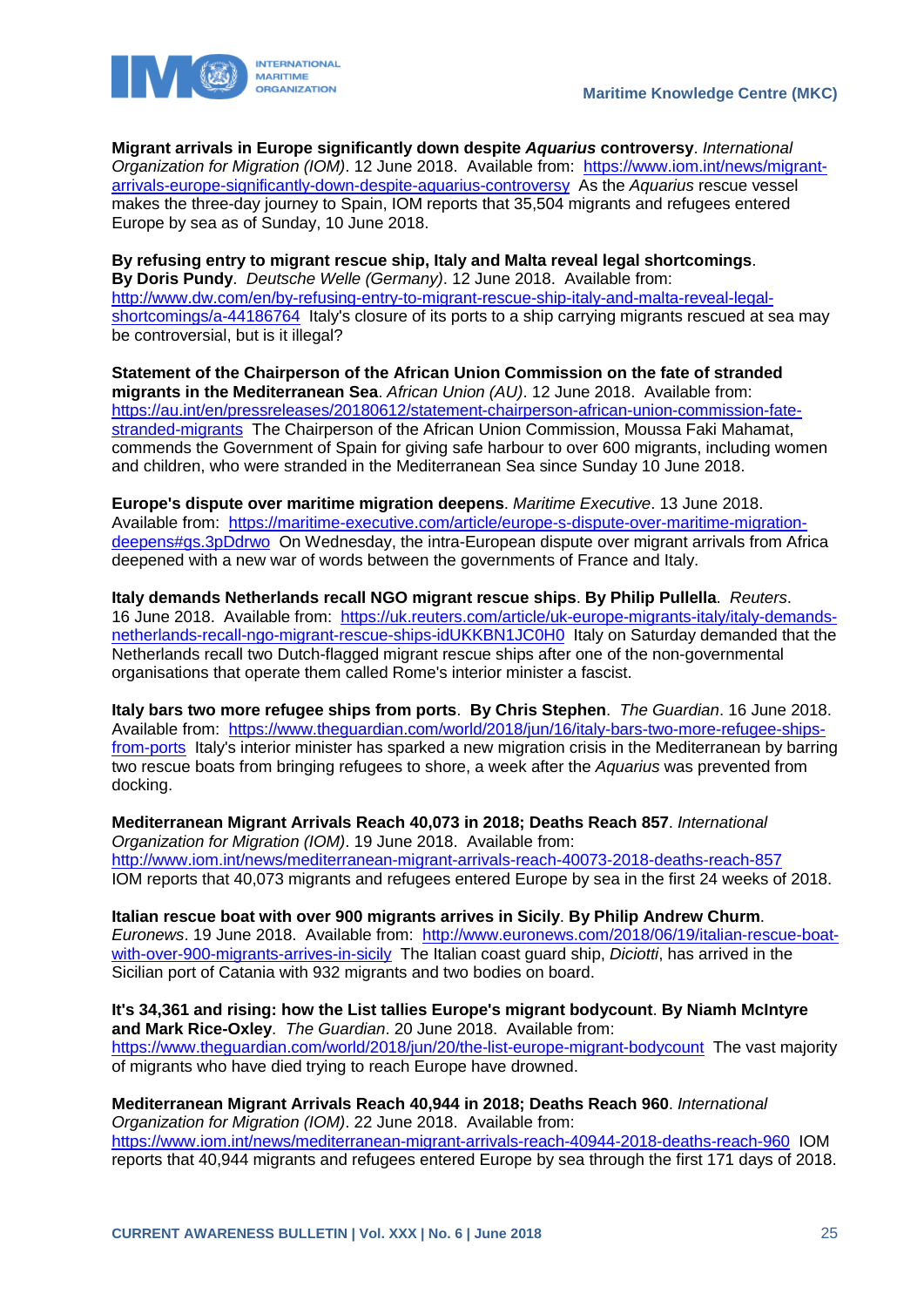**Migrant arrivals in Europe significantly down despite *Aquarius* controversy**. *International Organization for Migration (IOM)*. 12 June 2018. Available from: https://www.iom.int/news/migrant-arrivals-europe-significantly-down-despite-aquarius-controversy As the *Aquarius* rescue vessel makes the three-day journey to Spain, IOM reports that 35,504 migrants and refugees entered Europe by sea as of Sunday, 10 June 2018.

**By refusing entry to migrant rescue ship, Italy and Malta reveal legal shortcomings**. **By Doris Pundy**. *Deutsche Welle (Germany)*. 12 June 2018. Available from: http://www.dw.com/en/by-refusing-entry-to-migrant-rescue-ship-italy-and-malta-reveal-legal-shortcomings/a-44186764 Italy's closure of its ports to a ship carrying migrants rescued at sea may be controversial, but is it illegal?

**Statement of the Chairperson of the African Union Commission on the fate of stranded migrants in the Mediterranean Sea**. *African Union (AU)*. 12 June 2018. Available from: https://au.int/en/pressreleases/20180612/statement-chairperson-african-union-commission-fate-stranded-migrants The Chairperson of the African Union Commission, Moussa Faki Mahamat, commends the Government of Spain for giving safe harbour to over 600 migrants, including women and children, who were stranded in the Mediterranean Sea since Sunday 10 June 2018.

**Europe's dispute over maritime migration deepens**. *Maritime Executive*. 13 June 2018. Available from: https://maritime-executive.com/article/europe-s-dispute-over-maritime-migration-deepens#gs.3pDdrwo On Wednesday, the intra-European dispute over migrant arrivals from Africa deepened with a new war of words between the governments of France and Italy.

**Italy demands Netherlands recall NGO migrant rescue ships**. **By Philip Pullella**. *Reuters*. 16 June 2018. Available from: https://uk.reuters.com/article/uk-europe-migrants-italy/italy-demands-netherlands-recall-ngo-migrant-rescue-ships-idUKKBN1JC0H0 Italy on Saturday demanded that the Netherlands recall two Dutch-flagged migrant rescue ships after one of the non-governmental organisations that operate them called Rome's interior minister a fascist.

**Italy bars two more refugee ships from ports**. **By Chris Stephen**. *The Guardian*. 16 June 2018. Available from: https://www.theguardian.com/world/2018/jun/16/italy-bars-two-more-refugee-ships-from-ports Italy's interior minister has sparked a new migration crisis in the Mediterranean by barring two rescue boats from bringing refugees to shore, a week after the *Aquarius* was prevented from docking.

**Mediterranean Migrant Arrivals Reach 40,073 in 2018; Deaths Reach 857**. *International Organization for Migration (IOM)*. 19 June 2018. Available from: http://www.iom.int/news/mediterranean-migrant-arrivals-reach-40073-2018-deaths-reach-857 IOM reports that 40,073 migrants and refugees entered Europe by sea in the first 24 weeks of 2018.

**Italian rescue boat with over 900 migrants arrives in Sicily**. **By Philip Andrew Churm**. *Euronews*. 19 June 2018. Available from: http://www.euronews.com/2018/06/19/italian-rescue-boat-with-over-900-migrants-arrives-in-sicily The Italian coast guard ship, *Diciotti*, has arrived in the Sicilian port of Catania with 932 migrants and two bodies on board.

**It's 34,361 and rising: how the List tallies Europe's migrant bodycount**. **By Niamh McIntyre and Mark Rice-Oxley**. *The Guardian*. 20 June 2018. Available from: https://www.theguardian.com/world/2018/jun/20/the-list-europe-migrant-bodycount The vast majority of migrants who have died trying to reach Europe have drowned.

**Mediterranean Migrant Arrivals Reach 40,944 in 2018; Deaths Reach 960**. *International Organization for Migration (IOM)*. 22 June 2018. Available from: https://www.iom.int/news/mediterranean-migrant-arrivals-reach-40944-2018-deaths-reach-960 IOM reports that 40,944 migrants and refugees entered Europe by sea through the first 171 days of 2018.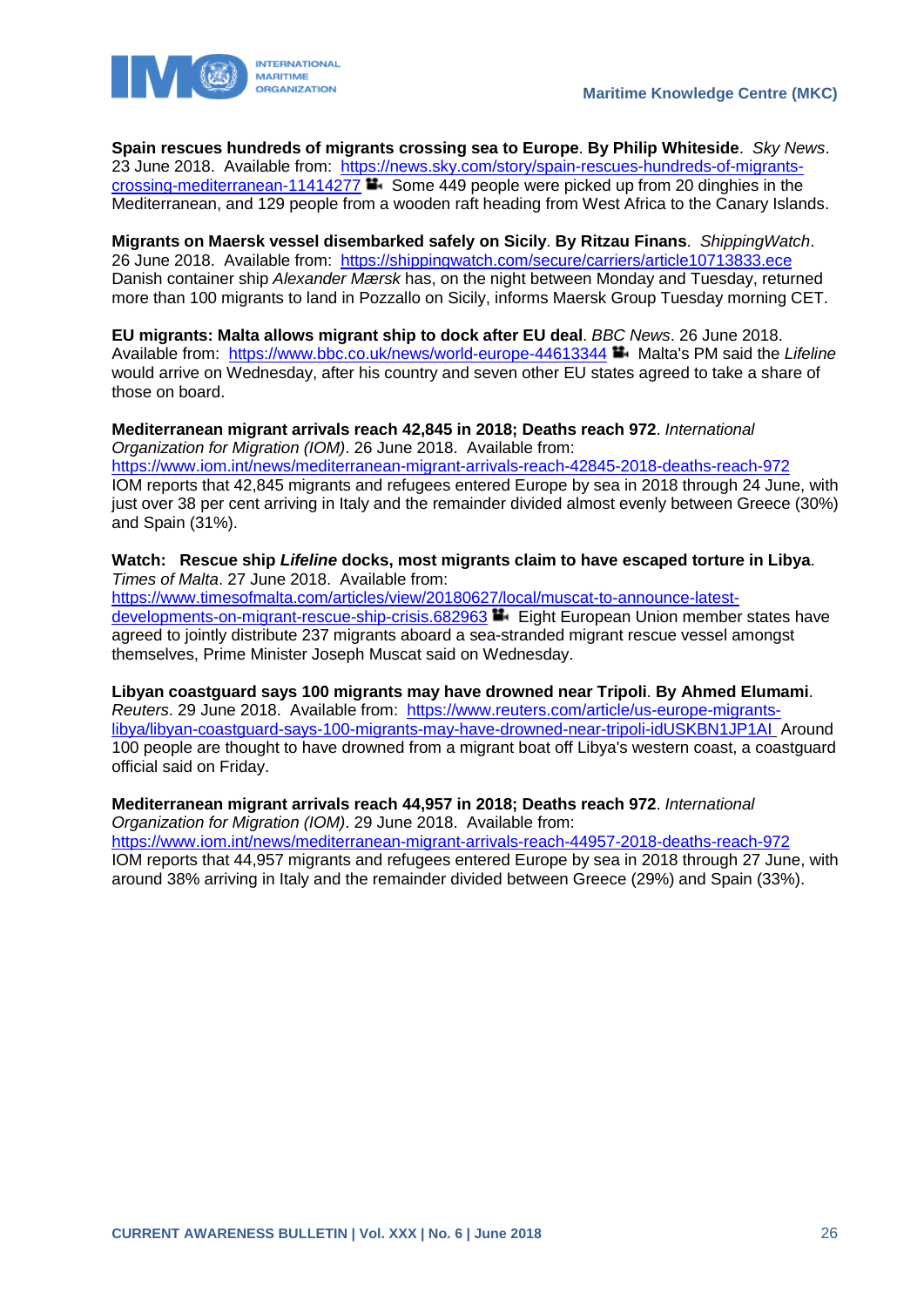**Spain rescues hundreds of migrants crossing sea to Europe**. **By Philip Whiteside**. *Sky News*. 23 June 2018. Available from: [https://news.sky.com/story/spain-rescues-hundreds-of-migrants-crossing-mediterranean-11414277](https://news.sky.com/story/spain-rescues-hundreds-of-migrants-crossing-mediterranean-11414277) Some 449 people were picked up from 20 dinghies in the Mediterranean, and 129 people from a wooden raft heading from West Africa to the Canary Islands.

**Migrants on Maersk vessel disembarked safely on Sicily**. **By Ritzau Finans**. *ShippingWatch*. 26 June 2018. Available from: [https://shippingwatch.com/secure/carriers/article10713833.ece](https://shippingwatch.com/secure/carriers/article10713833.ece) Danish container ship *Alexander Mærsk* has, on the night between Monday and Tuesday, returned more than 100 migrants to land in Pozzallo on Sicily, informs Maersk Group Tuesday morning CET.

**EU migrants: Malta allows migrant ship to dock after EU deal**. *BBC News*. 26 June 2018. Available from: [https://www.bbc.co.uk/news/world-europe-44613344](https://www.bbc.co.uk/news/world-europe-44613344) Malta's PM said the *Lifeline* would arrive on Wednesday, after his country and seven other EU states agreed to take a share of those on board.

**Mediterranean migrant arrivals reach 42,845 in 2018; Deaths reach 972**. *International Organization for Migration (IOM)*. 26 June 2018. Available from: [https://www.iom.int/news/mediterranean-migrant-arrivals-reach-42845-2018-deaths-reach-972](https://www.iom.int/news/mediterranean-migrant-arrivals-reach-42845-2018-deaths-reach-972) IOM reports that 42,845 migrants and refugees entered Europe by sea in 2018 through 24 June, with just over 38 per cent arriving in Italy and the remainder divided almost evenly between Greece (30%) and Spain (31%).

**Watch: Rescue ship *Lifeline* docks, most migrants claim to have escaped torture in Libya**. *Times of Malta*. 27 June 2018. Available from: [https://www.timesofmalta.com/articles/view/20180627/local/muscat-to-announce-latest-developments-on-migrant-rescue-ship-crisis.682963](https://www.timesofmalta.com/articles/view/20180627/local/muscat-to-announce-latest-developments-on-migrant-rescue-ship-crisis.682963) Eight European Union member states have agreed to jointly distribute 237 migrants aboard a sea-stranded migrant rescue vessel amongst themselves, Prime Minister Joseph Muscat said on Wednesday.

**Libyan coastguard says 100 migrants may have drowned near Tripoli**. **By Ahmed Elumami**. *Reuters*. 29 June 2018. Available from: [https://www.reuters.com/article/us-europe-migrants-libya/libyan-coastguard-says-100-migrants-may-have-drowned-near-tripoli-idUSKBN1JP1AI](https://www.reuters.com/article/us-europe-migrants-libya/libyan-coastguard-says-100-migrants-may-have-drowned-near-tripoli-idUSKBN1JP1AI) Around 100 people are thought to have drowned from a migrant boat off Libya's western coast, a coastguard official said on Friday.

**Mediterranean migrant arrivals reach 44,957 in 2018; Deaths reach 972**. *International Organization for Migration (IOM)*. 29 June 2018. Available from: [https://www.iom.int/news/mediterranean-migrant-arrivals-reach-44957-2018-deaths-reach-972](https://www.iom.int/news/mediterranean-migrant-arrivals-reach-44957-2018-deaths-reach-972) IOM reports that 44,957 migrants and refugees entered Europe by sea in 2018 through 27 June, with around 38% arriving in Italy and the remainder divided between Greece (29%) and Spain (33%).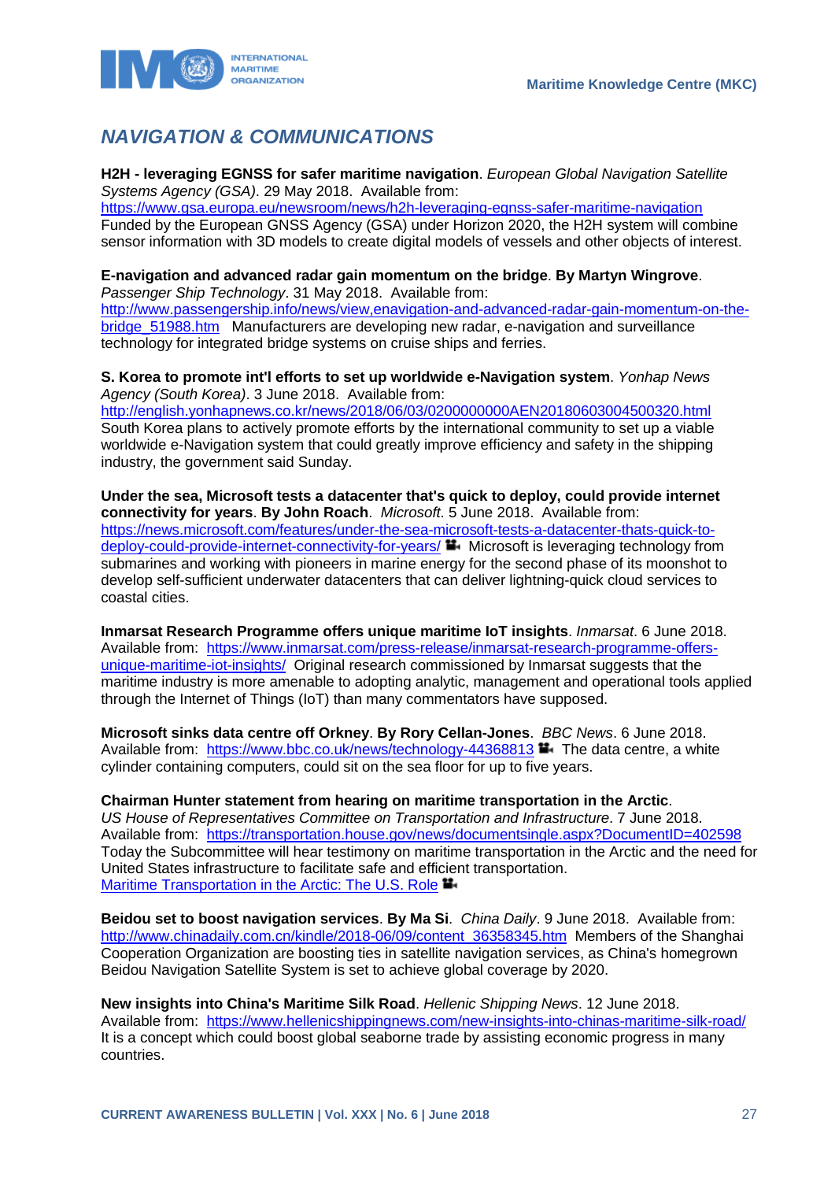## *NAVIGATION & COMMUNICATIONS*

**H2H - leveraging EGNSS for safer maritime navigation**. *European Global Navigation Satellite Systems Agency (GSA)*. 29 May 2018. Available from: https://www.gsa.europa.eu/newsroom/news/h2h-leveraging-egnss-safer-maritime-navigation Funded by the European GNSS Agency (GSA) under Horizon 2020, the H2H system will combine sensor information with 3D models to create digital models of vessels and other objects of interest.

**E-navigation and advanced radar gain momentum on the bridge**. **By Martyn Wingrove**. *Passenger Ship Technology*. 31 May 2018. Available from: http://www.passengership.info/news/view,enavigation-and-advanced-radar-gain-momentum-on-the-bridge_51988.htm Manufacturers are developing new radar, e-navigation and surveillance technology for integrated bridge systems on cruise ships and ferries.

**S. Korea to promote int'l efforts to set up worldwide e-Navigation system**. *Yonhap News Agency (South Korea)*. 3 June 2018. Available from: http://english.yonhapnews.co.kr/news/2018/06/03/0200000000AEN20180603004500320.html South Korea plans to actively promote efforts by the international community to set up a viable worldwide e-Navigation system that could greatly improve efficiency and safety in the shipping industry, the government said Sunday.

**Under the sea, Microsoft tests a datacenter that's quick to deploy, could provide internet connectivity for years**. **By John Roach**. *Microsoft*. 5 June 2018. Available from: https://news.microsoft.com/features/under-the-sea-microsoft-tests-a-datacenter-thats-quick-to-deploy-could-provide-internet-connectivity-for-years/ Microsoft is leveraging technology from submarines and working with pioneers in marine energy for the second phase of its moonshot to develop self-sufficient underwater datacenters that can deliver lightning-quick cloud services to coastal cities.

**Inmarsat Research Programme offers unique maritime IoT insights**. *Inmarsat*. 6 June 2018. Available from: https://www.inmarsat.com/press-release/inmarsat-research-programme-offers-unique-maritime-iot-insights/ Original research commissioned by Inmarsat suggests that the maritime industry is more amenable to adopting analytic, management and operational tools applied through the Internet of Things (IoT) than many commentators have supposed.

**Microsoft sinks data centre off Orkney**. **By Rory Cellan-Jones**. *BBC News*. 6 June 2018. Available from: https://www.bbc.co.uk/news/technology-44368813 The data centre, a white cylinder containing computers, could sit on the sea floor for up to five years.

**Chairman Hunter statement from hearing on maritime transportation in the Arctic**. *US House of Representatives Committee on Transportation and Infrastructure*. 7 June 2018. Available from: https://transportation.house.gov/news/documentsingle.aspx?DocumentID=402598 Today the Subcommittee will hear testimony on maritime transportation in the Arctic and the need for United States infrastructure to facilitate safe and efficient transportation.
Maritime Transportation in the Arctic: The U.S. Role

**Beidou set to boost navigation services**. **By Ma Si**. *China Daily*. 9 June 2018. Available from: http://www.chinadaily.com.cn/kindle/2018-06/09/content_36358345.htm Members of the Shanghai Cooperation Organization are boosting ties in satellite navigation services, as China's homegrown Beidou Navigation Satellite System is set to achieve global coverage by 2020.

**New insights into China's Maritime Silk Road**. *Hellenic Shipping News*. 12 June 2018. Available from: https://www.hellenicshippingnews.com/new-insights-into-chinas-maritime-silk-road/ It is a concept which could boost global seaborne trade by assisting economic progress in many countries.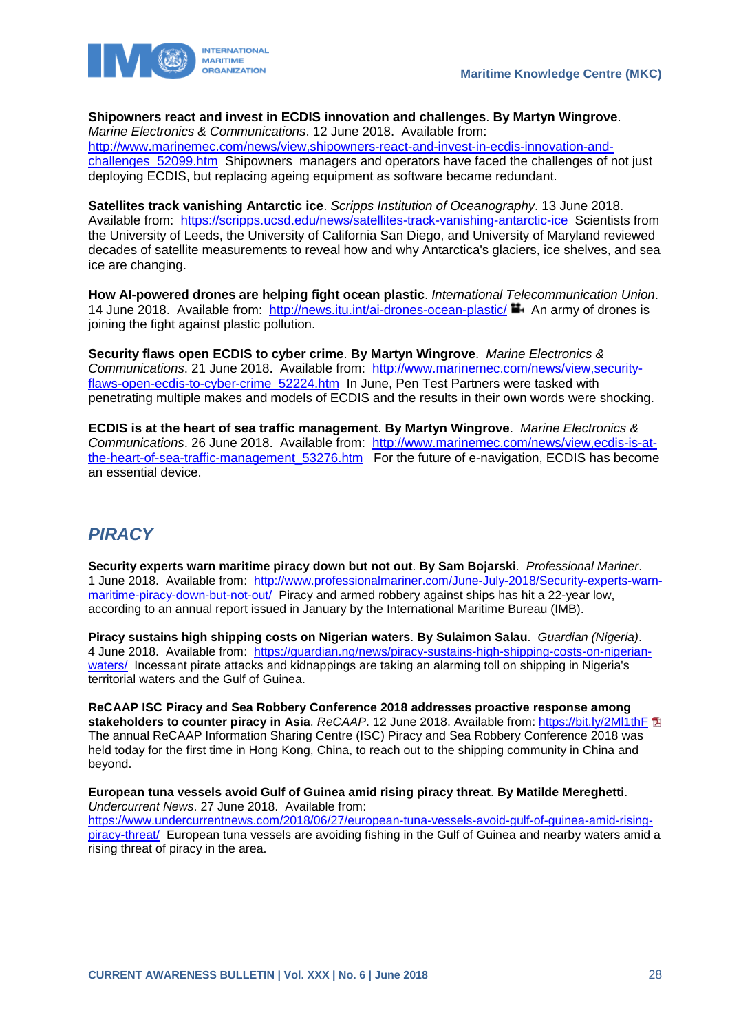**Shipowners react and invest in ECDIS innovation and challenges**. **By Martyn Wingrove**. *Marine Electronics & Communications*. 12 June 2018. Available from: http://www.marinemec.com/news/view,shipowners-react-and-invest-in-ecdis-innovation-and-challenges_52099.htm Shipowners managers and operators have faced the challenges of not just deploying ECDIS, but replacing ageing equipment as software became redundant.

**Satellites track vanishing Antarctic ice**. *Scripps Institution of Oceanography*. 13 June 2018. Available from: https://scripps.ucsd.edu/news/satellites-track-vanishing-antarctic-ice Scientists from the University of Leeds, the University of California San Diego, and University of Maryland reviewed decades of satellite measurements to reveal how and why Antarctica's glaciers, ice shelves, and sea ice are changing.

**How AI-powered drones are helping fight ocean plastic**. *International Telecommunication Union*. 14 June 2018. Available from: http://news.itu.int/ai-drones-ocean-plastic/ An army of drones is joining the fight against plastic pollution.

**Security flaws open ECDIS to cyber crime**. **By Martyn Wingrove**. *Marine Electronics & Communications*. 21 June 2018. Available from: http://www.marinemec.com/news/view,security-flaws-open-ecdis-to-cyber-crime_52224.htm In June, Pen Test Partners were tasked with penetrating multiple makes and models of ECDIS and the results in their own words were shocking.

**ECDIS is at the heart of sea traffic management**. **By Martyn Wingrove**. *Marine Electronics & Communications*. 26 June 2018. Available from: http://www.marinemec.com/news/view,ecdis-is-at-the-heart-of-sea-traffic-management_53276.htm For the future of e-navigation, ECDIS has become an essential device.

## *PIRACY*

**Security experts warn maritime piracy down but not out**. **By Sam Bojarski**. *Professional Mariner*. 1 June 2018. Available from: http://www.professionalmariner.com/June-July-2018/Security-experts-warn-maritime-piracy-down-but-not-out/ Piracy and armed robbery against ships has hit a 22-year low, according to an annual report issued in January by the International Maritime Bureau (IMB).

**Piracy sustains high shipping costs on Nigerian waters**. **By Sulaimon Salau**. *Guardian (Nigeria)*. 4 June 2018. Available from: https://guardian.ng/news/piracy-sustains-high-shipping-costs-on-nigerian-waters/ Incessant pirate attacks and kidnappings are taking an alarming toll on shipping in Nigeria's territorial waters and the Gulf of Guinea.

**ReCAAP ISC Piracy and Sea Robbery Conference 2018 addresses proactive response among stakeholders to counter piracy in Asia**. *ReCAAP*. 12 June 2018. Available from: https://bit.ly/2Ml1thF The annual ReCAAP Information Sharing Centre (ISC) Piracy and Sea Robbery Conference 2018 was held today for the first time in Hong Kong, China, to reach out to the shipping community in China and beyond.

**European tuna vessels avoid Gulf of Guinea amid rising piracy threat**. **By Matilde Mereghetti**. *Undercurrent News*. 27 June 2018. Available from: https://www.undercurrentnews.com/2018/06/27/european-tuna-vessels-avoid-gulf-of-guinea-amid-rising-piracy-threat/ European tuna vessels are avoiding fishing in the Gulf of Guinea and nearby waters amid a rising threat of piracy in the area.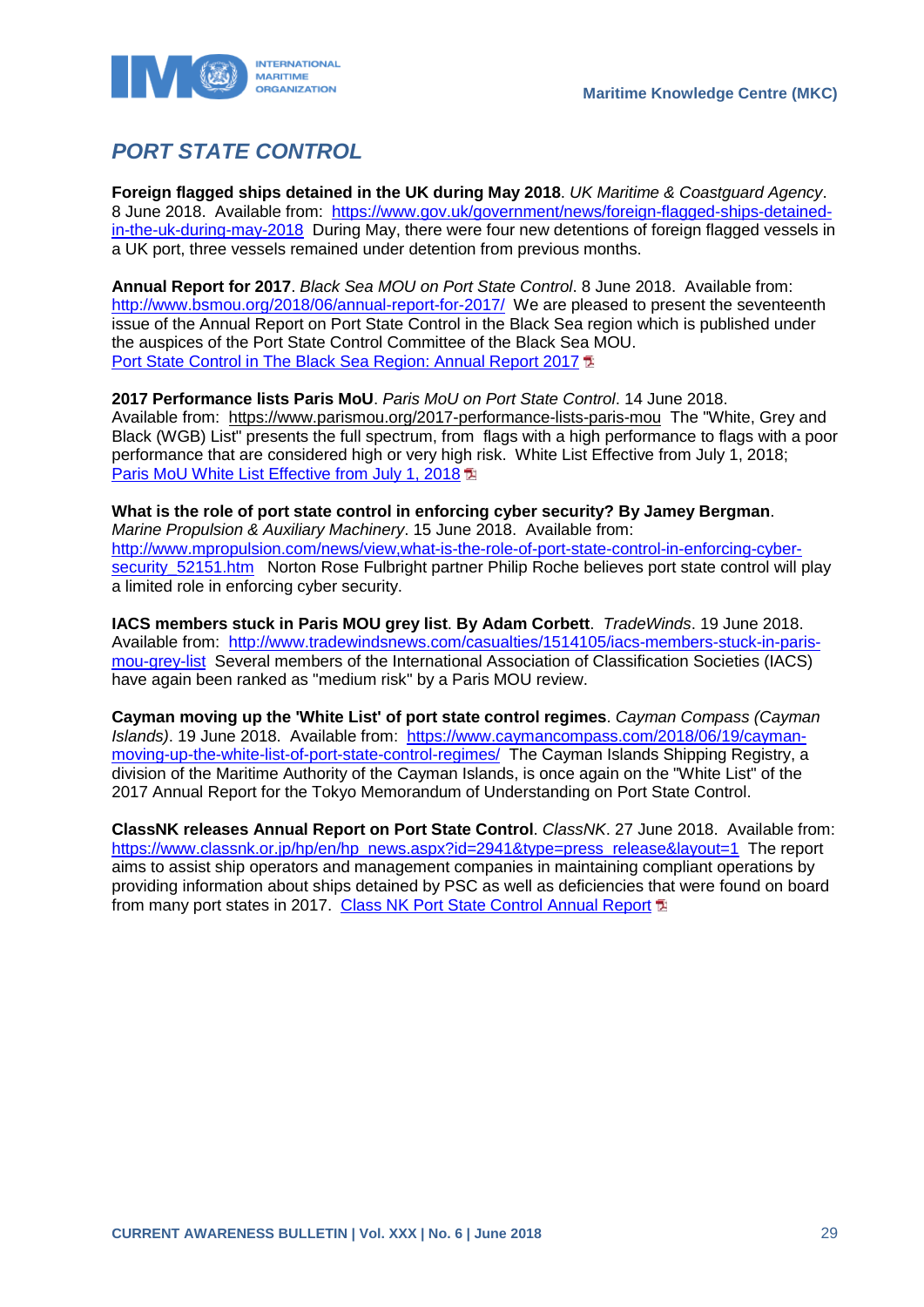## *PORT STATE CONTROL*

**Foreign flagged ships detained in the UK during May 2018**. *UK Maritime & Coastguard Agency*. 8 June 2018. Available from: [https://www.gov.uk/government/news/foreign-flagged-ships-detained-in-the-uk-during-may-2018](https://www.gov.uk/government/news/foreign-flagged-ships-detained-in-the-uk-during-may-2018) During May, there were four new detentions of foreign flagged vessels in a UK port, three vessels remained under detention from previous months.

**Annual Report for 2017**. *Black Sea MOU on Port State Control*. 8 June 2018. Available from: [http://www.bsmou.org/2018/06/annual-report-for-2017/](http://www.bsmou.org/2018/06/annual-report-for-2017/) We are pleased to present the seventeenth issue of the Annual Report on Port State Control in the Black Sea region which is published under the auspices of the Port State Control Committee of the Black Sea MOU.
[Port State Control in The Black Sea Region: Annual Report 2017]()

**2017 Performance lists Paris MoU**. *Paris MoU on Port State Control*. 14 June 2018. Available from: https://www.parismou.org/2017-performance-lists-paris-mou The "White, Grey and Black (WGB) List" presents the full spectrum, from flags with a high performance to flags with a poor performance that are considered high or very high risk. White List Effective from July 1, 2018;
[Paris MoU White List Effective from July 1, 2018]()

**What is the role of port state control in enforcing cyber security? By Jamey Bergman**. *Marine Propulsion & Auxiliary Machinery*. 15 June 2018. Available from: [http://www.mpropulsion.com/news/view,what-is-the-role-of-port-state-control-in-enforcing-cyber-security_52151.htm](http://www.mpropulsion.com/news/view,what-is-the-role-of-port-state-control-in-enforcing-cyber-security_52151.htm) Norton Rose Fulbright partner Philip Roche believes port state control will play a limited role in enforcing cyber security.

**IACS members stuck in Paris MOU grey list**. **By Adam Corbett**. *TradeWinds*. 19 June 2018. Available from: [http://www.tradewindsnews.com/casualties/1514105/iacs-members-stuck-in-paris-mou-grey-list](http://www.tradewindsnews.com/casualties/1514105/iacs-members-stuck-in-paris-mou-grey-list) Several members of the International Association of Classification Societies (IACS) have again been ranked as "medium risk" by a Paris MOU review.

**Cayman moving up the 'White List' of port state control regimes**. *Cayman Compass (Cayman Islands)*. 19 June 2018. Available from: [https://www.caymancompass.com/2018/06/19/cayman-moving-up-the-white-list-of-port-state-control-regimes/](https://www.caymancompass.com/2018/06/19/cayman-moving-up-the-white-list-of-port-state-control-regimes/) The Cayman Islands Shipping Registry, a division of the Maritime Authority of the Cayman Islands, is once again on the "White List" of the 2017 Annual Report for the Tokyo Memorandum of Understanding on Port State Control.

**ClassNK releases Annual Report on Port State Control**. *ClassNK*. 27 June 2018. Available from: [https://www.classnk.or.jp/hp/en/hp_news.aspx?id=2941&type=press_release&layout=1](https://www.classnk.or.jp/hp/en/hp_news.aspx?id=2941&type=press_release&layout=1) The report aims to assist ship operators and management companies in maintaining compliant operations by providing information about ships detained by PSC as well as deficiencies that were found on board from many port states in 2017. [Class NK Port State Control Annual Report]()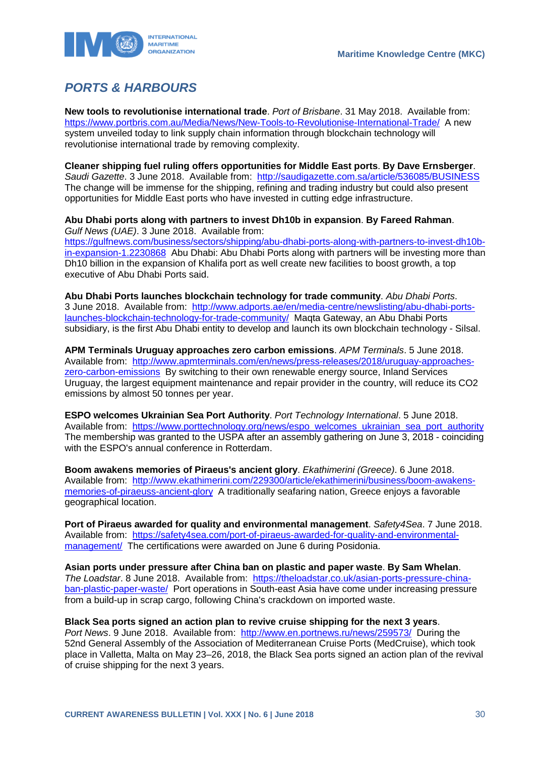## *PORTS & HARBOURS*

**New tools to revolutionise international trade**. *Port of Brisbane*. 31 May 2018. Available from: https://www.portbris.com.au/Media/News/New-Tools-to-Revolutionise-International-Trade/ A new system unveiled today to link supply chain information through blockchain technology will revolutionise international trade by removing complexity.

**Cleaner shipping fuel ruling offers opportunities for Middle East ports**. **By Dave Ernsberger**. *Saudi Gazette*. 3 June 2018. Available from: http://saudigazette.com.sa/article/536085/BUSINESS The change will be immense for the shipping, refining and trading industry but could also present opportunities for Middle East ports who have invested in cutting edge infrastructure.

**Abu Dhabi ports along with partners to invest Dh10b in expansion**. **By Fareed Rahman**. *Gulf News (UAE)*. 3 June 2018. Available from: https://gulfnews.com/business/sectors/shipping/abu-dhabi-ports-along-with-partners-to-invest-dh10b-in-expansion-1.2230868 Abu Dhabi: Abu Dhabi Ports along with partners will be investing more than Dh10 billion in the expansion of Khalifa port as well create new facilities to boost growth, a top executive of Abu Dhabi Ports said.

**Abu Dhabi Ports launches blockchain technology for trade community**. *Abu Dhabi Ports*. 3 June 2018. Available from: http://www.adports.ae/en/media-centre/newslisting/abu-dhabi-ports-launches-blockchain-technology-for-trade-community/ Maqta Gateway, an Abu Dhabi Ports subsidiary, is the first Abu Dhabi entity to develop and launch its own blockchain technology - Silsal.

**APM Terminals Uruguay approaches zero carbon emissions**. *APM Terminals*. 5 June 2018. Available from: http://www.apmterminals.com/en/news/press-releases/2018/uruguay-approaches-zero-carbon-emissions By switching to their own renewable energy source, Inland Services Uruguay, the largest equipment maintenance and repair provider in the country, will reduce its CO2 emissions by almost 50 tonnes per year.

**ESPO welcomes Ukrainian Sea Port Authority**. *Port Technology International*. 5 June 2018. Available from: https://www.porttechnology.org/news/espo_welcomes_ukrainian_sea_port_authority The membership was granted to the USPA after an assembly gathering on June 3, 2018 - coinciding with the ESPO's annual conference in Rotterdam.

**Boom awakens memories of Piraeus's ancient glory**. *Ekathimerini (Greece)*. 6 June 2018. Available from: http://www.ekathimerini.com/229300/article/ekathimerini/business/boom-awakens-memories-of-piraeuss-ancient-glory A traditionally seafaring nation, Greece enjoys a favorable geographical location.

**Port of Piraeus awarded for quality and environmental management**. *Safety4Sea*. 7 June 2018. Available from: https://safety4sea.com/port-of-piraeus-awarded-for-quality-and-environmental-management/ The certifications were awarded on June 6 during Posidonia.

**Asian ports under pressure after China ban on plastic and paper waste**. **By Sam Whelan**. *The Loadstar*. 8 June 2018. Available from: https://theloadstar.co.uk/asian-ports-pressure-china-ban-plastic-paper-waste/ Port operations in South-east Asia have come under increasing pressure from a build-up in scrap cargo, following China's crackdown on imported waste.

**Black Sea ports signed an action plan to revive cruise shipping for the next 3 years**. *Port News*. 9 June 2018. Available from: http://www.en.portnews.ru/news/259573/ During the 52nd General Assembly of the Association of Mediterranean Cruise Ports (MedCruise), which took place in Valletta, Malta on May 23–26, 2018, the Black Sea ports signed an action plan of the revival of cruise shipping for the next 3 years.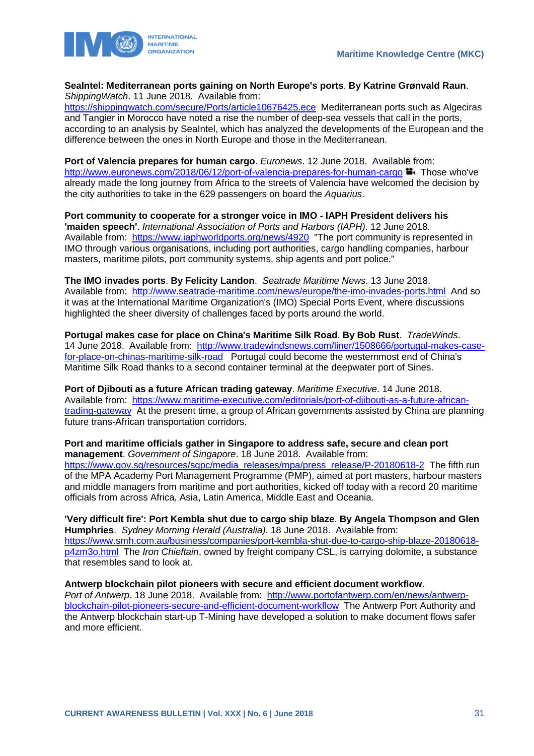**SeaIntel: Mediterranean ports gaining on North Europe's ports**. **By Katrine Grønvald Raun**. *ShippingWatch*. 11 June 2018. Available from: https://shippingwatch.com/secure/Ports/article10676425.ece Mediterranean ports such as Algeciras and Tangier in Morocco have noted a rise the number of deep-sea vessels that call in the ports, according to an analysis by SeaIntel, which has analyzed the developments of the European and the difference between the ones in North Europe and those in the Mediterranean.

**Port of Valencia prepares for human cargo**. *Euronews*. 12 June 2018. Available from: http://www.euronews.com/2018/06/12/port-of-valencia-prepares-for-human-cargo Those who've already made the long journey from Africa to the streets of Valencia have welcomed the decision by the city authorities to take in the 629 passengers on board the *Aquarius*.

**Port community to cooperate for a stronger voice in IMO - IAPH President delivers his 'maiden speech'**. *International Association of Ports and Harbors (IAPH)*. 12 June 2018. Available from: https://www.iaphworldports.org/news/4920 "The port community is represented in IMO through various organisations, including port authorities, cargo handling companies, harbour masters, maritime pilots, port community systems, ship agents and port police."

**The IMO invades ports**. **By Felicity Landon**. *Seatrade Maritime News*. 13 June 2018. Available from: http://www.seatrade-maritime.com/news/europe/the-imo-invades-ports.html And so it was at the International Maritime Organization's (IMO) Special Ports Event, where discussions highlighted the sheer diversity of challenges faced by ports around the world.

**Portugal makes case for place on China's Maritime Silk Road**. **By Bob Rust**. *TradeWinds*. 14 June 2018. Available from: http://www.tradewindsnews.com/liner/1508666/portugal-makes-case-for-place-on-chinas-maritime-silk-road Portugal could become the westernmost end of China's Maritime Silk Road thanks to a second container terminal at the deepwater port of Sines.

**Port of Djibouti as a future African trading gateway**. *Maritime Executive*. 14 June 2018. Available from: https://www.maritime-executive.com/editorials/port-of-djibouti-as-a-future-african-trading-gateway At the present time, a group of African governments assisted by China are planning future trans-African transportation corridors.

**Port and maritime officials gather in Singapore to address safe, secure and clean port management**. *Government of Singapore*. 18 June 2018. Available from: https://www.gov.sg/resources/sgpc/media_releases/mpa/press_release/P-20180618-2 The fifth run of the MPA Academy Port Management Programme (PMP), aimed at port masters, harbour masters and middle managers from maritime and port authorities, kicked off today with a record 20 maritime officials from across Africa, Asia, Latin America, Middle East and Oceania.

**'Very difficult fire': Port Kembla shut due to cargo ship blaze**. **By Angela Thompson and Glen Humphries**. *Sydney Morning Herald (Australia)*. 18 June 2018. Available from: https://www.smh.com.au/business/companies/port-kembla-shut-due-to-cargo-ship-blaze-20180618-p4zm3o.html The *Iron Chieftain*, owned by freight company CSL, is carrying dolomite, a substance that resembles sand to look at.

**Antwerp blockchain pilot pioneers with secure and efficient document workflow**. *Port of Antwerp*. 18 June 2018. Available from: http://www.portofantwerp.com/en/news/antwerp-blockchain-pilot-pioneers-secure-and-efficient-document-workflow The Antwerp Port Authority and the Antwerp blockchain start-up T-Mining have developed a solution to make document flows safer and more efficient.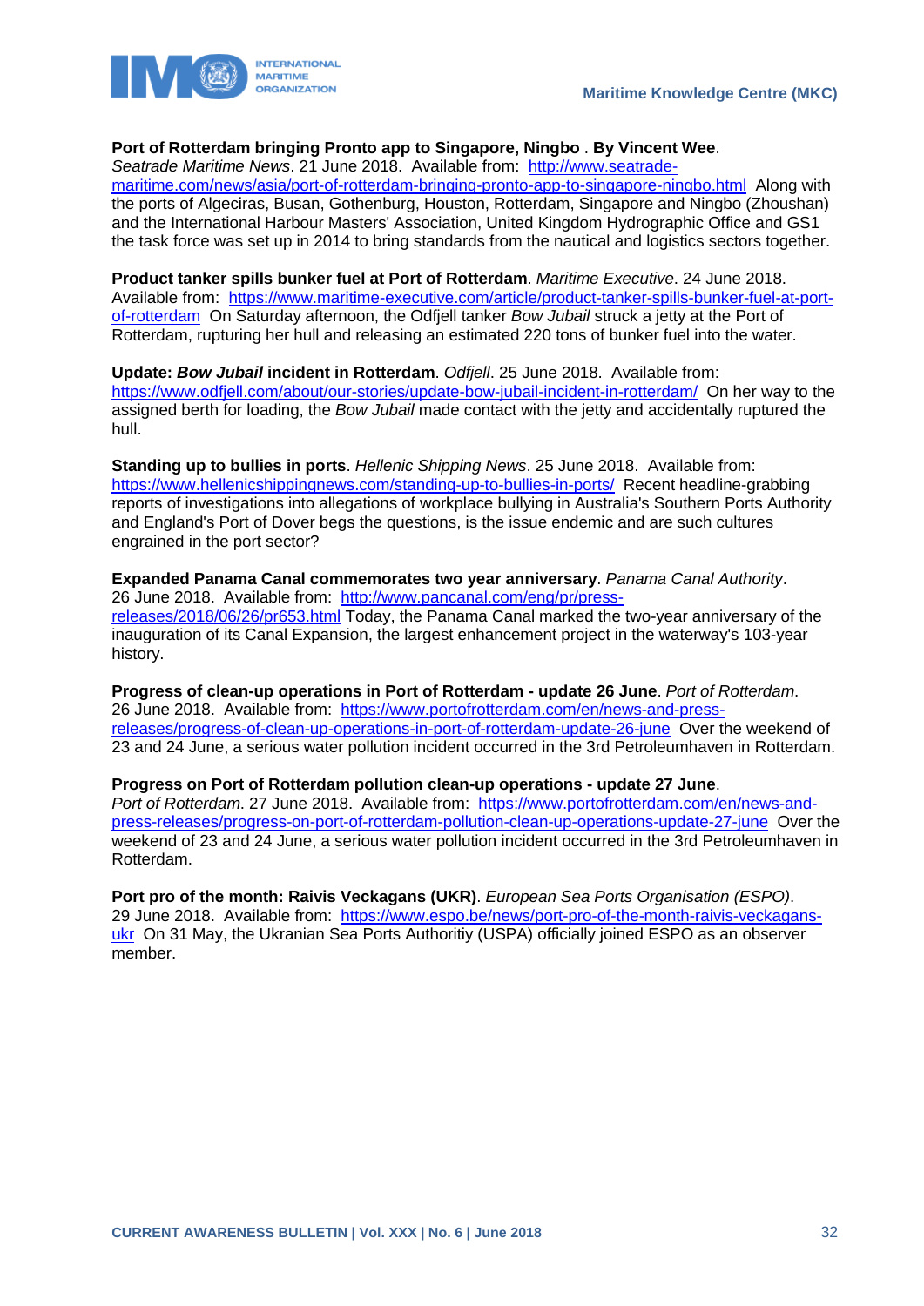**Port of Rotterdam bringing Pronto app to Singapore, Ningbo** . **By Vincent Wee**. *Seatrade Maritime News*. 21 June 2018. Available from: http://www.seatrade-maritime.com/news/asia/port-of-rotterdam-bringing-pronto-app-to-singapore-ningbo.html Along with the ports of Algeciras, Busan, Gothenburg, Houston, Rotterdam, Singapore and Ningbo (Zhoushan) and the International Harbour Masters' Association, United Kingdom Hydrographic Office and GS1 the task force was set up in 2014 to bring standards from the nautical and logistics sectors together.

**Product tanker spills bunker fuel at Port of Rotterdam**. *Maritime Executive*. 24 June 2018. Available from: https://www.maritime-executive.com/article/product-tanker-spills-bunker-fuel-at-port-of-rotterdam On Saturday afternoon, the Odfjell tanker *Bow Jubail* struck a jetty at the Port of Rotterdam, rupturing her hull and releasing an estimated 220 tons of bunker fuel into the water.

**Update: *Bow Jubail* incident in Rotterdam**. *Odfjell*. 25 June 2018. Available from: https://www.odfjell.com/about/our-stories/update-bow-jubail-incident-in-rotterdam/ On her way to the assigned berth for loading, the *Bow Jubail* made contact with the jetty and accidentally ruptured the hull.

**Standing up to bullies in ports**. *Hellenic Shipping News*. 25 June 2018. Available from: https://www.hellenicshippingnews.com/standing-up-to-bullies-in-ports/ Recent headline-grabbing reports of investigations into allegations of workplace bullying in Australia's Southern Ports Authority and England's Port of Dover begs the questions, is the issue endemic and are such cultures engrained in the port sector?

**Expanded Panama Canal commemorates two year anniversary**. *Panama Canal Authority*. 26 June 2018. Available from: http://www.pancanal.com/eng/pr/press-releases/2018/06/26/pr653.html Today, the Panama Canal marked the two-year anniversary of the inauguration of its Canal Expansion, the largest enhancement project in the waterway's 103-year history.

**Progress of clean-up operations in Port of Rotterdam - update 26 June**. *Port of Rotterdam*. 26 June 2018. Available from: https://www.portofrotterdam.com/en/news-and-press-releases/progress-of-clean-up-operations-in-port-of-rotterdam-update-26-june Over the weekend of 23 and 24 June, a serious water pollution incident occurred in the 3rd Petroleumhaven in Rotterdam.

**Progress on Port of Rotterdam pollution clean-up operations - update 27 June**. *Port of Rotterdam*. 27 June 2018. Available from: https://www.portofrotterdam.com/en/news-and-press-releases/progress-on-port-of-rotterdam-pollution-clean-up-operations-update-27-june Over the weekend of 23 and 24 June, a serious water pollution incident occurred in the 3rd Petroleumhaven in Rotterdam.

**Port pro of the month: Raivis Veckagans (UKR)**. *European Sea Ports Organisation (ESPO)*. 29 June 2018. Available from: https://www.espo.be/news/port-pro-of-the-month-raivis-veckagans-ukr On 31 May, the Ukranian Sea Ports Authoritiy (USPA) officially joined ESPO as an observer member.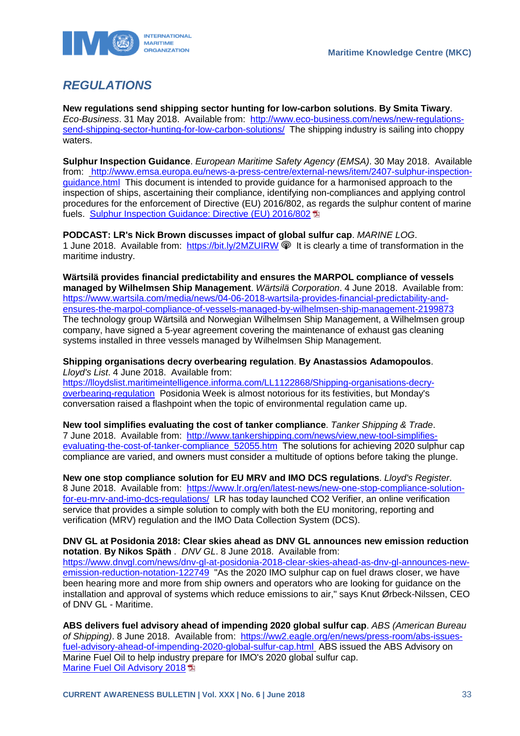## *REGULATIONS*

**New regulations send shipping sector hunting for low-carbon solutions**. **By Smita Tiwary**. *Eco-Business*. 31 May 2018. Available from: http://www.eco-business.com/news/new-regulations-send-shipping-sector-hunting-for-low-carbon-solutions/ The shipping industry is sailing into choppy waters.

**Sulphur Inspection Guidance**. *European Maritime Safety Agency (EMSA)*. 30 May 2018. Available from: http://www.emsa.europa.eu/news-a-press-centre/external-news/item/2407-sulphur-inspection-guidance.html This document is intended to provide guidance for a harmonised approach to the inspection of ships, ascertaining their compliance, identifying non-compliances and applying control procedures for the enforcement of Directive (EU) 2016/802, as regards the sulphur content of marine fuels. Sulphur Inspection Guidance: Directive (EU) 2016/802

**PODCAST: LR's Nick Brown discusses impact of global sulfur cap**. *MARINE LOG*. 1 June 2018. Available from: https://bit.ly/2MZUIRW It is clearly a time of transformation in the maritime industry.

**Wärtsilä provides financial predictability and ensures the MARPOL compliance of vessels managed by Wilhelmsen Ship Management**. *Wärtsilä Corporation*. 4 June 2018. Available from: https://www.wartsila.com/media/news/04-06-2018-wartsila-provides-financial-predictability-and-ensures-the-marpol-compliance-of-vessels-managed-by-wilhelmsen-ship-management-2199873 The technology group Wärtsilä and Norwegian Wilhelmsen Ship Management, a Wilhelmsen group company, have signed a 5-year agreement covering the maintenance of exhaust gas cleaning systems installed in three vessels managed by Wilhelmsen Ship Management.

**Shipping organisations decry overbearing regulation**. **By Anastassios Adamopoulos**. *Lloyd's List*. 4 June 2018. Available from: https://lloydslist.maritimeintelligence.informa.com/LL1122868/Shipping-organisations-decry-overbearing-regulation Posidonia Week is almost notorious for its festivities, but Monday's conversation raised a flashpoint when the topic of environmental regulation came up.

**New tool simplifies evaluating the cost of tanker compliance**. *Tanker Shipping & Trade*. 7 June 2018. Available from: http://www.tankershipping.com/news/view,new-tool-simplifies-evaluating-the-cost-of-tanker-compliance_52055.htm The solutions for achieving 2020 sulphur cap compliance are varied, and owners must consider a multitude of options before taking the plunge.

**New one stop compliance solution for EU MRV and IMO DCS regulations**. *Lloyd's Register*. 8 June 2018. Available from: https://www.lr.org/en/latest-news/new-one-stop-compliance-solution-for-eu-mrv-and-imo-dcs-regulations/ LR has today launched CO2 Verifier, an online verification service that provides a simple solution to comply with both the EU monitoring, reporting and verification (MRV) regulation and the IMO Data Collection System (DCS).

**DNV GL at Posidonia 2018: Clear skies ahead as DNV GL announces new emission reduction notation**. **By Nikos Späth** . *DNV GL*. 8 June 2018. Available from: https://www.dnvgl.com/news/dnv-gl-at-posidonia-2018-clear-skies-ahead-as-dnv-gl-announces-new-emission-reduction-notation-122749 "As the 2020 IMO sulphur cap on fuel draws closer, we have been hearing more and more from ship owners and operators who are looking for guidance on the installation and approval of systems which reduce emissions to air," says Knut Ørbeck-Nilssen, CEO of DNV GL - Maritime.

**ABS delivers fuel advisory ahead of impending 2020 global sulfur cap**. *ABS (American Bureau of Shipping)*. 8 June 2018. Available from: https://ww2.eagle.org/en/news/press-room/abs-issues-fuel-advisory-ahead-of-impending-2020-global-sulfur-cap.html ABS issued the ABS Advisory on Marine Fuel Oil to help industry prepare for IMO's 2020 global sulfur cap. Marine Fuel Oil Advisory 2018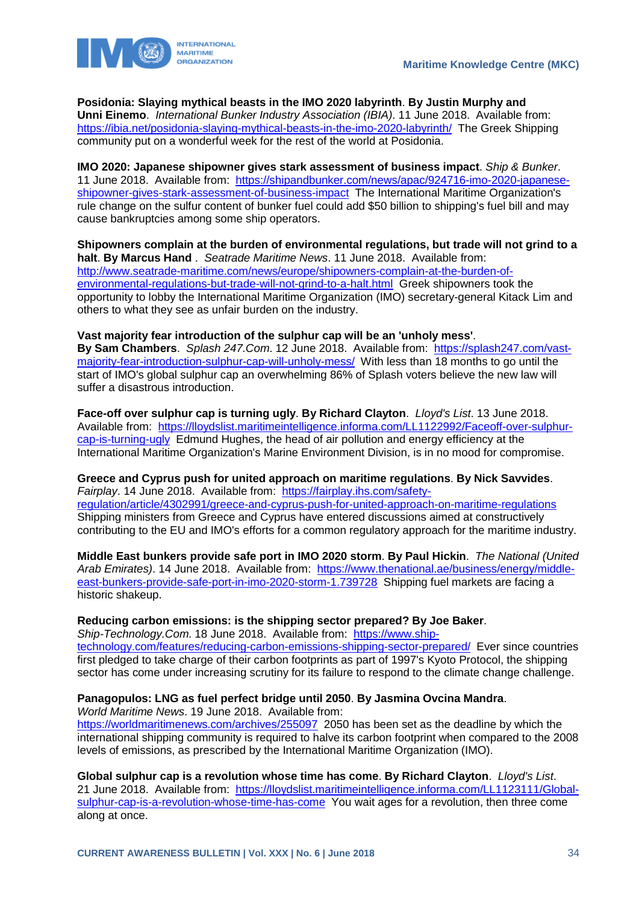**Posidonia: Slaying mythical beasts in the IMO 2020 labyrinth**. **By Justin Murphy and Unni Einemo**. *International Bunker Industry Association (IBIA)*. 11 June 2018. Available from: https://ibia.net/posidonia-slaying-mythical-beasts-in-the-imo-2020-labyrinth/ The Greek Shipping community put on a wonderful week for the rest of the world at Posidonia.

**IMO 2020: Japanese shipowner gives stark assessment of business impact**. *Ship & Bunker*. 11 June 2018. Available from: https://shipandbunker.com/news/apac/924716-imo-2020-japanese-shipowner-gives-stark-assessment-of-business-impact The International Maritime Organization's rule change on the sulfur content of bunker fuel could add $50 billion to shipping's fuel bill and may cause bankruptcies among some ship operators.

**Shipowners complain at the burden of environmental regulations, but trade will not grind to a halt**. **By Marcus Hand** . *Seatrade Maritime News*. 11 June 2018. Available from: http://www.seatrade-maritime.com/news/europe/shipowners-complain-at-the-burden-of-environmental-regulations-but-trade-will-not-grind-to-a-halt.html Greek shipowners took the opportunity to lobby the International Maritime Organization (IMO) secretary-general Kitack Lim and others to what they see as unfair burden on the industry.

**Vast majority fear introduction of the sulphur cap will be an 'unholy mess'**. **By Sam Chambers**. *Splash 247.Com*. 12 June 2018. Available from: https://splash247.com/vast-majority-fear-introduction-sulphur-cap-will-unholy-mess/ With less than 18 months to go until the start of IMO's global sulphur cap an overwhelming 86% of Splash voters believe the new law will suffer a disastrous introduction.

**Face-off over sulphur cap is turning ugly**. **By Richard Clayton**. *Lloyd's List*. 13 June 2018. Available from: https://lloydslist.maritimeintelligence.informa.com/LL1122992/Faceoff-over-sulphur-cap-is-turning-ugly Edmund Hughes, the head of air pollution and energy efficiency at the International Maritime Organization's Marine Environment Division, is in no mood for compromise.

**Greece and Cyprus push for united approach on maritime regulations**. **By Nick Savvides**. *Fairplay*. 14 June 2018. Available from: https://fairplay.ihs.com/safety-regulation/article/4302991/greece-and-cyprus-push-for-united-approach-on-maritime-regulations Shipping ministers from Greece and Cyprus have entered discussions aimed at constructively contributing to the EU and IMO's efforts for a common regulatory approach for the maritime industry.

**Middle East bunkers provide safe port in IMO 2020 storm**. **By Paul Hickin**. *The National (United Arab Emirates)*. 14 June 2018. Available from: https://www.thenational.ae/business/energy/middle-east-bunkers-provide-safe-port-in-imo-2020-storm-1.739728 Shipping fuel markets are facing a historic shakeup.

**Reducing carbon emissions: is the shipping sector prepared? By Joe Baker**. *Ship-Technology.Com*. 18 June 2018. Available from: https://www.ship-technology.com/features/reducing-carbon-emissions-shipping-sector-prepared/ Ever since countries first pledged to take charge of their carbon footprints as part of 1997's Kyoto Protocol, the shipping sector has come under increasing scrutiny for its failure to respond to the climate change challenge.

**Panagopulos: LNG as fuel perfect bridge until 2050**. **By Jasmina Ovcina Mandra**. *World Maritime News*. 19 June 2018. Available from: https://worldmaritimenews.com/archives/255097 2050 has been set as the deadline by which the international shipping community is required to halve its carbon footprint when compared to the 2008 levels of emissions, as prescribed by the International Maritime Organization (IMO).

**Global sulphur cap is a revolution whose time has come**. **By Richard Clayton**. *Lloyd's List*. 21 June 2018. Available from: https://lloydslist.maritimeintelligence.informa.com/LL1123111/Global-sulphur-cap-is-a-revolution-whose-time-has-come You wait ages for a revolution, then three come along at once.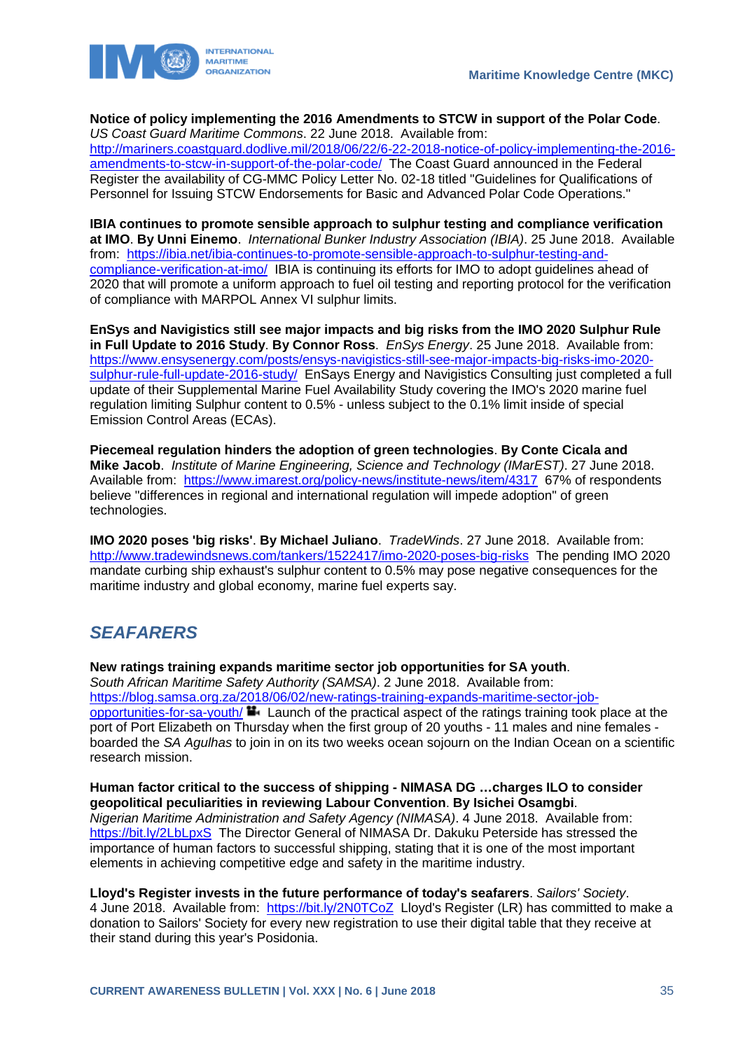**Notice of policy implementing the 2016 Amendments to STCW in support of the Polar Code**. *US Coast Guard Maritime Commons*. 22 June 2018. Available from: http://mariners.coastguard.dodlive.mil/2018/06/22/6-22-2018-notice-of-policy-implementing-the-2016-amendments-to-stcw-in-support-of-the-polar-code/ The Coast Guard announced in the Federal Register the availability of CG-MMC Policy Letter No. 02-18 titled "Guidelines for Qualifications of Personnel for Issuing STCW Endorsements for Basic and Advanced Polar Code Operations."

**IBIA continues to promote sensible approach to sulphur testing and compliance verification at IMO**. **By Unni Einemo**. *International Bunker Industry Association (IBIA)*. 25 June 2018. Available from: https://ibia.net/ibia-continues-to-promote-sensible-approach-to-sulphur-testing-and-compliance-verification-at-imo/ IBIA is continuing its efforts for IMO to adopt guidelines ahead of 2020 that will promote a uniform approach to fuel oil testing and reporting protocol for the verification of compliance with MARPOL Annex VI sulphur limits.

**EnSys and Navigistics still see major impacts and big risks from the IMO 2020 Sulphur Rule in Full Update to 2016 Study**. **By Connor Ross**. *EnSys Energy*. 25 June 2018. Available from: https://www.ensysenergy.com/posts/ensys-navigistics-still-see-major-impacts-big-risks-imo-2020-sulphur-rule-full-update-2016-study/ EnSays Energy and Navigistics Consulting just completed a full update of their Supplemental Marine Fuel Availability Study covering the IMO's 2020 marine fuel regulation limiting Sulphur content to 0.5% - unless subject to the 0.1% limit inside of special Emission Control Areas (ECAs).

**Piecemeal regulation hinders the adoption of green technologies**. **By Conte Cicala and Mike Jacob**. *Institute of Marine Engineering, Science and Technology (IMarEST)*. 27 June 2018. Available from: https://www.imarest.org/policy-news/institute-news/item/4317 67% of respondents believe "differences in regional and international regulation will impede adoption" of green technologies.

**IMO 2020 poses 'big risks'**. **By Michael Juliano**. *TradeWinds*. 27 June 2018. Available from: http://www.tradewindsnews.com/tankers/1522417/imo-2020-poses-big-risks The pending IMO 2020 mandate curbing ship exhaust's sulphur content to 0.5% may pose negative consequences for the maritime industry and global economy, marine fuel experts say.

## *SEAFARERS*

**New ratings training expands maritime sector job opportunities for SA youth**. *South African Maritime Safety Authority (SAMSA)*. 2 June 2018. Available from: https://blog.samsa.org.za/2018/06/02/new-ratings-training-expands-maritime-sector-job-opportunities-for-sa-youth/ Launch of the practical aspect of the ratings training took place at the port of Port Elizabeth on Thursday when the first group of 20 youths - 11 males and nine females - boarded the *SA Agulhas* to join in on its two weeks ocean sojourn on the Indian Ocean on a scientific research mission.

**Human factor critical to the success of shipping - NIMASA DG …charges ILO to consider geopolitical peculiarities in reviewing Labour Convention**. **By Isichei Osamgbi**. *Nigerian Maritime Administration and Safety Agency (NIMASA)*. 4 June 2018. Available from: https://bit.ly/2LbLpxS The Director General of NIMASA Dr. Dakuku Peterside has stressed the importance of human factors to successful shipping, stating that it is one of the most important elements in achieving competitive edge and safety in the maritime industry.

**Lloyd's Register invests in the future performance of today's seafarers**. *Sailors' Society*. 4 June 2018. Available from: https://bit.ly/2N0TCoZ Lloyd's Register (LR) has committed to make a donation to Sailors' Society for every new registration to use their digital table that they receive at their stand during this year's Posidonia.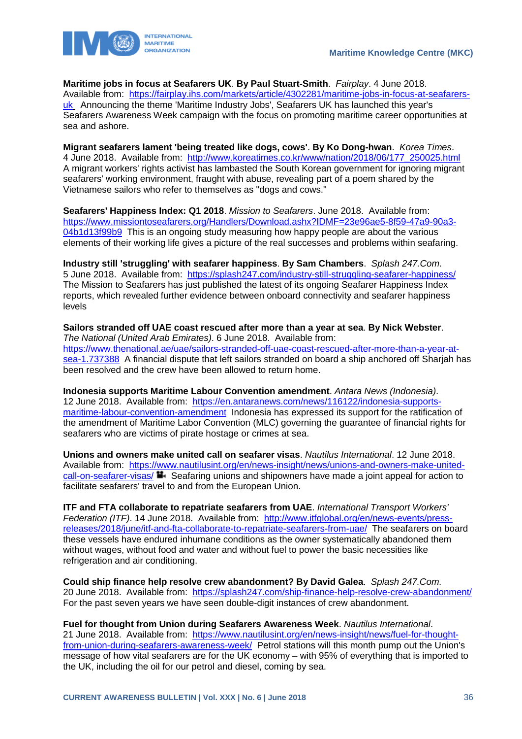**Maritime jobs in focus at Seafarers UK**. **By Paul Stuart-Smith**. *Fairplay*. 4 June 2018. Available from: https://fairplay.ihs.com/markets/article/4302281/maritime-jobs-in-focus-at-seafarers-uk Announcing the theme 'Maritime Industry Jobs', Seafarers UK has launched this year's Seafarers Awareness Week campaign with the focus on promoting maritime career opportunities at sea and ashore.

**Migrant seafarers lament 'being treated like dogs, cows'**. **By Ko Dong-hwan**. *Korea Times*. 4 June 2018. Available from: http://www.koreatimes.co.kr/www/nation/2018/06/177_250025.html A migrant workers' rights activist has lambasted the South Korean government for ignoring migrant seafarers' working environment, fraught with abuse, revealing part of a poem shared by the Vietnamese sailors who refer to themselves as "dogs and cows."

**Seafarers' Happiness Index: Q1 2018**. *Mission to Seafarers*. June 2018. Available from: https://www.missiontoseafarers.org/Handlers/Download.ashx?IDMF=23e96ae5-8f59-47a9-90a3-04b1d13f99b9 This is an ongoing study measuring how happy people are about the various elements of their working life gives a picture of the real successes and problems within seafaring.

**Industry still 'struggling' with seafarer happiness**. **By Sam Chambers**. *Splash 247.Com*. 5 June 2018. Available from: https://splash247.com/industry-still-struggling-seafarer-happiness/ The Mission to Seafarers has just published the latest of its ongoing Seafarer Happiness Index reports, which revealed further evidence between onboard connectivity and seafarer happiness levels

**Sailors stranded off UAE coast rescued after more than a year at sea**. **By Nick Webster**. *The National (United Arab Emirates)*. 6 June 2018. Available from: https://www.thenational.ae/uae/sailors-stranded-off-uae-coast-rescued-after-more-than-a-year-at-sea-1.737388 A financial dispute that left sailors stranded on board a ship anchored off Sharjah has been resolved and the crew have been allowed to return home.

**Indonesia supports Maritime Labour Convention amendment**. *Antara News (Indonesia)*. 12 June 2018. Available from: https://en.antaranews.com/news/116122/indonesia-supports-maritime-labour-convention-amendment Indonesia has expressed its support for the ratification of the amendment of Maritime Labor Convention (MLC) governing the guarantee of financial rights for seafarers who are victims of pirate hostage or crimes at sea.

**Unions and owners make united call on seafarer visas**. *Nautilus International*. 12 June 2018. Available from: https://www.nautilusint.org/en/news-insight/news/unions-and-owners-make-united-call-on-seafarer-visas/ Seafaring unions and shipowners have made a joint appeal for action to facilitate seafarers' travel to and from the European Union.

**ITF and FTA collaborate to repatriate seafarers from UAE**. *International Transport Workers' Federation (ITF)*. 14 June 2018. Available from: http://www.itfglobal.org/en/news-events/press-releases/2018/june/itf-and-fta-collaborate-to-repatriate-seafarers-from-uae/ The seafarers on board these vessels have endured inhumane conditions as the owner systematically abandoned them without wages, without food and water and without fuel to power the basic necessities like refrigeration and air conditioning.

**Could ship finance help resolve crew abandonment? By David Galea**. *Splash 247.Com*. 20 June 2018. Available from: https://splash247.com/ship-finance-help-resolve-crew-abandonment/ For the past seven years we have seen double-digit instances of crew abandonment.

**Fuel for thought from Union during Seafarers Awareness Week**. *Nautilus International*. 21 June 2018. Available from: https://www.nautilusint.org/en/news-insight/news/fuel-for-thought-from-union-during-seafarers-awareness-week/ Petrol stations will this month pump out the Union's message of how vital seafarers are for the UK economy – with 95% of everything that is imported to the UK, including the oil for our petrol and diesel, coming by sea.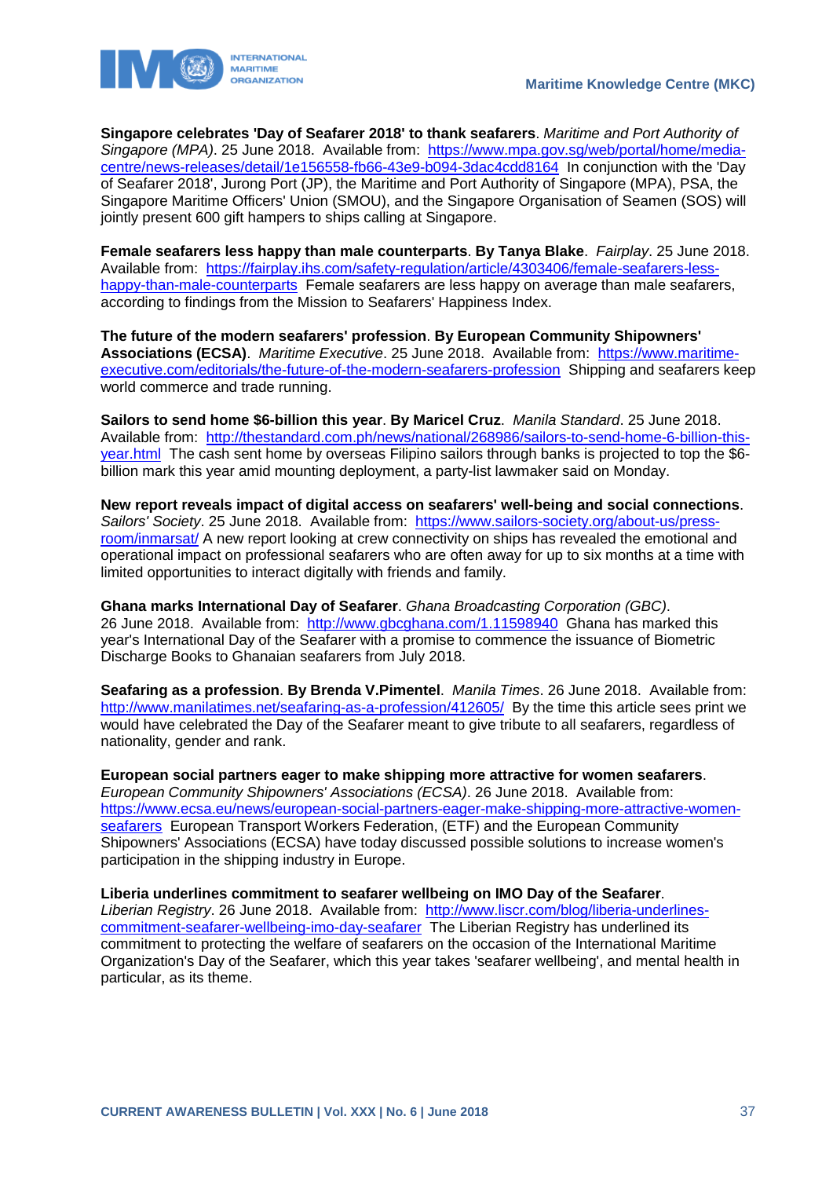**Singapore celebrates 'Day of Seafarer 2018' to thank seafarers**. *Maritime and Port Authority of Singapore (MPA)*. 25 June 2018. Available from: https://www.mpa.gov.sg/web/portal/home/media-centre/news-releases/detail/1e156558-fb66-43e9-b094-3dac4cdd8164 In conjunction with the 'Day of Seafarer 2018', Jurong Port (JP), the Maritime and Port Authority of Singapore (MPA), PSA, the Singapore Maritime Officers' Union (SMOU), and the Singapore Organisation of Seamen (SOS) will jointly present 600 gift hampers to ships calling at Singapore.

**Female seafarers less happy than male counterparts**. **By Tanya Blake**. *Fairplay*. 25 June 2018. Available from: https://fairplay.ihs.com/safety-regulation/article/4303406/female-seafarers-less-happy-than-male-counterparts Female seafarers are less happy on average than male seafarers, according to findings from the Mission to Seafarers' Happiness Index.

**The future of the modern seafarers' profession**. **By European Community Shipowners' Associations (ECSA)**. *Maritime Executive*. 25 June 2018. Available from: https://www.maritime-executive.com/editorials/the-future-of-the-modern-seafarers-profession Shipping and seafarers keep world commerce and trade running.

**Sailors to send home $6-billion this year**. **By Maricel Cruz**. *Manila Standard*. 25 June 2018. Available from: http://thestandard.com.ph/news/national/268986/sailors-to-send-home-6-billion-this-year.html The cash sent home by overseas Filipino sailors through banks is projected to top the $6-billion mark this year amid mounting deployment, a party-list lawmaker said on Monday.

**New report reveals impact of digital access on seafarers' well-being and social connections**. *Sailors' Society*. 25 June 2018. Available from: https://www.sailors-society.org/about-us/press-room/inmarsat/ A new report looking at crew connectivity on ships has revealed the emotional and operational impact on professional seafarers who are often away for up to six months at a time with limited opportunities to interact digitally with friends and family.

**Ghana marks International Day of Seafarer**. *Ghana Broadcasting Corporation (GBC)*. 26 June 2018. Available from: http://www.gbcghana.com/1.11598940 Ghana has marked this year's International Day of the Seafarer with a promise to commence the issuance of Biometric Discharge Books to Ghanaian seafarers from July 2018.

**Seafaring as a profession**. **By Brenda V.Pimentel**. *Manila Times*. 26 June 2018. Available from: http://www.manilatimes.net/seafaring-as-a-profession/412605/ By the time this article sees print we would have celebrated the Day of the Seafarer meant to give tribute to all seafarers, regardless of nationality, gender and rank.

**European social partners eager to make shipping more attractive for women seafarers**. *European Community Shipowners' Associations (ECSA)*. 26 June 2018. Available from: https://www.ecsa.eu/news/european-social-partners-eager-make-shipping-more-attractive-women-seafarers European Transport Workers Federation, (ETF) and the European Community Shipowners' Associations (ECSA) have today discussed possible solutions to increase women's participation in the shipping industry in Europe.

**Liberia underlines commitment to seafarer wellbeing on IMO Day of the Seafarer**. *Liberian Registry*. 26 June 2018. Available from: http://www.liscr.com/blog/liberia-underlines-commitment-seafarer-wellbeing-imo-day-seafarer The Liberian Registry has underlined its commitment to protecting the welfare of seafarers on the occasion of the International Maritime Organization's Day of the Seafarer, which this year takes 'seafarer wellbeing', and mental health in particular, as its theme.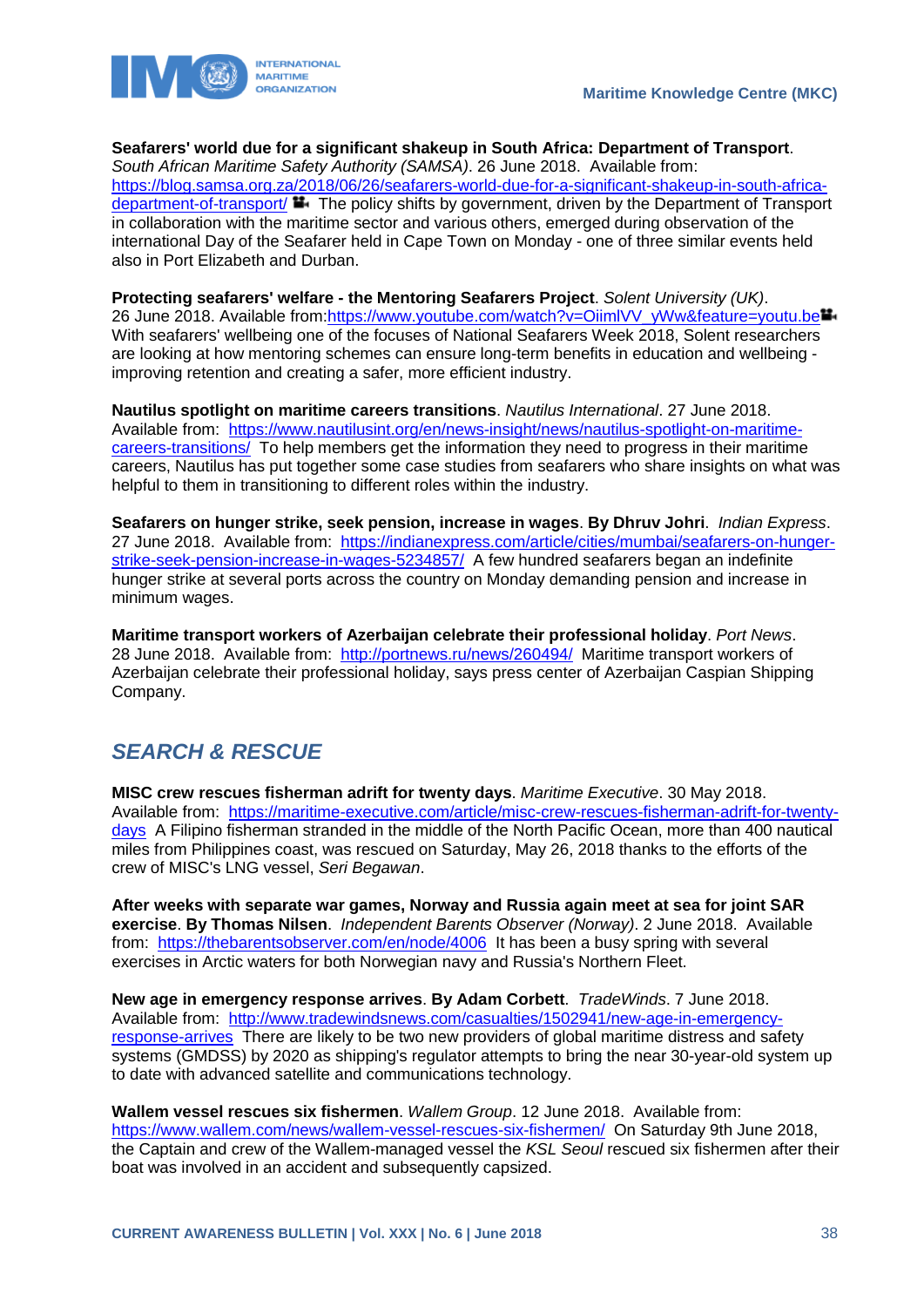**Seafarers' world due for a significant shakeup in South Africa: Department of Transport**. *South African Maritime Safety Authority (SAMSA)*. 26 June 2018. Available from: https://blog.samsa.org.za/2018/06/26/seafarers-world-due-for-a-significant-shakeup-in-south-africa-department-of-transport/ The policy shifts by government, driven by the Department of Transport in collaboration with the maritime sector and various others, emerged during observation of the international Day of the Seafarer held in Cape Town on Monday - one of three similar events held also in Port Elizabeth and Durban.

**Protecting seafarers' welfare - the Mentoring Seafarers Project**. *Solent University (UK)*. 26 June 2018. Available from: https://www.youtube.com/watch?v=OiimlVV_yWw&feature=youtu.be With seafarers' wellbeing one of the focuses of National Seafarers Week 2018, Solent researchers are looking at how mentoring schemes can ensure long-term benefits in education and wellbeing - improving retention and creating a safer, more efficient industry.

**Nautilus spotlight on maritime careers transitions**. *Nautilus International*. 27 June 2018. Available from: https://www.nautilusint.org/en/news-insight/news/nautilus-spotlight-on-maritime-careers-transitions/ To help members get the information they need to progress in their maritime careers, Nautilus has put together some case studies from seafarers who share insights on what was helpful to them in transitioning to different roles within the industry.

**Seafarers on hunger strike, seek pension, increase in wages**. **By Dhruv Johri**. *Indian Express*. 27 June 2018. Available from: https://indianexpress.com/article/cities/mumbai/seafarers-on-hunger-strike-seek-pension-increase-in-wages-5234857/ A few hundred seafarers began an indefinite hunger strike at several ports across the country on Monday demanding pension and increase in minimum wages.

**Maritime transport workers of Azerbaijan celebrate their professional holiday**. *Port News*. 28 June 2018. Available from: http://portnews.ru/news/260494/ Maritime transport workers of Azerbaijan celebrate their professional holiday, says press center of Azerbaijan Caspian Shipping Company.

## *SEARCH & RESCUE*

**MISC crew rescues fisherman adrift for twenty days**. *Maritime Executive*. 30 May 2018. Available from: https://maritime-executive.com/article/misc-crew-rescues-fisherman-adrift-for-twenty-days A Filipino fisherman stranded in the middle of the North Pacific Ocean, more than 400 nautical miles from Philippines coast, was rescued on Saturday, May 26, 2018 thanks to the efforts of the crew of MISC's LNG vessel, *Seri Begawan*.

**After weeks with separate war games, Norway and Russia again meet at sea for joint SAR exercise**. **By Thomas Nilsen**. *Independent Barents Observer (Norway)*. 2 June 2018. Available from: https://thebarentsobserver.com/en/node/4006 It has been a busy spring with several exercises in Arctic waters for both Norwegian navy and Russia's Northern Fleet.

**New age in emergency response arrives**. **By Adam Corbett**. *TradeWinds*. 7 June 2018. Available from: http://www.tradewindsnews.com/casualties/1502941/new-age-in-emergency-response-arrives There are likely to be two new providers of global maritime distress and safety systems (GMDSS) by 2020 as shipping's regulator attempts to bring the near 30-year-old system up to date with advanced satellite and communications technology.

**Wallem vessel rescues six fishermen**. *Wallem Group*. 12 June 2018. Available from: https://www.wallem.com/news/wallem-vessel-rescues-six-fishermen/ On Saturday 9th June 2018, the Captain and crew of the Wallem-managed vessel the *KSL Seoul* rescued six fishermen after their boat was involved in an accident and subsequently capsized.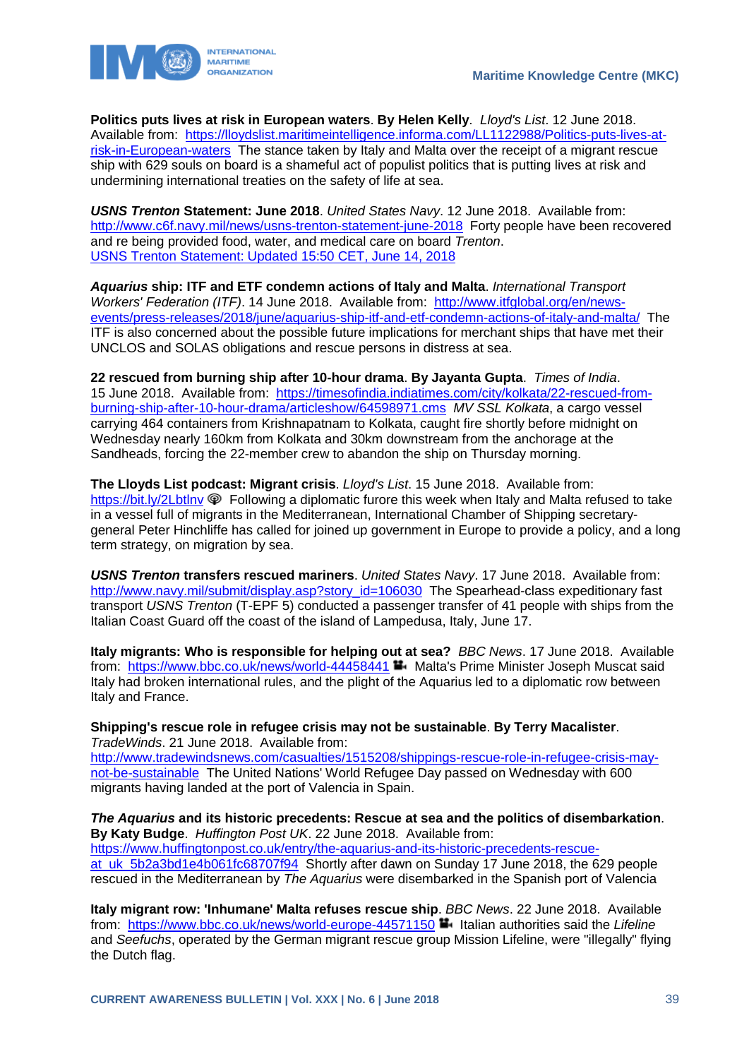**Politics puts lives at risk in European waters**. **By Helen Kelly**. *Lloyd's List*. 12 June 2018. Available from: https://lloydslist.maritimeintelligence.informa.com/LL1122988/Politics-puts-lives-at-risk-in-European-waters The stance taken by Italy and Malta over the receipt of a migrant rescue ship with 629 souls on board is a shameful act of populist politics that is putting lives at risk and undermining international treaties on the safety of life at sea.

***USNS Trenton*** **Statement: June 2018**. *United States Navy*. 12 June 2018. Available from: http://www.c6f.navy.mil/news/usns-trenton-statement-june-2018 Forty people have been recovered and re being provided food, water, and medical care on board *Trenton*.
USNS Trenton Statement: Updated 15:50 CET, June 14, 2018

***Aquarius*** **ship: ITF and ETF condemn actions of Italy and Malta**. *International Transport Workers' Federation (ITF)*. 14 June 2018. Available from: http://www.itfglobal.org/en/news-events/press-releases/2018/june/aquarius-ship-itf-and-etf-condemn-actions-of-italy-and-malta/ The ITF is also concerned about the possible future implications for merchant ships that have met their UNCLOS and SOLAS obligations and rescue persons in distress at sea.

**22 rescued from burning ship after 10-hour drama**. **By Jayanta Gupta**. *Times of India*. 15 June 2018. Available from: https://timesofindia.indiatimes.com/city/kolkata/22-rescued-from-burning-ship-after-10-hour-drama/articleshow/64598971.cms *MV SSL Kolkata*, a cargo vessel carrying 464 containers from Krishnapatnam to Kolkata, caught fire shortly before midnight on Wednesday nearly 160km from Kolkata and 30km downstream from the anchorage at the Sandheads, forcing the 22-member crew to abandon the ship on Thursday morning.

**The Lloyds List podcast: Migrant crisis**. *Lloyd's List*. 15 June 2018. Available from: https://bit.ly/2Lbtlnv Following a diplomatic furore this week when Italy and Malta refused to take in a vessel full of migrants in the Mediterranean, International Chamber of Shipping secretary-general Peter Hinchliffe has called for joined up government in Europe to provide a policy, and a long term strategy, on migration by sea.

***USNS Trenton*** **transfers rescued mariners**. *United States Navy*. 17 June 2018. Available from: http://www.navy.mil/submit/display.asp?story_id=106030 The Spearhead-class expeditionary fast transport *USNS Trenton* (T-EPF 5) conducted a passenger transfer of 41 people with ships from the Italian Coast Guard off the coast of the island of Lampedusa, Italy, June 17.

**Italy migrants: Who is responsible for helping out at sea?** *BBC News*. 17 June 2018. Available from: https://www.bbc.co.uk/news/world-44458441 Malta's Prime Minister Joseph Muscat said Italy had broken international rules, and the plight of the Aquarius led to a diplomatic row between Italy and France.

**Shipping's rescue role in refugee crisis may not be sustainable**. **By Terry Macalister**. *TradeWinds*. 21 June 2018. Available from: http://www.tradewindsnews.com/casualties/1515208/shippings-rescue-role-in-refugee-crisis-may-not-be-sustainable The United Nations' World Refugee Day passed on Wednesday with 600 migrants having landed at the port of Valencia in Spain.

***The Aquarius*** **and its historic precedents: Rescue at sea and the politics of disembarkation**. **By Katy Budge**. *Huffington Post UK*. 22 June 2018. Available from: https://www.huffingtonpost.co.uk/entry/the-aquarius-and-its-historic-precedents-rescue-at_uk_5b2a3bd1e4b061fc68707f94 Shortly after dawn on Sunday 17 June 2018, the 629 people rescued in the Mediterranean by *The Aquarius* were disembarked in the Spanish port of Valencia

**Italy migrant row: 'Inhumane' Malta refuses rescue ship**. *BBC News*. 22 June 2018. Available from: https://www.bbc.co.uk/news/world-europe-44571150 Italian authorities said the *Lifeline* and *Seefuchs*, operated by the German migrant rescue group Mission Lifeline, were "illegally" flying the Dutch flag.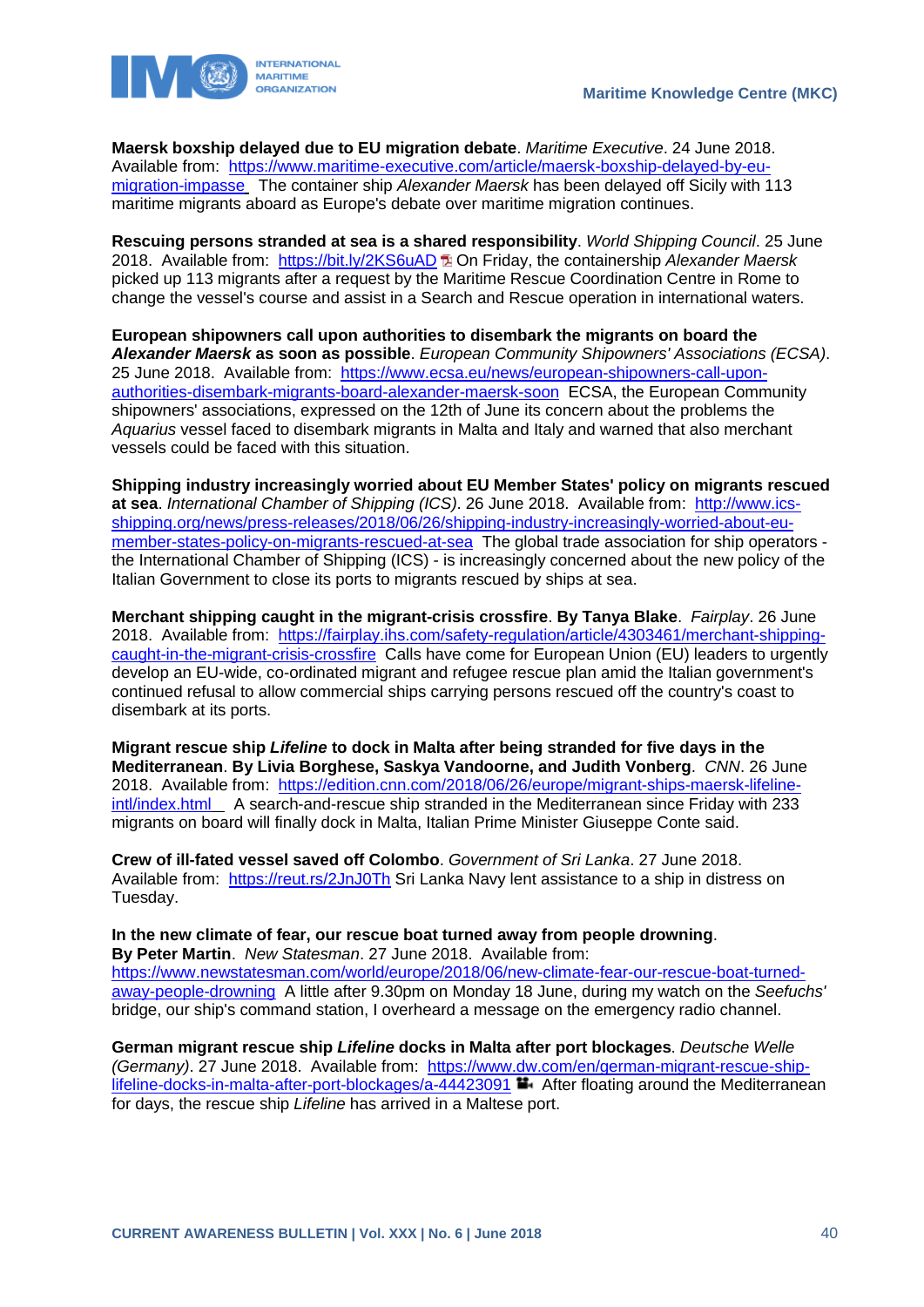**Maersk boxship delayed due to EU migration debate**. *Maritime Executive*. 24 June 2018. Available from: https://www.maritime-executive.com/article/maersk-boxship-delayed-by-eu-migration-impasse The container ship *Alexander Maersk* has been delayed off Sicily with 113 maritime migrants aboard as Europe's debate over maritime migration continues.

**Rescuing persons stranded at sea is a shared responsibility**. *World Shipping Council*. 25 June 2018. Available from: https://bit.ly/2KS6uAD On Friday, the containership *Alexander Maersk* picked up 113 migrants after a request by the Maritime Rescue Coordination Centre in Rome to change the vessel's course and assist in a Search and Rescue operation in international waters.

**European shipowners call upon authorities to disembark the migrants on board the *Alexander Maersk* as soon as possible**. *European Community Shipowners' Associations (ECSA)*. 25 June 2018. Available from: https://www.ecsa.eu/news/european-shipowners-call-upon-authorities-disembark-migrants-board-alexander-maersk-soon ECSA, the European Community shipowners' associations, expressed on the 12th of June its concern about the problems the *Aquarius* vessel faced to disembark migrants in Malta and Italy and warned that also merchant vessels could be faced with this situation.

**Shipping industry increasingly worried about EU Member States' policy on migrants rescued at sea**. *International Chamber of Shipping (ICS)*. 26 June 2018. Available from: http://www.ics-shipping.org/news/press-releases/2018/06/26/shipping-industry-increasingly-worried-about-eu-member-states-policy-on-migrants-rescued-at-sea The global trade association for ship operators - the International Chamber of Shipping (ICS) - is increasingly concerned about the new policy of the Italian Government to close its ports to migrants rescued by ships at sea.

**Merchant shipping caught in the migrant-crisis crossfire**. **By Tanya Blake**. *Fairplay*. 26 June 2018. Available from: https://fairplay.ihs.com/safety-regulation/article/4303461/merchant-shipping-caught-in-the-migrant-crisis-crossfire Calls have come for European Union (EU) leaders to urgently develop an EU-wide, co-ordinated migrant and refugee rescue plan amid the Italian government's continued refusal to allow commercial ships carrying persons rescued off the country's coast to disembark at its ports.

**Migrant rescue ship *Lifeline* to dock in Malta after being stranded for five days in the Mediterranean**. **By Livia Borghese, Saskya Vandoorne, and Judith Vonberg**. *CNN*. 26 June 2018. Available from: https://edition.cnn.com/2018/06/26/europe/migrant-ships-maersk-lifeline-intl/index.html A search-and-rescue ship stranded in the Mediterranean since Friday with 233 migrants on board will finally dock in Malta, Italian Prime Minister Giuseppe Conte said.

**Crew of ill-fated vessel saved off Colombo**. *Government of Sri Lanka*. 27 June 2018. Available from: https://reut.rs/2JnJ0Th Sri Lanka Navy lent assistance to a ship in distress on Tuesday.

**In the new climate of fear, our rescue boat turned away from people drowning**. **By Peter Martin**. *New Statesman*. 27 June 2018. Available from: https://www.newstatesman.com/world/europe/2018/06/new-climate-fear-our-rescue-boat-turned-away-people-drowning A little after 9.30pm on Monday 18 June, during my watch on the *Seefuchs'* bridge, our ship's command station, I overheard a message on the emergency radio channel.

**German migrant rescue ship *Lifeline* docks in Malta after port blockages**. *Deutsche Welle (Germany)*. 27 June 2018. Available from: https://www.dw.com/en/german-migrant-rescue-ship-lifeline-docks-in-malta-after-port-blockages/a-44423091 After floating around the Mediterranean for days, the rescue ship *Lifeline* has arrived in a Maltese port.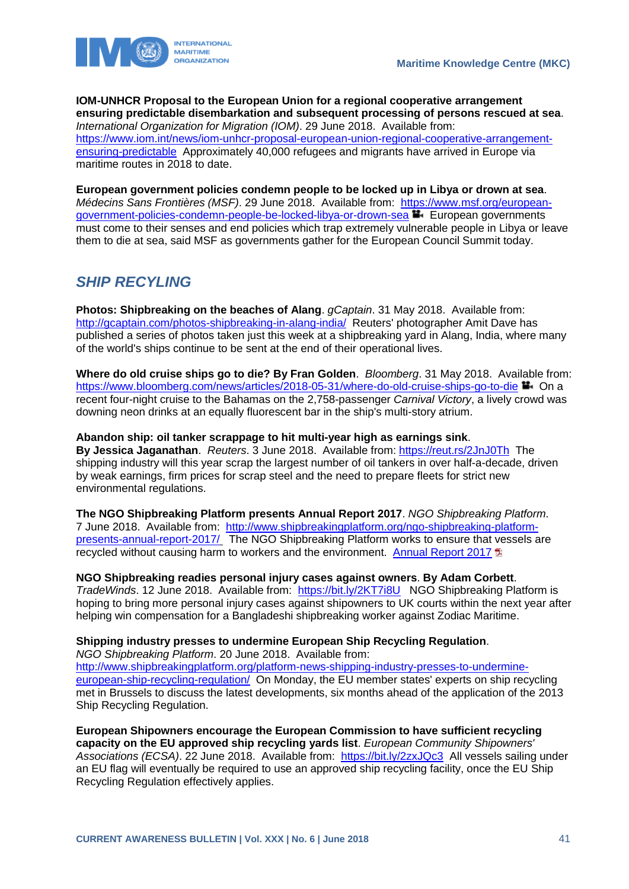**IOM-UNHCR Proposal to the European Union for a regional cooperative arrangement ensuring predictable disembarkation and subsequent processing of persons rescued at sea**. *International Organization for Migration (IOM)*. 29 June 2018. Available from: https://www.iom.int/news/iom-unhcr-proposal-european-union-regional-cooperative-arrangement-ensuring-predictable Approximately 40,000 refugees and migrants have arrived in Europe via maritime routes in 2018 to date.

**European government policies condemn people to be locked up in Libya or drown at sea**. *Médecins Sans Frontières (MSF)*. 29 June 2018. Available from: https://www.msf.org/european-government-policies-condemn-people-be-locked-libya-or-drown-sea European governments must come to their senses and end policies which trap extremely vulnerable people in Libya or leave them to die at sea, said MSF as governments gather for the European Council Summit today.

## *SHIP RECYCLING*

**Photos: Shipbreaking on the beaches of Alang**. *gCaptain*. 31 May 2018. Available from: http://gcaptain.com/photos-shipbreaking-in-alang-india/ Reuters' photographer Amit Dave has published a series of photos taken just this week at a shipbreaking yard in Alang, India, where many of the world's ships continue to be sent at the end of their operational lives.

**Where do old cruise ships go to die? By Fran Golden**. *Bloomberg*. 31 May 2018. Available from: https://www.bloomberg.com/news/articles/2018-05-31/where-do-old-cruise-ships-go-to-die On a recent four-night cruise to the Bahamas on the 2,758-passenger *Carnival Victory*, a lively crowd was downing neon drinks at an equally fluorescent bar in the ship's multi-story atrium.

**Abandon ship: oil tanker scrappage to hit multi-year high as earnings sink**. **By Jessica Jaganathan**. *Reuters*. 3 June 2018. Available from: https://reut.rs/2JnJ0Th The shipping industry will this year scrap the largest number of oil tankers in over half-a-decade, driven by weak earnings, firm prices for scrap steel and the need to prepare fleets for strict new environmental regulations.

**The NGO Shipbreaking Platform presents Annual Report 2017**. *NGO Shipbreaking Platform*. 7 June 2018. Available from: http://www.shipbreakingplatform.org/ngo-shipbreaking-platform-presents-annual-report-2017/ The NGO Shipbreaking Platform works to ensure that vessels are recycled without causing harm to workers and the environment. Annual Report 2017

**NGO Shipbreaking readies personal injury cases against owners**. **By Adam Corbett**. *TradeWinds*. 12 June 2018. Available from: https://bit.ly/2KT7i8U NGO Shipbreaking Platform is hoping to bring more personal injury cases against shipowners to UK courts within the next year after helping win compensation for a Bangladeshi shipbreaking worker against Zodiac Maritime.

**Shipping industry presses to undermine European Ship Recycling Regulation**. *NGO Shipbreaking Platform*. 20 June 2018. Available from: http://www.shipbreakingplatform.org/platform-news-shipping-industry-presses-to-undermine-european-ship-recycling-regulation/ On Monday, the EU member states' experts on ship recycling met in Brussels to discuss the latest developments, six months ahead of the application of the 2013 Ship Recycling Regulation.

**European Shipowners encourage the European Commission to have sufficient recycling capacity on the EU approved ship recycling yards list**. *European Community Shipowners' Associations (ECSA)*. 22 June 2018. Available from: https://bit.ly/2zxJQc3 All vessels sailing under an EU flag will eventually be required to use an approved ship recycling facility, once the EU Ship Recycling Regulation effectively applies.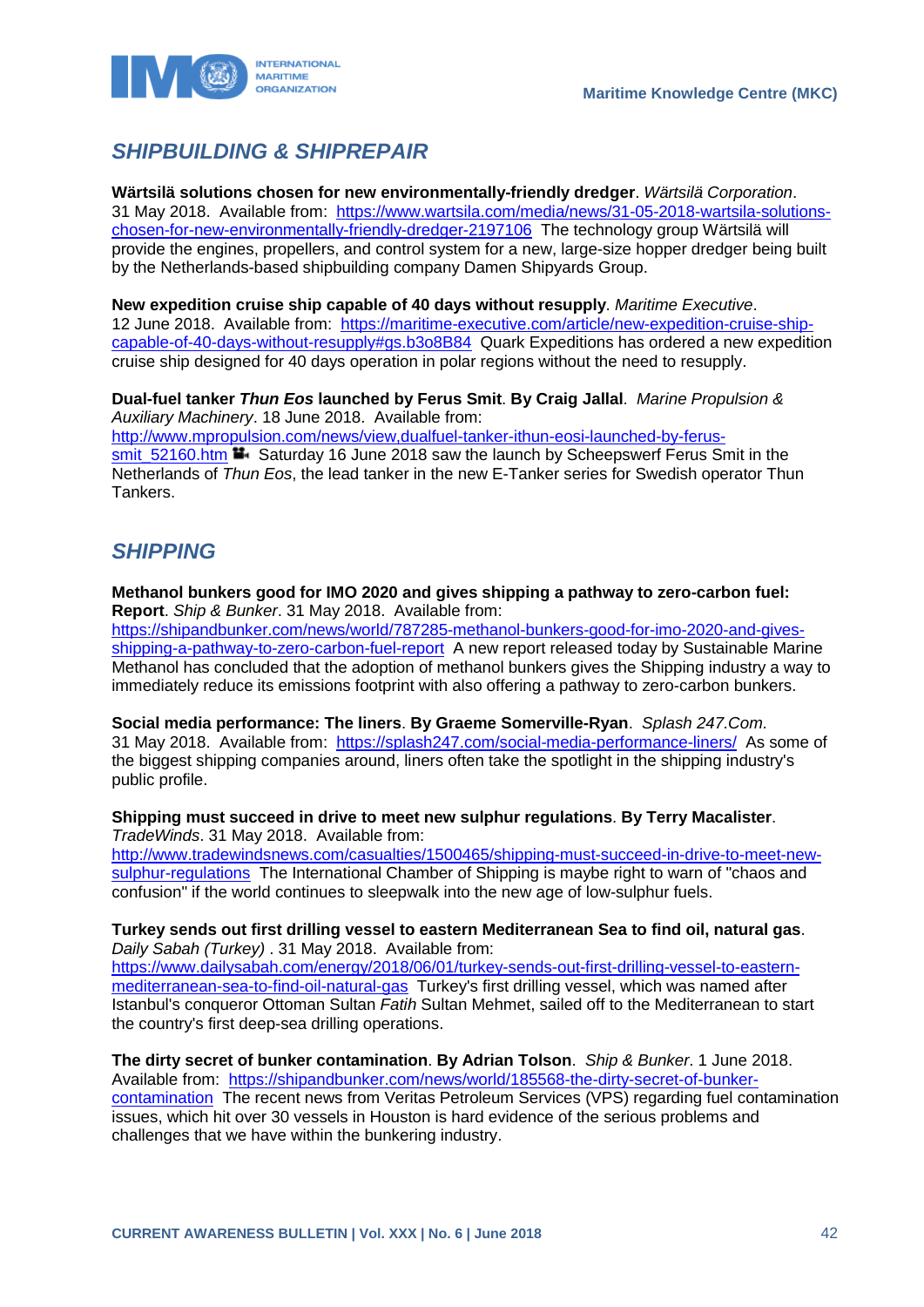## SHIPBUILDING & SHIPREPAIR

**Wärtsilä solutions chosen for new environmentally-friendly dredger**. *Wärtsilä Corporation*. 31 May 2018. Available from: https://www.wartsila.com/media/news/31-05-2018-wartsila-solutions-chosen-for-new-environmentally-friendly-dredger-2197106 The technology group Wärtsilä will provide the engines, propellers, and control system for a new, large-size hopper dredger being built by the Netherlands-based shipbuilding company Damen Shipyards Group.

**New expedition cruise ship capable of 40 days without resupply**. *Maritime Executive*. 12 June 2018. Available from: https://maritime-executive.com/article/new-expedition-cruise-ship-capable-of-40-days-without-resupply#gs.b3o8B84 Quark Expeditions has ordered a new expedition cruise ship designed for 40 days operation in polar regions without the need to resupply.

**Dual-fuel tanker *Thun Eos* launched by Ferus Smit**. **By Craig Jallal**. *Marine Propulsion & Auxiliary Machinery*. 18 June 2018. Available from: http://www.mpropulsion.com/news/view,dualfuel-tanker-ithun-eosi-launched-by-ferus-smit_52160.htm Saturday 16 June 2018 saw the launch by Scheepswerf Ferus Smit in the Netherlands of *Thun Eos*, the lead tanker in the new E-Tanker series for Swedish operator Thun Tankers.

## SHIPPING

**Methanol bunkers good for IMO 2020 and gives shipping a pathway to zero-carbon fuel: Report**. *Ship & Bunker*. 31 May 2018. Available from: https://shipandbunker.com/news/world/787285-methanol-bunkers-good-for-imo-2020-and-gives-shipping-a-pathway-to-zero-carbon-fuel-report A new report released today by Sustainable Marine Methanol has concluded that the adoption of methanol bunkers gives the Shipping industry a way to immediately reduce its emissions footprint with also offering a pathway to zero-carbon bunkers.

**Social media performance: The liners**. **By Graeme Somerville-Ryan**. *Splash 247.Com*. 31 May 2018. Available from: https://splash247.com/social-media-performance-liners/ As some of the biggest shipping companies around, liners often take the spotlight in the shipping industry's public profile.

**Shipping must succeed in drive to meet new sulphur regulations**. **By Terry Macalister**. *TradeWinds*. 31 May 2018. Available from: http://www.tradewindsnews.com/casualties/1500465/shipping-must-succeed-in-drive-to-meet-new-sulphur-regulations The International Chamber of Shipping is maybe right to warn of "chaos and confusion" if the world continues to sleepwalk into the new age of low-sulphur fuels.

**Turkey sends out first drilling vessel to eastern Mediterranean Sea to find oil, natural gas**. *Daily Sabah (Turkey)* . 31 May 2018. Available from: https://www.dailysabah.com/energy/2018/06/01/turkey-sends-out-first-drilling-vessel-to-eastern-mediterranean-sea-to-find-oil-natural-gas Turkey's first drilling vessel, which was named after Istanbul's conqueror Ottoman Sultan *Fatih* Sultan Mehmet, sailed off to the Mediterranean to start the country's first deep-sea drilling operations.

**The dirty secret of bunker contamination**. **By Adrian Tolson**. *Ship & Bunker*. 1 June 2018. Available from: https://shipandbunker.com/news/world/185568-the-dirty-secret-of-bunker-contamination The recent news from Veritas Petroleum Services (VPS) regarding fuel contamination issues, which hit over 30 vessels in Houston is hard evidence of the serious problems and challenges that we have within the bunkering industry.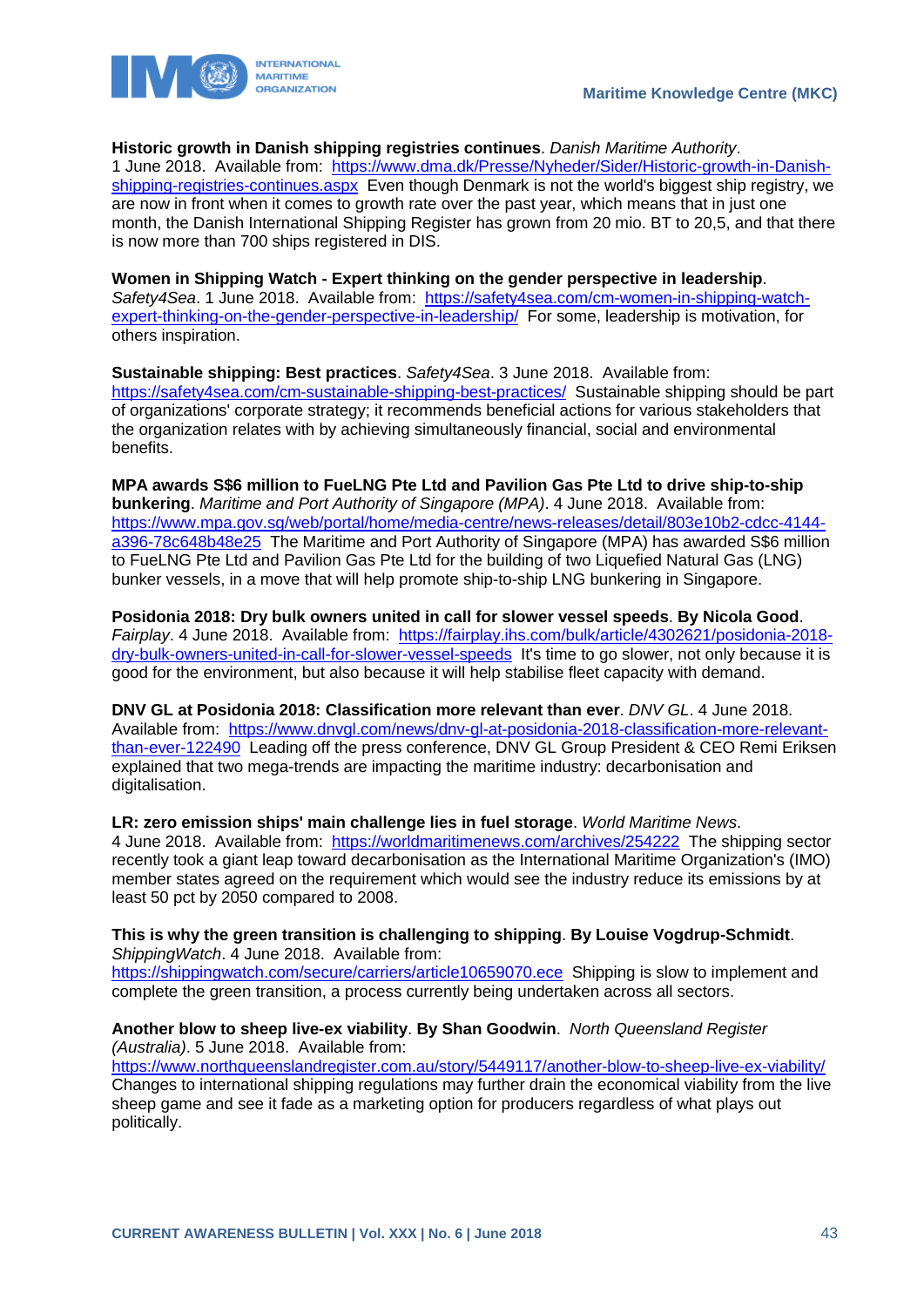**Historic growth in Danish shipping registries continues**. *Danish Maritime Authority*. 1 June 2018. Available from: https://www.dma.dk/Presse/Nyheder/Sider/Historic-growth-in-Danish-shipping-registries-continues.aspx Even though Denmark is not the world's biggest ship registry, we are now in front when it comes to growth rate over the past year, which means that in just one month, the Danish International Shipping Register has grown from 20 mio. BT to 20,5, and that there is now more than 700 ships registered in DIS.

**Women in Shipping Watch - Expert thinking on the gender perspective in leadership**. *Safety4Sea*. 1 June 2018. Available from: https://safety4sea.com/cm-women-in-shipping-watch-expert-thinking-on-the-gender-perspective-in-leadership/ For some, leadership is motivation, for others inspiration.

**Sustainable shipping: Best practices**. *Safety4Sea*. 3 June 2018. Available from: https://safety4sea.com/cm-sustainable-shipping-best-practices/ Sustainable shipping should be part of organizations' corporate strategy; it recommends beneficial actions for various stakeholders that the organization relates with by achieving simultaneously financial, social and environmental benefits.

**MPA awards S$6 million to FueLNG Pte Ltd and Pavilion Gas Pte Ltd to drive ship-to-ship bunkering**. *Maritime and Port Authority of Singapore (MPA)*. 4 June 2018. Available from: https://www.mpa.gov.sg/web/portal/home/media-centre/news-releases/detail/803e10b2-cdcc-4144-a396-78c648b48e25 The Maritime and Port Authority of Singapore (MPA) has awarded S$6 million to FueLNG Pte Ltd and Pavilion Gas Pte Ltd for the building of two Liquefied Natural Gas (LNG) bunker vessels, in a move that will help promote ship-to-ship LNG bunkering in Singapore.

**Posidonia 2018: Dry bulk owners united in call for slower vessel speeds**. **By Nicola Good**. *Fairplay*. 4 June 2018. Available from: https://fairplay.ihs.com/bulk/article/4302621/posidonia-2018-dry-bulk-owners-united-in-call-for-slower-vessel-speeds It's time to go slower, not only because it is good for the environment, but also because it will help stabilise fleet capacity with demand.

**DNV GL at Posidonia 2018: Classification more relevant than ever**. *DNV GL*. 4 June 2018. Available from: https://www.dnvgl.com/news/dnv-gl-at-posidonia-2018-classification-more-relevant-than-ever-122490 Leading off the press conference, DNV GL Group President & CEO Remi Eriksen explained that two mega-trends are impacting the maritime industry: decarbonisation and digitalisation.

**LR: zero emission ships' main challenge lies in fuel storage**. *World Maritime News*. 4 June 2018. Available from: https://worldmaritimenews.com/archives/254222 The shipping sector recently took a giant leap toward decarbonisation as the International Maritime Organization's (IMO) member states agreed on the requirement which would see the industry reduce its emissions by at least 50 pct by 2050 compared to 2008.

**This is why the green transition is challenging to shipping**. **By Louise Vogdrup-Schmidt**. *ShippingWatch*. 4 June 2018. Available from: https://shippingwatch.com/secure/carriers/article10659070.ece Shipping is slow to implement and complete the green transition, a process currently being undertaken across all sectors.

**Another blow to sheep live-ex viability**. **By Shan Goodwin**. *North Queensland Register (Australia)*. 5 June 2018. Available from: https://www.northqueenslandregister.com.au/story/5449117/another-blow-to-sheep-live-ex-viability/ Changes to international shipping regulations may further drain the economical viability from the live sheep game and see it fade as a marketing option for producers regardless of what plays out politically.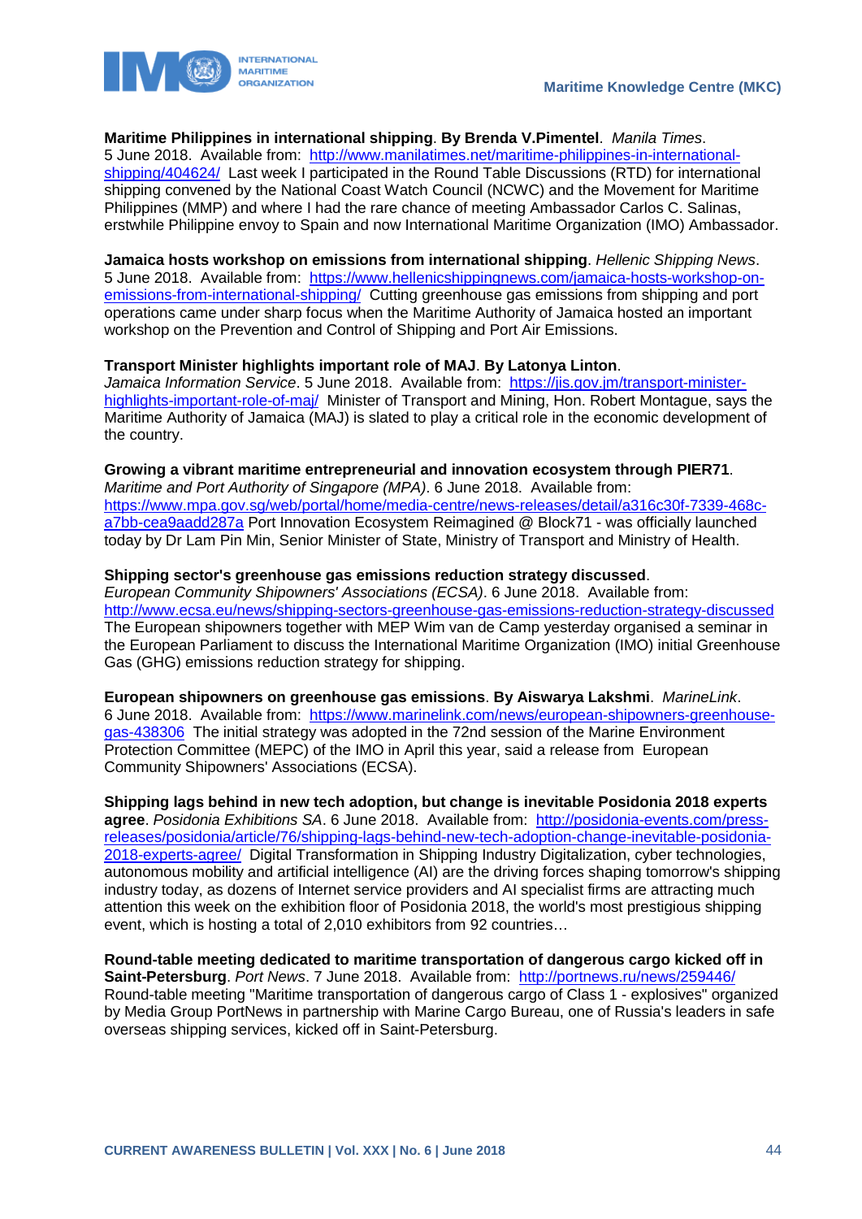**Maritime Philippines in international shipping**. **By Brenda V.Pimentel**. *Manila Times*. 5 June 2018. Available from: http://www.manilatimes.net/maritime-philippines-in-international-shipping/404624/ Last week I participated in the Round Table Discussions (RTD) for international shipping convened by the National Coast Watch Council (NCWC) and the Movement for Maritime Philippines (MMP) and where I had the rare chance of meeting Ambassador Carlos C. Salinas, erstwhile Philippine envoy to Spain and now International Maritime Organization (IMO) Ambassador.

**Jamaica hosts workshop on emissions from international shipping**. *Hellenic Shipping News*. 5 June 2018. Available from: https://www.hellenicshippingnews.com/jamaica-hosts-workshop-on-emissions-from-international-shipping/ Cutting greenhouse gas emissions from shipping and port operations came under sharp focus when the Maritime Authority of Jamaica hosted an important workshop on the Prevention and Control of Shipping and Port Air Emissions.

**Transport Minister highlights important role of MAJ**. **By Latonya Linton**. *Jamaica Information Service*. 5 June 2018. Available from: https://jis.gov.jm/transport-minister-highlights-important-role-of-maj/ Minister of Transport and Mining, Hon. Robert Montague, says the Maritime Authority of Jamaica (MAJ) is slated to play a critical role in the economic development of the country.

**Growing a vibrant maritime entrepreneurial and innovation ecosystem through PIER71**. *Maritime and Port Authority of Singapore (MPA)*. 6 June 2018. Available from: https://www.mpa.gov.sg/web/portal/home/media-centre/news-releases/detail/a316c30f-7339-468c-a7bb-cea9aadd287a Port Innovation Ecosystem Reimagined @ Block71 - was officially launched today by Dr Lam Pin Min, Senior Minister of State, Ministry of Transport and Ministry of Health.

**Shipping sector's greenhouse gas emissions reduction strategy discussed**. *European Community Shipowners' Associations (ECSA)*. 6 June 2018. Available from: http://www.ecsa.eu/news/shipping-sectors-greenhouse-gas-emissions-reduction-strategy-discussed The European shipowners together with MEP Wim van de Camp yesterday organised a seminar in the European Parliament to discuss the International Maritime Organization (IMO) initial Greenhouse Gas (GHG) emissions reduction strategy for shipping.

**European shipowners on greenhouse gas emissions**. **By Aiswarya Lakshmi**. *MarineLink*. 6 June 2018. Available from: https://www.marinelink.com/news/european-shipowners-greenhouse-gas-438306 The initial strategy was adopted in the 72nd session of the Marine Environment Protection Committee (MEPC) of the IMO in April this year, said a release from European Community Shipowners' Associations (ECSA).

**Shipping lags behind in new tech adoption, but change is inevitable Posidonia 2018 experts agree**. *Posidonia Exhibitions SA*. 6 June 2018. Available from: http://posidonia-events.com/press-releases/posidonia/article/76/shipping-lags-behind-new-tech-adoption-change-inevitable-posidonia-2018-experts-agree/ Digital Transformation in Shipping Industry Digitalization, cyber technologies, autonomous mobility and artificial intelligence (AI) are the driving forces shaping tomorrow's shipping industry today, as dozens of Internet service providers and AI specialist firms are attracting much attention this week on the exhibition floor of Posidonia 2018, the world's most prestigious shipping event, which is hosting a total of 2,010 exhibitors from 92 countries…

**Round-table meeting dedicated to maritime transportation of dangerous cargo kicked off in Saint-Petersburg**. *Port News*. 7 June 2018. Available from: http://portnews.ru/news/259446/ Round-table meeting "Maritime transportation of dangerous cargo of Class 1 - explosives" organized by Media Group PortNews in partnership with Marine Cargo Bureau, one of Russia's leaders in safe overseas shipping services, kicked off in Saint-Petersburg.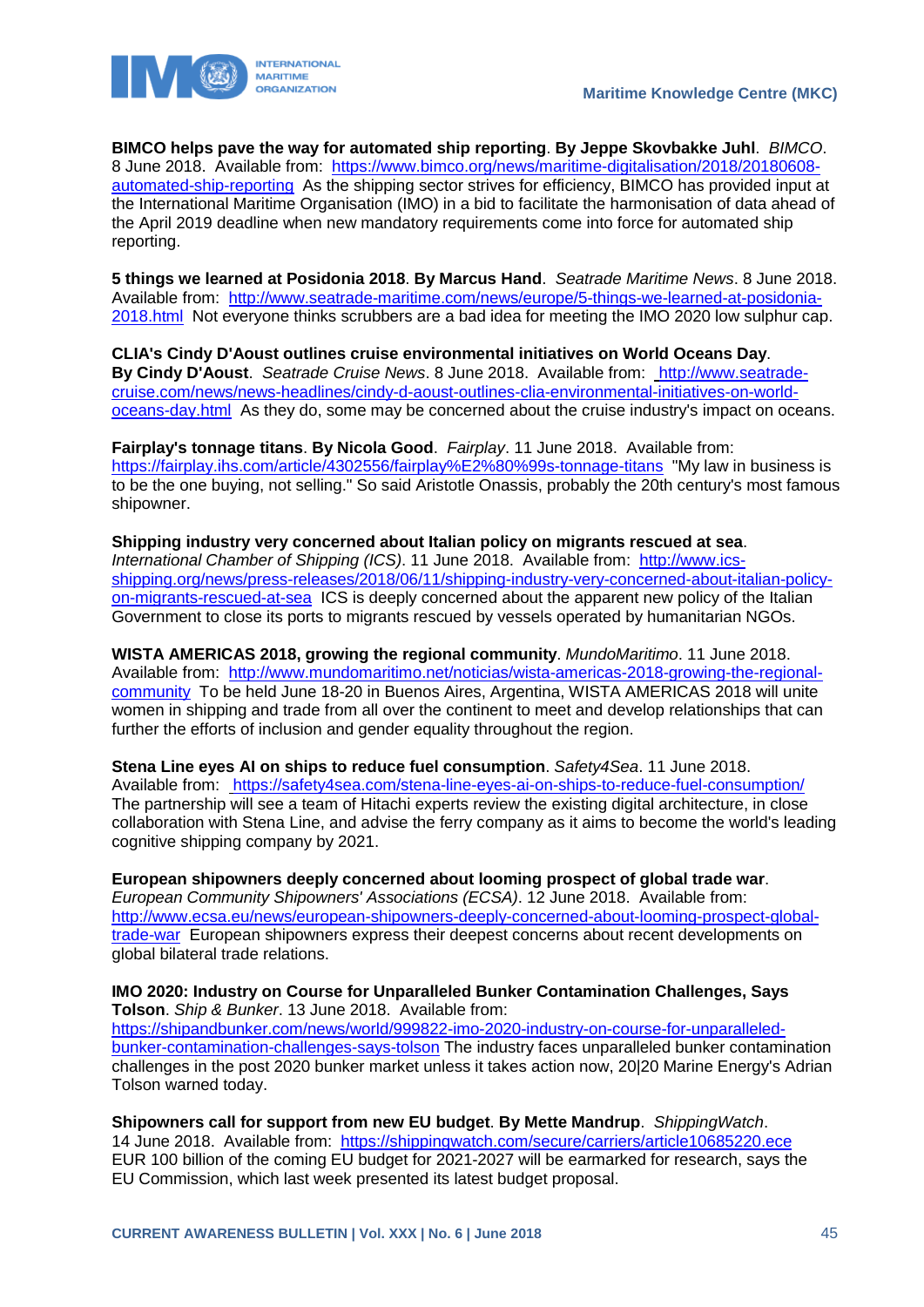**BIMCO helps pave the way for automated ship reporting**. **By Jeppe Skovbakke Juhl**. *BIMCO*. 8 June 2018. Available from: [https://www.bimco.org/news/maritime-digitalisation/2018/20180608-automated-ship-reporting](https://www.bimco.org/news/maritime-digitalisation/2018/20180608-automated-ship-reporting) As the shipping sector strives for efficiency, BIMCO has provided input at the International Maritime Organisation (IMO) in a bid to facilitate the harmonisation of data ahead of the April 2019 deadline when new mandatory requirements come into force for automated ship reporting.

**5 things we learned at Posidonia 2018**. **By Marcus Hand**. *Seatrade Maritime News*. 8 June 2018. Available from: [http://www.seatrade-maritime.com/news/europe/5-things-we-learned-at-posidonia-2018.html](http://www.seatrade-maritime.com/news/europe/5-things-we-learned-at-posidonia-2018.html) Not everyone thinks scrubbers are a bad idea for meeting the IMO 2020 low sulphur cap.

**CLIA's Cindy D'Aoust outlines cruise environmental initiatives on World Oceans Day**. **By Cindy D'Aoust**. *Seatrade Cruise News*. 8 June 2018. Available from: [http://www.seatrade-cruise.com/news/news-headlines/cindy-d-aoust-outlines-clia-environmental-initiatives-on-world-oceans-day.html](http://www.seatrade-cruise.com/news/news-headlines/cindy-d-aoust-outlines-clia-environmental-initiatives-on-world-oceans-day.html) As they do, some may be concerned about the cruise industry's impact on oceans.

**Fairplay's tonnage titans**. **By Nicola Good**. *Fairplay*. 11 June 2018. Available from: [https://fairplay.ihs.com/article/4302556/fairplay%E2%80%99s-tonnage-titans](https://fairplay.ihs.com/article/4302556/fairplay%E2%80%99s-tonnage-titans) "My law in business is to be the one buying, not selling." So said Aristotle Onassis, probably the 20th century's most famous shipowner.

**Shipping industry very concerned about Italian policy on migrants rescued at sea**. *International Chamber of Shipping (ICS)*. 11 June 2018. Available from: [http://www.ics-shipping.org/news/press-releases/2018/06/11/shipping-industry-very-concerned-about-italian-policy-on-migrants-rescued-at-sea](http://www.ics-shipping.org/news/press-releases/2018/06/11/shipping-industry-very-concerned-about-italian-policy-on-migrants-rescued-at-sea) ICS is deeply concerned about the apparent new policy of the Italian Government to close its ports to migrants rescued by vessels operated by humanitarian NGOs.

**WISTA AMERICAS 2018, growing the regional community**. *MundoMaritimo*. 11 June 2018. Available from: [http://www.mundomaritimo.net/noticias/wista-americas-2018-growing-the-regional-community](http://www.mundomaritimo.net/noticias/wista-americas-2018-growing-the-regional-community) To be held June 18-20 in Buenos Aires, Argentina, WISTA AMERICAS 2018 will unite women in shipping and trade from all over the continent to meet and develop relationships that can further the efforts of inclusion and gender equality throughout the region.

**Stena Line eyes AI on ships to reduce fuel consumption**. *Safety4Sea*. 11 June 2018. Available from: [https://safety4sea.com/stena-line-eyes-ai-on-ships-to-reduce-fuel-consumption/](https://safety4sea.com/stena-line-eyes-ai-on-ships-to-reduce-fuel-consumption/) The partnership will see a team of Hitachi experts review the existing digital architecture, in close collaboration with Stena Line, and advise the ferry company as it aims to become the world's leading cognitive shipping company by 2021.

**European shipowners deeply concerned about looming prospect of global trade war**. *European Community Shipowners' Associations (ECSA)*. 12 June 2018. Available from: [http://www.ecsa.eu/news/european-shipowners-deeply-concerned-about-looming-prospect-global-trade-war](http://www.ecsa.eu/news/european-shipowners-deeply-concerned-about-looming-prospect-global-trade-war) European shipowners express their deepest concerns about recent developments on global bilateral trade relations.

**IMO 2020: Industry on Course for Unparalleled Bunker Contamination Challenges, Says Tolson**. *Ship & Bunker*. 13 June 2018. Available from: [https://shipandbunker.com/news/world/999822-imo-2020-industry-on-course-for-unparalleled-bunker-contamination-challenges-says-tolson](https://shipandbunker.com/news/world/999822-imo-2020-industry-on-course-for-unparalleled-bunker-contamination-challenges-says-tolson) The industry faces unparalleled bunker contamination challenges in the post 2020 bunker market unless it takes action now, 20|20 Marine Energy's Adrian Tolson warned today.

**Shipowners call for support from new EU budget**. **By Mette Mandrup**. *ShippingWatch*. 14 June 2018. Available from: [https://shippingwatch.com/secure/carriers/article10685220.ece](https://shippingwatch.com/secure/carriers/article10685220.ece) EUR 100 billion of the coming EU budget for 2021-2027 will be earmarked for research, says the EU Commission, which last week presented its latest budget proposal.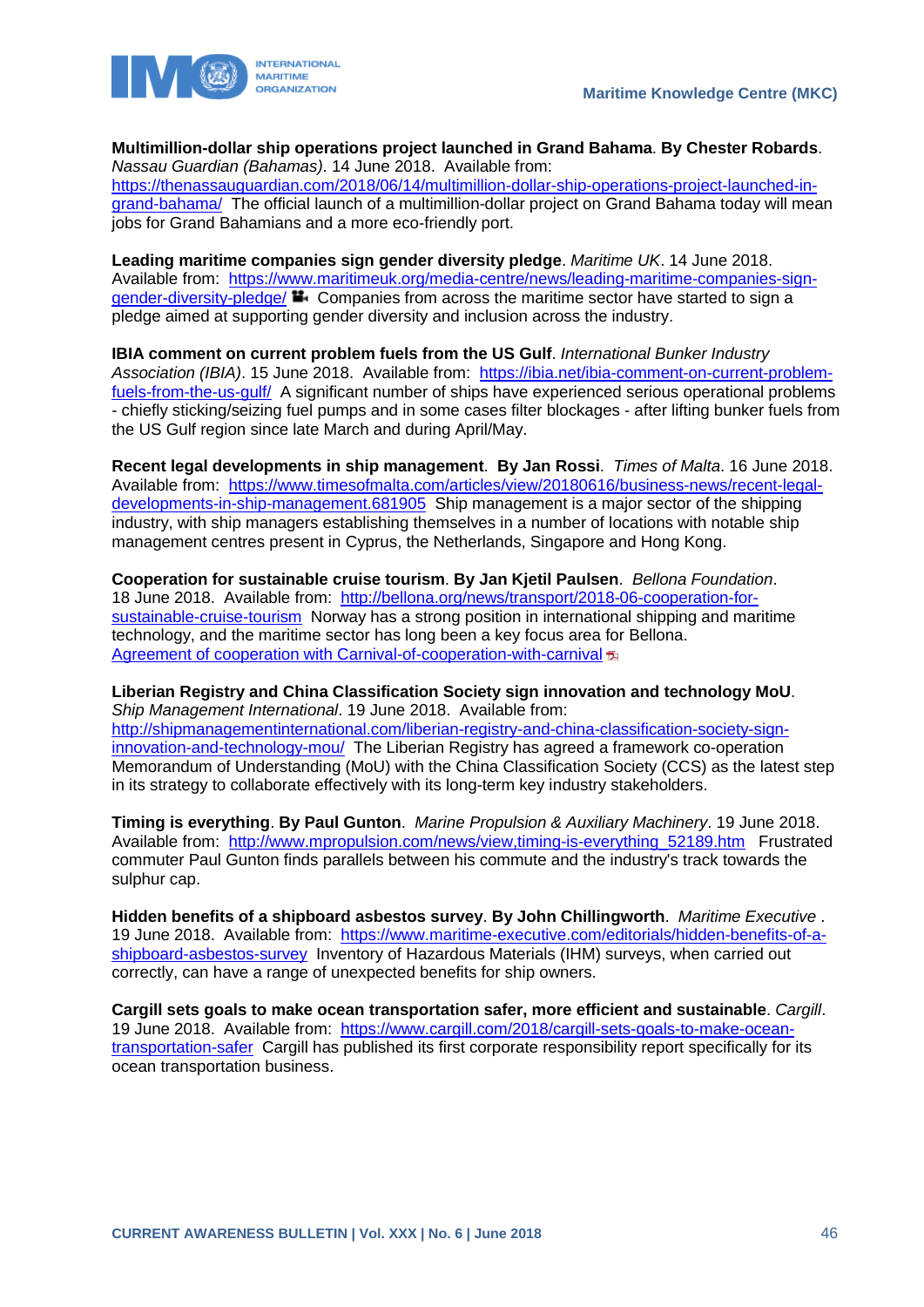**Multimillion-dollar ship operations project launched in Grand Bahama**. **By Chester Robards**. *Nassau Guardian (Bahamas)*. 14 June 2018. Available from: https://thenassauguardian.com/2018/06/14/multimillion-dollar-ship-operations-project-launched-in-grand-bahama/ The official launch of a multimillion-dollar project on Grand Bahama today will mean jobs for Grand Bahamians and a more eco-friendly port.

**Leading maritime companies sign gender diversity pledge**. *Maritime UK*. 14 June 2018. Available from: https://www.maritimeuk.org/media-centre/news/leading-maritime-companies-sign-gender-diversity-pledge/ Companies from across the maritime sector have started to sign a pledge aimed at supporting gender diversity and inclusion across the industry.

**IBIA comment on current problem fuels from the US Gulf**. *International Bunker Industry Association (IBIA)*. 15 June 2018. Available from: https://ibia.net/ibia-comment-on-current-problem-fuels-from-the-us-gulf/ A significant number of ships have experienced serious operational problems - chiefly sticking/seizing fuel pumps and in some cases filter blockages - after lifting bunker fuels from the US Gulf region since late March and during April/May.

**Recent legal developments in ship management**. **By Jan Rossi**. *Times of Malta*. 16 June 2018. Available from: https://www.timesofmalta.com/articles/view/20180616/business-news/recent-legal-developments-in-ship-management.681905 Ship management is a major sector of the shipping industry, with ship managers establishing themselves in a number of locations with notable ship management centres present in Cyprus, the Netherlands, Singapore and Hong Kong.

**Cooperation for sustainable cruise tourism**. **By Jan Kjetil Paulsen**. *Bellona Foundation*. 18 June 2018. Available from: http://bellona.org/news/transport/2018-06-cooperation-for-sustainable-cruise-tourism Norway has a strong position in international shipping and maritime technology, and the maritime sector has long been a key focus area for Bellona.
Agreement of cooperation with Carnival-of-cooperation-with-carnival

**Liberian Registry and China Classification Society sign innovation and technology MoU**. *Ship Management International*. 19 June 2018. Available from: http://shipmanagementinternational.com/liberian-registry-and-china-classification-society-sign-innovation-and-technology-mou/ The Liberian Registry has agreed a framework co-operation Memorandum of Understanding (MoU) with the China Classification Society (CCS) as the latest step in its strategy to collaborate effectively with its long-term key industry stakeholders.

**Timing is everything**. **By Paul Gunton**. *Marine Propulsion & Auxiliary Machinery*. 19 June 2018. Available from: http://www.mpropulsion.com/news/view,timing-is-everything_52189.htm Frustrated commuter Paul Gunton finds parallels between his commute and the industry's track towards the sulphur cap.

**Hidden benefits of a shipboard asbestos survey**. **By John Chillingworth**. *Maritime Executive* . 19 June 2018. Available from: https://www.maritime-executive.com/editorials/hidden-benefits-of-a-shipboard-asbestos-survey Inventory of Hazardous Materials (IHM) surveys, when carried out correctly, can have a range of unexpected benefits for ship owners.

**Cargill sets goals to make ocean transportation safer, more efficient and sustainable**. *Cargill*. 19 June 2018. Available from: https://www.cargill.com/2018/cargill-sets-goals-to-make-ocean-transportation-safer Cargill has published its first corporate responsibility report specifically for its ocean transportation business.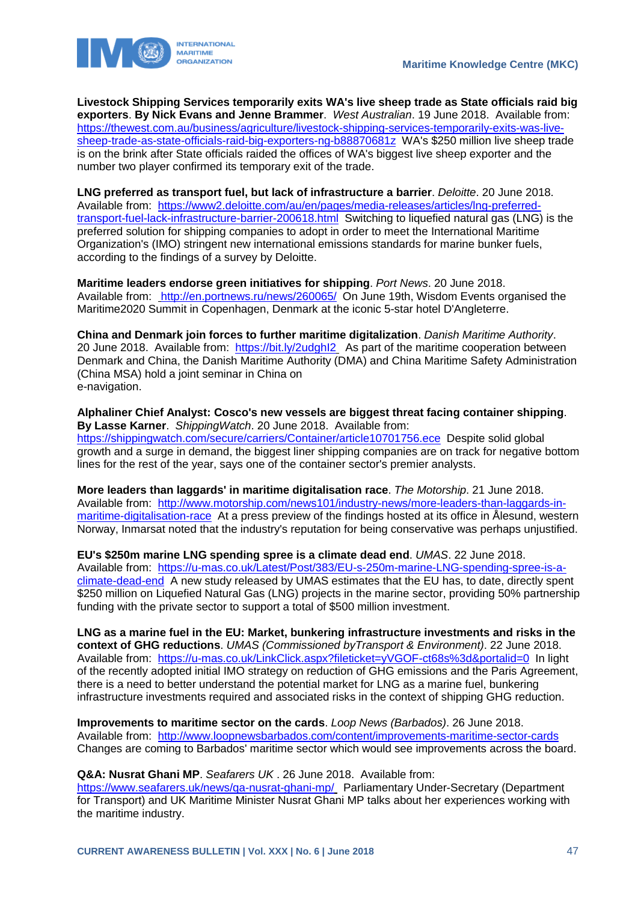**Livestock Shipping Services temporarily exits WA's live sheep trade as State officials raid big exporters**. **By Nick Evans and Jenne Brammer**. *West Australian*. 19 June 2018. Available from: https://thewest.com.au/business/agriculture/livestock-shipping-services-temporarily-exits-was-live-sheep-trade-as-state-officials-raid-big-exporters-ng-b88870681z WA's $250 million live sheep trade is on the brink after State officials raided the offices of WA's biggest live sheep exporter and the number two player confirmed its temporary exit of the trade.

**LNG preferred as transport fuel, but lack of infrastructure a barrier**. *Deloitte*. 20 June 2018. Available from: https://www2.deloitte.com/au/en/pages/media-releases/articles/lng-preferred-transport-fuel-lack-infrastructure-barrier-200618.html Switching to liquefied natural gas (LNG) is the preferred solution for shipping companies to adopt in order to meet the International Maritime Organization's (IMO) stringent new international emissions standards for marine bunker fuels, according to the findings of a survey by Deloitte.

**Maritime leaders endorse green initiatives for shipping**. *Port News*. 20 June 2018. Available from: http://en.portnews.ru/news/260065/ On June 19th, Wisdom Events organised the Maritime2020 Summit in Copenhagen, Denmark at the iconic 5-star hotel D'Angleterre.

**China and Denmark join forces to further maritime digitalization**. *Danish Maritime Authority*. 20 June 2018. Available from: https://bit.ly/2udghI2 As part of the maritime cooperation between Denmark and China, the Danish Maritime Authority (DMA) and China Maritime Safety Administration (China MSA) hold a joint seminar in China on e-navigation.

**Alphaliner Chief Analyst: Cosco's new vessels are biggest threat facing container shipping**. **By Lasse Karner**. *ShippingWatch*. 20 June 2018. Available from: https://shippingwatch.com/secure/carriers/Container/article10701756.ece Despite solid global growth and a surge in demand, the biggest liner shipping companies are on track for negative bottom lines for the rest of the year, says one of the container sector's premier analysts.

**More leaders than laggards' in maritime digitalisation race**. *The Motorship*. 21 June 2018. Available from: http://www.motorship.com/news101/industry-news/more-leaders-than-laggards-in-maritime-digitalisation-race At a press preview of the findings hosted at its office in Ålesund, western Norway, Inmarsat noted that the industry's reputation for being conservative was perhaps unjustified.

**EU's $250m marine LNG spending spree is a climate dead end**. *UMAS*. 22 June 2018. Available from: https://u-mas.co.uk/Latest/Post/383/EU-s-250m-marine-LNG-spending-spree-is-a-climate-dead-end A new study released by UMAS estimates that the EU has, to date, directly spent $250 million on Liquefied Natural Gas (LNG) projects in the marine sector, providing 50% partnership funding with the private sector to support a total of $500 million investment.

**LNG as a marine fuel in the EU: Market, bunkering infrastructure investments and risks in the context of GHG reductions**. *UMAS (Commissioned byTransport & Environment)*. 22 June 2018. Available from: https://u-mas.co.uk/LinkClick.aspx?fileticket=yVGOF-ct68s%3d&portalid=0 In light of the recently adopted initial IMO strategy on reduction of GHG emissions and the Paris Agreement, there is a need to better understand the potential market for LNG as a marine fuel, bunkering infrastructure investments required and associated risks in the context of shipping GHG reduction.

**Improvements to maritime sector on the cards**. *Loop News (Barbados)*. 26 June 2018. Available from: http://www.loopnewsbarbados.com/content/improvements-maritime-sector-cards Changes are coming to Barbados' maritime sector which would see improvements across the board.

**Q&A: Nusrat Ghani MP**. *Seafarers UK* . 26 June 2018. Available from: https://www.seafarers.uk/news/qa-nusrat-ghani-mp/ Parliamentary Under-Secretary (Department for Transport) and UK Maritime Minister Nusrat Ghani MP talks about her experiences working with the maritime industry.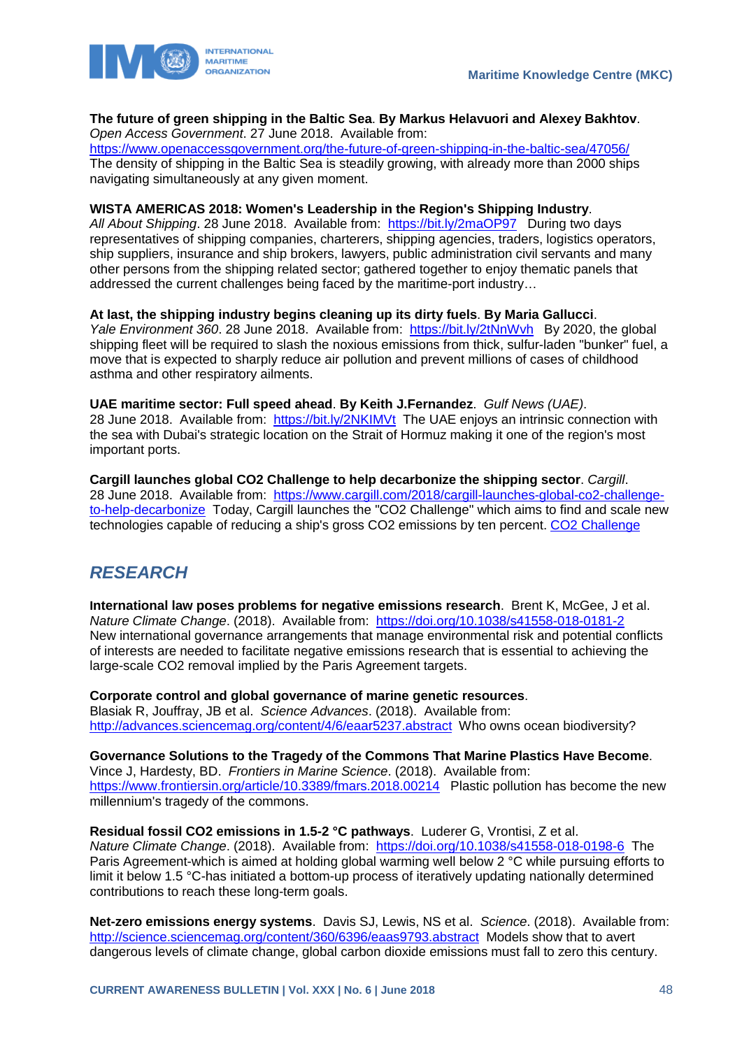**The future of green shipping in the Baltic Sea**. **By Markus Helavuori and Alexey Bakhtov**. *Open Access Government*. 27 June 2018. Available from: https://www.openaccessgovernment.org/the-future-of-green-shipping-in-the-baltic-sea/47056/ The density of shipping in the Baltic Sea is steadily growing, with already more than 2000 ships navigating simultaneously at any given moment.

**WISTA AMERICAS 2018: Women's Leadership in the Region's Shipping Industry**. *All About Shipping*. 28 June 2018. Available from: https://bit.ly/2maOP97 During two days representatives of shipping companies, charterers, shipping agencies, traders, logistics operators, ship suppliers, insurance and ship brokers, lawyers, public administration civil servants and many other persons from the shipping related sector; gathered together to enjoy thematic panels that addressed the current challenges being faced by the maritime-port industry…

**At last, the shipping industry begins cleaning up its dirty fuels**. **By Maria Gallucci**. *Yale Environment 360*. 28 June 2018. Available from: https://bit.ly/2tNnWvh By 2020, the global shipping fleet will be required to slash the noxious emissions from thick, sulfur-laden "bunker" fuel, a move that is expected to sharply reduce air pollution and prevent millions of cases of childhood asthma and other respiratory ailments.

**UAE maritime sector: Full speed ahead**. **By Keith J.Fernandez**. *Gulf News (UAE)*. 28 June 2018. Available from: https://bit.ly/2NKIMVt The UAE enjoys an intrinsic connection with the sea with Dubai's strategic location on the Strait of Hormuz making it one of the region's most important ports.

**Cargill launches global CO2 Challenge to help decarbonize the shipping sector**. *Cargill*. 28 June 2018. Available from: https://www.cargill.com/2018/cargill-launches-global-co2-challenge-to-help-decarbonize Today, Cargill launches the "CO2 Challenge" which aims to find and scale new technologies capable of reducing a ship's gross CO2 emissions by ten percent. CO2 Challenge

## *RESEARCH*

**International law poses problems for negative emissions research**. Brent K, McGee, J et al. *Nature Climate Change*. (2018). Available from: https://doi.org/10.1038/s41558-018-0181-2 New international governance arrangements that manage environmental risk and potential conflicts of interests are needed to facilitate negative emissions research that is essential to achieving the large-scale CO2 removal implied by the Paris Agreement targets.

**Corporate control and global governance of marine genetic resources**. Blasiak R, Jouffray, JB et al. *Science Advances*. (2018). Available from: http://advances.sciencemag.org/content/4/6/eaar5237.abstract Who owns ocean biodiversity?

**Governance Solutions to the Tragedy of the Commons That Marine Plastics Have Become**. Vince J, Hardesty, BD. *Frontiers in Marine Science*. (2018). Available from: https://www.frontiersin.org/article/10.3389/fmars.2018.00214 Plastic pollution has become the new millennium's tragedy of the commons.

**Residual fossil CO2 emissions in 1.5-2 °C pathways**. Luderer G, Vrontisi, Z et al. *Nature Climate Change*. (2018). Available from: https://doi.org/10.1038/s41558-018-0198-6 The Paris Agreement-which is aimed at holding global warming well below 2 °C while pursuing efforts to limit it below 1.5 °C-has initiated a bottom-up process of iteratively updating nationally determined contributions to reach these long-term goals.

**Net-zero emissions energy systems**. Davis SJ, Lewis, NS et al. *Science*. (2018). Available from: http://science.sciencemag.org/content/360/6396/eaas9793.abstract Models show that to avert dangerous levels of climate change, global carbon dioxide emissions must fall to zero this century.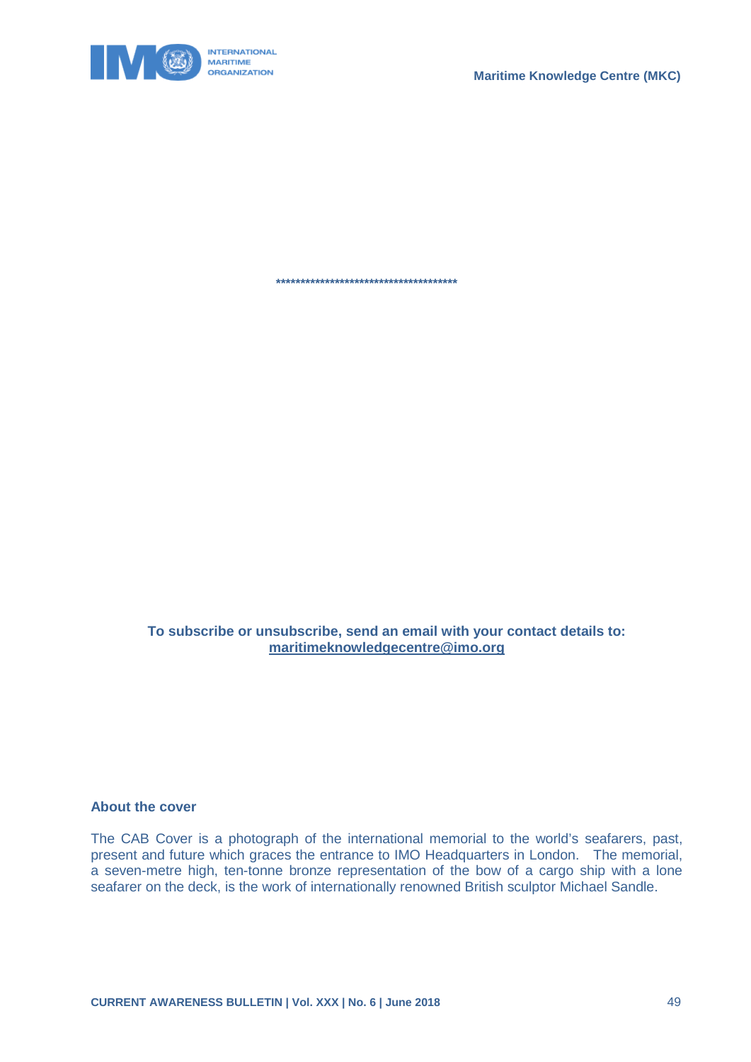\*\*\*\*\*\*\*\*\*\*\*\*\*\*\*\*\*\*\*\*\*\*\*\*\*\*\*\*\*\*\*\*\*\*\*\*\*\*

**To subscribe or unsubscribe, send an email with your contact details to:**
**[maritimeknowledgecentre@imo.org](mailto:maritimeknowledgecentre@imo.org)**

**About the cover**

The CAB Cover is a photograph of the international memorial to the world's seafarers, past, present and future which graces the entrance to IMO Headquarters in London. The memorial, a seven-metre high, ten-tonne bronze representation of the bow of a cargo ship with a lone seafarer on the deck, is the work of internationally renowned British sculptor Michael Sandle.